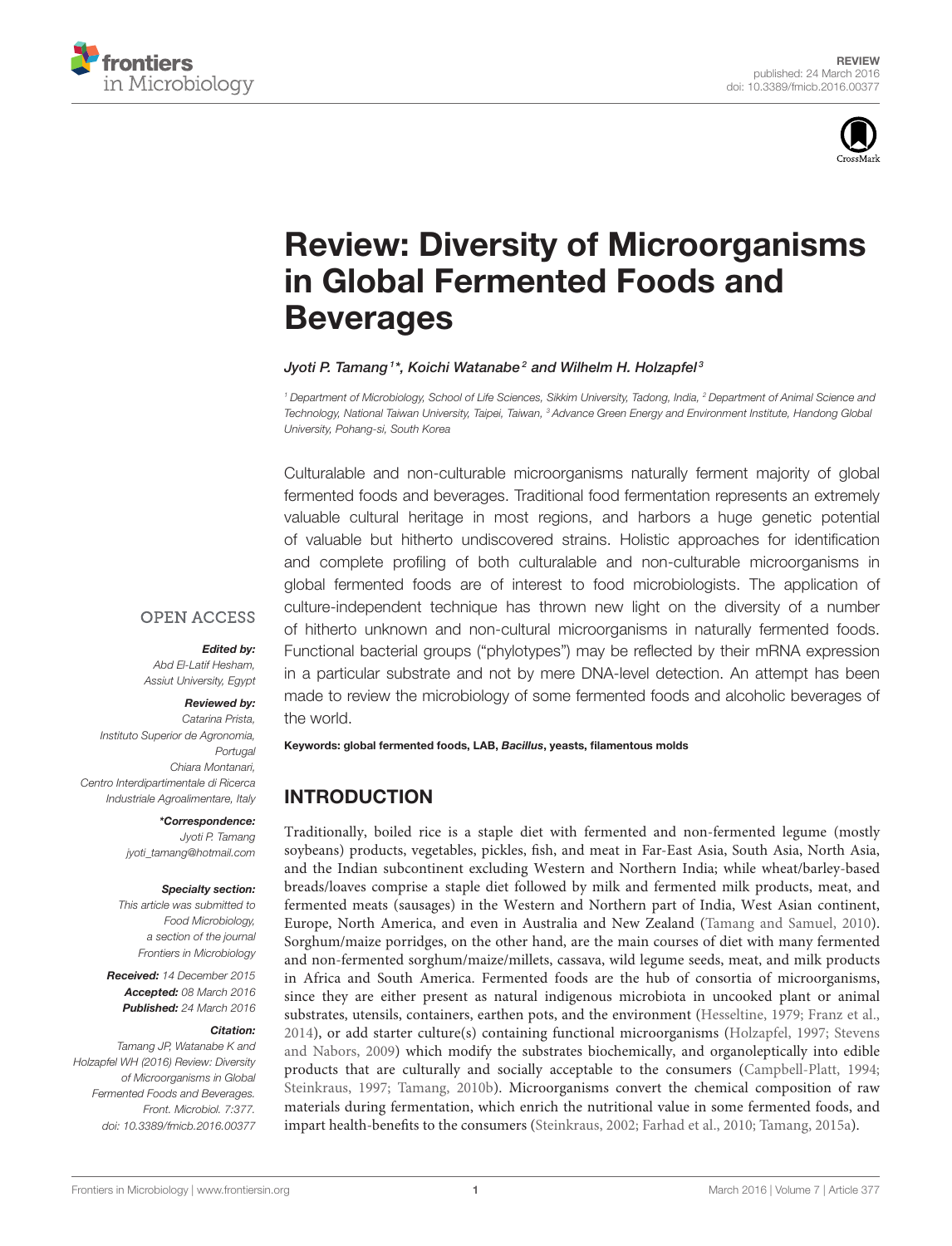REVIEW
published: 24 March 2016
doi: 10.3389/fmicb.2016.00377

# Review: Diversity of Microorganisms in Global Fermented Foods and Beverages

*Jyoti P. Tamang[1]\*, Koichi Watanabe[2] and Wilhelm H. Holzapfel[3]*

[1] Department of Microbiology, School of Life Sciences, Sikkim University, Tadong, India, [2] Department of Animal Science and Technology, National Taiwan University, Taipei, Taiwan, [3] Advance Green Energy and Environment Institute, Handong Global University, Pohang-si, South Korea

Culturalable and non-culturable microorganisms naturally ferment majority of global fermented foods and beverages. Traditional food fermentation represents an extremely valuable cultural heritage in most regions, and harbors a huge genetic potential of valuable but hitherto undiscovered strains. Holistic approaches for identification and complete profiling of both culturalable and non-culturable microorganisms in global fermented foods are of interest to food microbiologists. The application of culture-independent technique has thrown new light on the diversity of a number of hitherto unknown and non-cultural microorganisms in naturally fermented foods. Functional bacterial groups ("phylotypes") may be reflected by their mRNA expression in a particular substrate and not by mere DNA-level detection. An attempt has been made to review the microbiology of some fermented foods and alcoholic beverages of the world.

**Keywords: global fermented foods, LAB, *Bacillus*, yeasts, filamentous molds**

OPEN ACCESS

***Edited by:***
*Abd El-Latif Hesham,*
*Assiut University, Egypt*

***Reviewed by:***
*Catarina Prista,*
*Instituto Superior de Agronomia, Portugal*
*Chiara Montanari,*
*Centro Interdipartimentale di Ricerca Industriale Agroalimentare, Italy*

***\*Correspondence:***
*Jyoti P. Tamang*
*jyoti_tamang@hotmail.com*

***Specialty section:***
*This article was submitted to Food Microbiology, a section of the journal Frontiers in Microbiology*

***Received:*** *14 December 2015*
***Accepted:*** *08 March 2016*
***Published:*** *24 March 2016*

***Citation:***
*Tamang JP, Watanabe K and Holzapfel WH (2016) Review: Diversity of Microorganisms in Global Fermented Foods and Beverages. Front. Microbiol. 7:377. doi: 10.3389/fmicb.2016.00377*

## INTRODUCTION

Traditionally, boiled rice is a staple diet with fermented and non-fermented legume (mostly soybeans) products, vegetables, pickles, fish, and meat in Far-East Asia, South Asia, North Asia, and the Indian subcontinent excluding Western and Northern India; while wheat/barley-based breads/loaves comprise a staple diet followed by milk and fermented milk products, meat, and fermented meats (sausages) in the Western and Northern part of India, West Asian continent, Europe, North America, and even in Australia and New Zealand (Tamang and Samuel, 2010). Sorghum/maize porridges, on the other hand, are the main courses of diet with many fermented and non-fermented sorghum/maize/millets, cassava, wild legume seeds, meat, and milk products in Africa and South America. Fermented foods are the hub of consortia of microorganisms, since they are either present as natural indigenous microbiota in uncooked plant or animal substrates, utensils, containers, earthen pots, and the environment (Hesseltine, 1979; Franz et al., 2014), or add starter culture(s) containing functional microorganisms (Holzapfel, 1997; Stevens and Nabors, 2009) which modify the substrates biochemically, and organoleptically into edible products that are culturally and socially acceptable to the consumers (Campbell-Platt, 1994; Steinkraus, 1997; Tamang, 2010b). Microorganisms convert the chemical composition of raw materials during fermentation, which enrich the nutritional value in some fermented foods, and impart health-benefits to the consumers (Steinkraus, 2002; Farhad et al., 2010; Tamang, 2015a).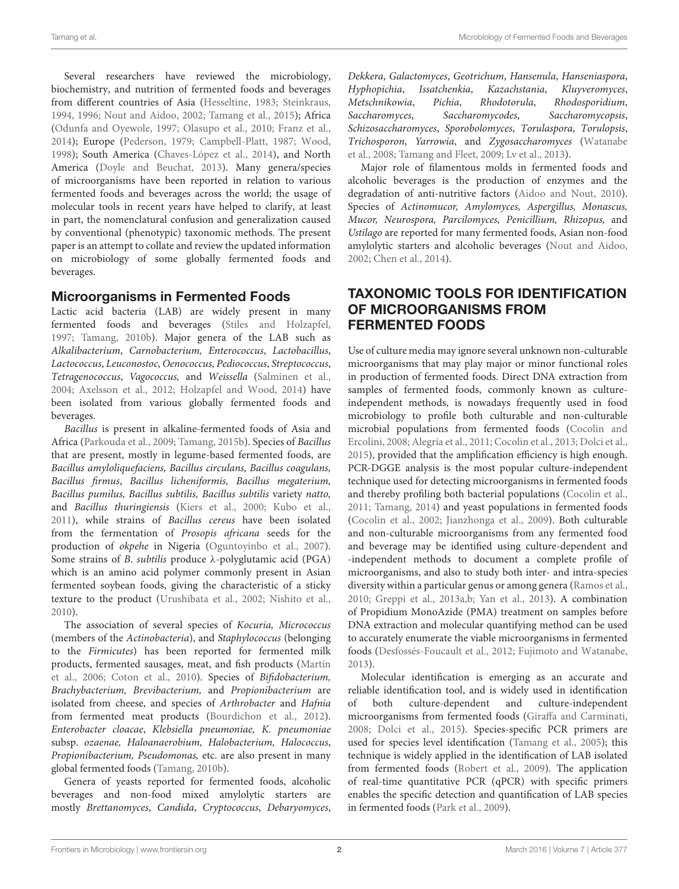Several researchers have reviewed the microbiology, biochemistry, and nutrition of fermented foods and beverages from different countries of Asia (Hesseltine, 1983; Steinkraus, 1994, 1996; Nout and Aidoo, 2002; Tamang et al., 2015); Africa (Odunfa and Oyewole, 1997; Olasupo et al., 2010; Franz et al., 2014); Europe (Pederson, 1979; Campbell-Platt, 1987; Wood, 1998); South America (Chaves-López et al., 2014), and North America (Doyle and Beuchat, 2013). Many genera/species of microorganisms have been reported in relation to various fermented foods and beverages across the world; the usage of molecular tools in recent years have helped to clarify, at least in part, the nomenclatural confusion and generalization caused by conventional (phenotypic) taxonomic methods. The present paper is an attempt to collate and review the updated information on microbiology of some globally fermented foods and beverages.

### Microorganisms in Fermented Foods

Lactic acid bacteria (LAB) are widely present in many fermented foods and beverages (Stiles and Holzapfel, 1997; Tamang, 2010b). Major genera of the LAB such as *Alkalibacterium*, *Carnobacterium*, *Enterococcus*, *Lactobacillus*, *Lactococcus*, *Leuconostoc*, *Oenococcus*, *Pediococcus*, *Streptococcus*, *Tetragenococcus*, *Vagococcus,* and *Weissella* (Salminen et al., 2004; Axelsson et al., 2012; Holzapfel and Wood, 2014) have been isolated from various globally fermented foods and beverages.

*Bacillus* is present in alkaline-fermented foods of Asia and Africa (Parkouda et al., 2009; Tamang, 2015b). Species of *Bacillus* that are present, mostly in legume-based fermented foods, are *Bacillus amyloliquefaciens, Bacillus circulans, Bacillus coagulans, Bacillus firmus*, *Bacillus licheniformis, Bacillus megaterium, Bacillus pumilus, Bacillus subtilis, Bacillus subtilis* variety *natto,* and *Bacillus thuringiensis* (Kiers et al., 2000; Kubo et al., 2011), while strains of *Bacillus cereus* have been isolated from the fermentation of *Prosopis africana* seeds for the production of *okpehe* in Nigeria (Oguntoyinbo et al., 2007). Some strains of *B. subtilis* produce λ-polyglutamic acid (PGA) which is an amino acid polymer commonly present in Asian fermented soybean foods, giving the characteristic of a sticky texture to the product (Urushibata et al., 2002; Nishito et al., 2010).

The association of several species of *Kocuria, Micrococcus* (members of the *Actinobacteria*), and *Staphylococcus* (belonging to the *Firmicutes*) has been reported for fermented milk products, fermented sausages, meat, and fish products (Martín et al., 2006; Coton et al., 2010). Species of *Bifidobacterium, Brachybacterium, Brevibacterium,* and *Propionibacterium* are isolated from cheese, and species of *Arthrobacter* and *Hafnia* from fermented meat products (Bourdichon et al., 2012). *Enterobacter cloacae*, *Klebsiella pneumoniae, K. pneumoniae* subsp. *ozaenae, Haloanaerobium, Halobacterium, Halococcus*, *Propionibacterium, Pseudomonas,* etc. are also present in many global fermented foods (Tamang, 2010b).

Genera of yeasts reported for fermented foods, alcoholic beverages and non-food mixed amylolytic starters are mostly *Brettanomyces*, *Candida*, *Cryptococcus*, *Debaryomyces*, *Dekkera*, *Galactomyces*, *Geotrichum*, *Hansenula*, *Hanseniaspora*, *Hyphopichia*, *Issatchenkia*, *Kazachstania*, *Kluyveromyces*, *Metschnikowia*, *Pichia*, *Rhodotorula*, *Rhodosporidium*, *Saccharomyces*, *Saccharomycodes*, *Saccharomycopsis*, *Schizosaccharomyces*, *Sporobolomyces*, *Torulaspora*, *Torulopsis*, *Trichosporon*, *Yarrowia*, and *Zygosaccharomyces* (Watanabe et al., 2008; Tamang and Fleet, 2009; Lv et al., 2013).

Major role of filamentous molds in fermented foods and alcoholic beverages is the production of enzymes and the degradation of anti-nutritive factors (Aidoo and Nout, 2010). Species of *Actinomucor, Amylomyces, Aspergillus, Monascus, Mucor, Neurospora, Parcilomyces, Penicillium, Rhizopus,* and *Ustilago* are reported for many fermented foods, Asian non-food amylolytic starters and alcoholic beverages (Nout and Aidoo, 2002; Chen et al., 2014).

## TAXONOMIC TOOLS FOR IDENTIFICATION OF MICROORGANISMS FROM FERMENTED FOODS

Use of culture media may ignore several unknown non-culturable microorganisms that may play major or minor functional roles in production of fermented foods. Direct DNA extraction from samples of fermented foods, commonly known as culture-independent methods, is nowadays frequently used in food microbiology to profile both culturable and non-culturable microbial populations from fermented foods (Cocolin and Ercolini, 2008; Alegría et al., 2011; Cocolin et al., 2013; Dolci et al., 2015), provided that the amplification efficiency is high enough. PCR-DGGE analysis is the most popular culture-independent technique used for detecting microorganisms in fermented foods and thereby profiling both bacterial populations (Cocolin et al., 2011; Tamang, 2014) and yeast populations in fermented foods (Cocolin et al., 2002; Jianzhonga et al., 2009). Both culturable and non-culturable microorganisms from any fermented food and beverage may be identified using culture-dependent and -independent methods to document a complete profile of microorganisms, and also to study both inter- and intra-species diversity within a particular genus or among genera (Ramos et al., 2010; Greppi et al., 2013a,b; Yan et al., 2013). A combination of Propidium MonoAzide (PMA) treatment on samples before DNA extraction and molecular quantifying method can be used to accurately enumerate the viable microorganisms in fermented foods (Desfossés-Foucault et al., 2012; Fujimoto and Watanabe, 2013).

Molecular identification is emerging as an accurate and reliable identification tool, and is widely used in identification of both culture-dependent and culture-independent microorganisms from fermented foods (Giraffa and Carminati, 2008; Dolci et al., 2015). Species-specific PCR primers are used for species level identification (Tamang et al., 2005); this technique is widely applied in the identification of LAB isolated from fermented foods (Robert et al., 2009). The application of real-time quantitative PCR (qPCR) with specific primers enables the specific detection and quantification of LAB species in fermented foods (Park et al., 2009).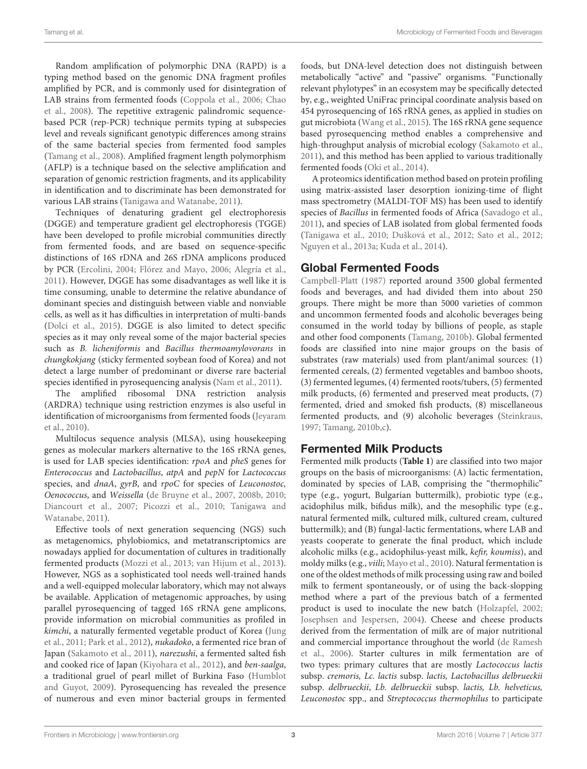Random amplification of polymorphic DNA (RAPD) is a typing method based on the genomic DNA fragment profiles amplified by PCR, and is commonly used for disintegration of LAB strains from fermented foods (Coppola et al., 2006; Chao et al., 2008). The repetitive extragenic palindromic sequence-based PCR (rep-PCR) technique permits typing at subspecies level and reveals significant genotypic differences among strains of the same bacterial species from fermented food samples (Tamang et al., 2008). Amplified fragment length polymorphism (AFLP) is a technique based on the selective amplification and separation of genomic restriction fragments, and its applicability in identification and to discriminate has been demonstrated for various LAB strains (Tanigawa and Watanabe, 2011).

Techniques of denaturing gradient gel electrophoresis (DGGE) and temperature gradient gel electrophoresis (TGGE) have been developed to profile microbial communities directly from fermented foods, and are based on sequence-specific distinctions of 16S rDNA and 26S rDNA amplicons produced by PCR (Ercolini, 2004; Flórez and Mayo, 2006; Alegría et al., 2011). However, DGGE has some disadvantages as well like it is time consuming, unable to determine the relative abundance of dominant species and distinguish between viable and nonviable cells, as well as it has difficulties in interpretation of multi-bands (Dolci et al., 2015). DGGE is also limited to detect specific species as it may only reveal some of the major bacterial species such as *B. licheniformis* and *Bacillus thermoamylovorans* in *chungkokjang* (sticky fermented soybean food of Korea) and not detect a large number of predominant or diverse rare bacterial species identified in pyrosequencing analysis (Nam et al., 2011).

The amplified ribosomal DNA restriction analysis (ARDRA) technique using restriction enzymes is also useful in identification of microorganisms from fermented foods (Jeyaram et al., 2010).

Multilocus sequence analysis (MLSA), using housekeeping genes as molecular markers alternative to the 16S rRNA genes, is used for LAB species identification: *rpoA* and *pheS* genes for *Enterococcus* and *Lactobacillus*, *atpA* and *pepN* for *Lactococcus* species, and *dnaA*, *gyrB*, and *rpoC* for species of *Leuconostoc, Oenococcus*, and *Weissella* (de Bruyne et al., 2007, 2008b, 2010; Diancourt et al., 2007; Picozzi et al., 2010; Tanigawa and Watanabe, 2011).

Effective tools of next generation sequencing (NGS) such as metagenomics, phylobiomics, and metatranscriptomics are nowadays applied for documentation of cultures in traditionally fermented products (Mozzi et al., 2013; van Hijum et al., 2013). However, NGS as a sophisticated tool needs well-trained hands and a well-equipped molecular laboratory, which may not always be available. Application of metagenomic approaches, by using parallel pyrosequencing of tagged 16S rRNA gene amplicons, provide information on microbial communities as profiled in *kimchi*, a naturally fermented vegetable product of Korea (Jung et al., 2011; Park et al., 2012), *nukadoko*, a fermented rice bran of Japan (Sakamoto et al., 2011), *narezushi*, a fermented salted fish and cooked rice of Japan (Kiyohara et al., 2012), and *ben-saalga*, a traditional gruel of pearl millet of Burkina Faso (Humblot and Guyot, 2009). Pyrosequencing has revealed the presence of numerous and even minor bacterial groups in fermented foods, but DNA-level detection does not distinguish between metabolically "active" and "passive" organisms. "Functionally relevant phylotypes" in an ecosystem may be specifically detected by, e.g., weighted UniFrac principal coordinate analysis based on 454 pyrosequencing of 16S rRNA genes, as applied in studies on gut microbiota (Wang et al., 2015). The 16S rRNA gene sequence based pyrosequencing method enables a comprehensive and high-throughput analysis of microbial ecology (Sakamoto et al., 2011), and this method has been applied to various traditionally fermented foods (Oki et al., 2014).

A proteomics identification method based on protein profiling using matrix-assisted laser desorption ionizing-time of flight mass spectrometry (MALDI-TOF MS) has been used to identify species of *Bacillus* in fermented foods of Africa (Savadogo et al., 2011), and species of LAB isolated from global fermented foods (Tanigawa et al., 2010; Dušková et al., 2012; Sato et al., 2012; Nguyen et al., 2013a; Kuda et al., 2014).

## Global Fermented Foods

Campbell-Platt (1987) reported around 3500 global fermented foods and beverages, and had divided them into about 250 groups. There might be more than 5000 varieties of common and uncommon fermented foods and alcoholic beverages being consumed in the world today by billions of people, as staple and other food components (Tamang, 2010b). Global fermented foods are classified into nine major groups on the basis of substrates (raw materials) used from plant/animal sources: (1) fermented cereals, (2) fermented vegetables and bamboo shoots, (3) fermented legumes, (4) fermented roots/tubers, (5) fermented milk products, (6) fermented and preserved meat products, (7) fermented, dried and smoked fish products, (8) miscellaneous fermented products, and (9) alcoholic beverages (Steinkraus, 1997; Tamang, 2010b,c).

## Fermented Milk Products

Fermented milk products (**Table 1**) are classified into two major groups on the basis of microorganisms: (A) lactic fermentation, dominated by species of LAB, comprising the "thermophilic" type (e.g., yogurt, Bulgarian buttermilk), probiotic type (e.g., acidophilus milk, bifidus milk), and the mesophilic type (e.g., natural fermented milk, cultured milk, cultured cream, cultured buttermilk); and (B) fungal-lactic fermentations, where LAB and yeasts cooperate to generate the final product, which include alcoholic milks (e.g., acidophilus-yeast milk, *kefir, koumiss*), and moldy milks (e.g., *viili*; Mayo et al., 2010). Natural fermentation is one of the oldest methods of milk processing using raw and boiled milk to ferment spontaneously, or of using the back-slopping method where a part of the previous batch of a fermented product is used to inoculate the new batch (Holzapfel, 2002; Josephsen and Jespersen, 2004). Cheese and cheese products derived from the fermentation of milk are of major nutritional and commercial importance throughout the world (de Ramesh et al., 2006). Starter cultures in milk fermentation are of two types: primary cultures that are mostly *Lactococcus lactis* subsp. *cremoris, Lc. lactis* subsp. *lactis, Lactobacillus delbrueckii* subsp. *delbrueckii*, *Lb. delbrueckii* subsp. *lactis, Lb. helveticus, Leuconostoc* spp., and *Streptococcus thermophilus* to participate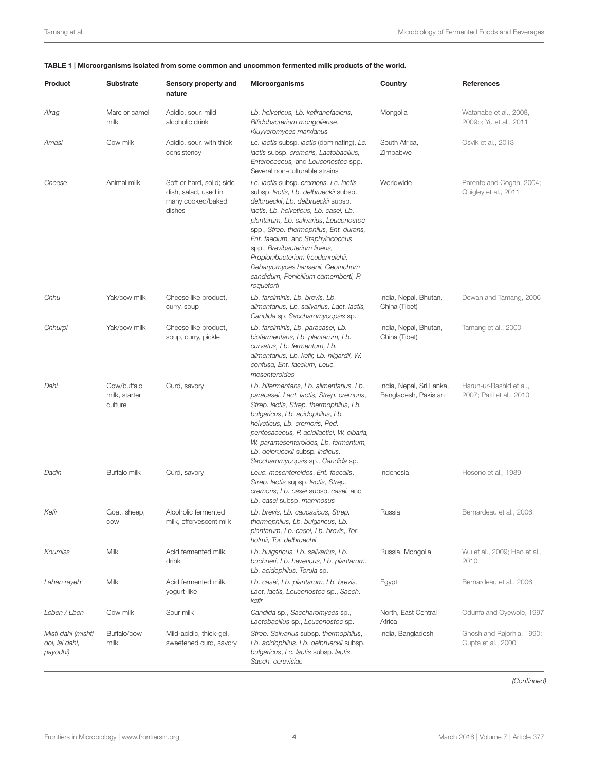**TABLE 1 | Microorganisms isolated from some common and uncommon fermented milk products of the world.**

| Product | Substrate | Sensory property and nature | Microorganisms | Country | References |
|---|---|---|---|---|---|
| *Airag* | Mare or camel milk | Acidic, sour, mild alcoholic drink | *Lb. helveticus, Lb. kefiranofaciens, Bifidobacterium mongoliense, Kluyveromyces marxianus* | Mongolia | Watanabe et al., 2008, 2009b; Yu et al., 2011 |
| *Amasi* | Cow milk | Acidic, sour, with thick consistency | *Lc. lactis* subsp. *lactis* (dominating), *Lc. lactis* subsp. *cremoris, Lactobacillus, Enterococcus,* and *Leuconostoc* spp. Several non-culturable strains | South Africa, Zimbabwe | Osvik et al., 2013 |
| *Cheese* | Animal milk | Soft or hard, solid; side dish, salad, used in many cooked/baked dishes | *Lc. lactis* subsp. *cremoris, Lc. lactis* subsp. *lactis, Lb. delbrueckii* subsp. *delbrueckii, Lb. delbrueckii* subsp. *lactis, Lb. helveticus, Lb. casei, Lb. plantarum, Lb. salivarius, Leuconostoc* spp., *Strep. thermophilus, Ent. durans, Ent. faecium,* and *Staphylococcus* spp., *Brevibacterium linens, Propionibacterium freudenreichii, Debaryomyces hansenii, Geotrichum candidum, Penicillium camemberti, P. roqueforti* | Worldwide | Parente and Cogan, 2004; Quigley et al., 2011 |
| *Chhu* | Yak/cow milk | Cheese like product, curry, soup | *Lb. farciminis, Lb. brevis, Lb. alimentarius, Lb. salivarius, Lact. lactis, Candida* sp. *Saccharomycopsis* sp. | India, Nepal, Bhutan, China (Tibet) | Dewan and Tamang, 2006 |
| *Chhurpi* | Yak/cow milk | Cheese like product, soup, curry, pickle | *Lb. farciminis, Lb. paracasei, Lb. biofermentans, Lb. plantarum, Lb. curvatus, Lb. fermentum, Lb. alimentarius, Lb. kefir, Lb. hilgardii, W. confusa, Ent. faecium, Leuc. mesenteroides* | India, Nepal, Bhutan, China (Tibet) | Tamang et al., 2000 |
| *Dahi* | Cow/buffalo milk, starter culture | Curd, savory | *Lb. bifermentans, Lb. alimentarius, Lb. paracasei, Lact. lactis, Strep. cremoris, Strep. lactis, Strep. thermophilus, Lb. bulgaricus, Lb. acidophilus, Lb. helveticus, Lb. cremoris, Ped. pentosaceous, P. acidilactici, W. cibaria, W. paramesenteroides, Lb. fermentum, Lb. delbrueckii* subsp. *indicus, Saccharomycopsis* sp., *Candida* sp. | India, Nepal, Sri Lanka, Bangladesh, Pakistan | Harun-ur-Rashid et al., 2007; Patil et al., 2010 |
| *Dadih* | Buffalo milk | Curd, savory | *Leuc. mesenteroides, Ent. faecalis, Strep. lactis* supsp. *lactis, Strep. cremoris, Lb. casei* subsp. *casei,* and *Lb. casei* subsp. *rhamnosus* | Indonesia | Hosono et al., 1989 |
| *Kefir* | Goat, sheep, cow | Alcoholic fermented milk, effervescent milk | *Lb. brevis, Lb. caucasicus, Strep. thermophilus, Lb. bulgaricus, Lb. plantarum, Lb. casei, Lb. brevis, Tor. holmii, Tor. delbruechii* | Russia | Bernardeau et al., 2006 |
| *Koumiss* | Milk | Acid fermented milk, drink | *Lb. bulgaricus, Lb. salivarius, Lb. buchneri, Lb. heveticus, Lb. plantarum, Lb. acidophilus, Torula* sp. | Russia, Mongolia | Wu et al., 2009; Hao et al., 2010 |
| *Laban rayeb* | Milk | Acid fermented milk, yogurt-like | *Lb. casei, Lb. plantarum, Lb. brevis, Lact. lactis, Leuconostoc* sp., *Sacch. kefir* | Egypt | Bernardeau et al., 2006 |
| *Leben / Lben* | Cow milk | Sour milk | *Candida* sp., *Saccharomyces* sp., *Lactobacillus* sp., *Leuconostoc* sp. | North, East Central Africa | Odunfa and Oyewole, 1997 |
| *Misti dahi (mishti doi, lal dahi, payodhi)* | Buffalo/cow milk | Mild-acidic, thick-gel, sweetened curd, savory | *Strep. Salivarius* subsp. *thermophilus, Lb. acidophilus, Lb. delbrueckii* subsp. *bulgaricus, Lc. lactis* subsp. *lactis, Sacch. cerevisiae* | India, Bangladesh | Ghosh and Rajorhia, 1990; Gupta et al., 2000 |

*(Continued)*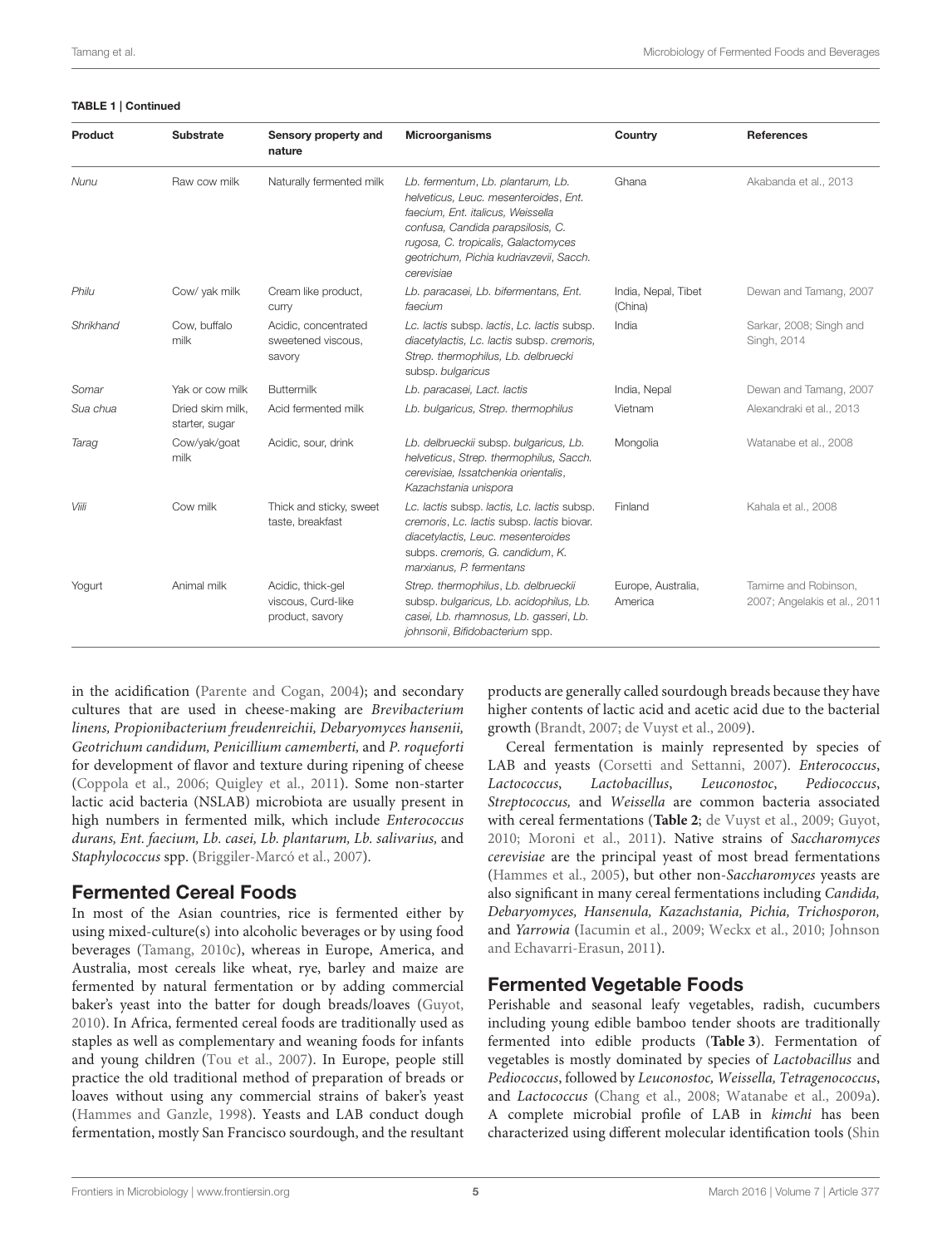**TABLE 1 | Continued**

| Product | Substrate | Sensory property and nature | Microorganisms | Country | References |
|---|---|---|---|---|---|
| *Nunu* | Raw cow milk | Naturally fermented milk | *Lb. fermentum*, *Lb. plantarum*, *Lb. helveticus*, *Leuc. mesenteroides*, *Ent. faecium*, *Ent. italicus*, *Weissella confusa*, *Candida parapsilosis*, *C. rugosa*, *C. tropicalis*, *Galactomyces geotrichum*, *Pichia kudriavzevii*, *Sacch. cerevisiae* | Ghana | Akabanda et al., 2013 |
| *Philu* | Cow/ yak milk | Cream like product, curry | *Lb. paracasei*, *Lb. bifermentans*, *Ent. faecium* | India, Nepal, Tibet (China) | Dewan and Tamang, 2007 |
| *Shrikhand* | Cow, buffalo milk | Acidic, concentrated sweetened viscous, savory | *Lc. lactis* subsp. *lactis*, *Lc. lactis* subsp. *diacetylactis*, *Lc. lactis* subsp. *cremoris*, *Strep. thermophilus*, *Lb. delbruecki* subsp. *bulgaricus* | India | Sarkar, 2008; Singh and Singh, 2014 |
| *Somar* | Yak or cow milk | Buttermilk | *Lb. paracasei*, *Lact. lactis* | India, Nepal | Dewan and Tamang, 2007 |
| *Sua chua* | Dried skim milk, starter, sugar | Acid fermented milk | *Lb. bulgaricus*, *Strep. thermophilus* | Vietnam | Alexandraki et al., 2013 |
| *Tarag* | Cow/yak/goat milk | Acidic, sour, drink | *Lb. delbrueckii* subsp. *bulgaricus*, *Lb. helveticus*, *Strep. thermophilus*, *Sacch. cerevisiae*, *Issatchenkia orientalis*, *Kazachstania unispora* | Mongolia | Watanabe et al., 2008 |
| *Viili* | Cow milk | Thick and sticky, sweet taste, breakfast | *Lc. lactis* subsp. *lactis*, *Lc. lactis* subsp. *cremoris*, *Lc. lactis* subsp. *lactis* biovar. *diacetylactis*, *Leuc. mesenteroides* subps. *cremoris*, *G. candidum*, *K. marxianus*, *P. fermentans* | Finland | Kahala et al., 2008 |
| Yogurt | Animal milk | Acidic, thick-gel viscous, Curd-like product, savory | *Strep. thermophilus*, *Lb. delbrueckii* subsp. *bulgaricus*, *Lb. acidophilus*, *Lb. casei*, *Lb. rhamnosus*, *Lb. gasseri*, *Lb. johnsonii*, *Bifidobacterium* spp. | Europe, Australia, America | Tamime and Robinson, 2007; Angelakis et al., 2011 |

in the acidification (Parente and Cogan, 2004); and secondary cultures that are used in cheese-making are *Brevibacterium linens, Propionibacterium freudenreichii, Debaryomyces hansenii, Geotrichum candidum, Penicillium camemberti,* and *P. roqueforti* for development of flavor and texture during ripening of cheese (Coppola et al., 2006; Quigley et al., 2011). Some non-starter lactic acid bacteria (NSLAB) microbiota are usually present in high numbers in fermented milk, which include *Enterococcus durans, Ent. faecium, Lb. casei, Lb. plantarum, Lb. salivarius,* and *Staphylococcus* spp. (Briggiler-Marcó et al., 2007).

## Fermented Cereal Foods

In most of the Asian countries, rice is fermented either by using mixed-culture(s) into alcoholic beverages or by using food beverages (Tamang, 2010c), whereas in Europe, America, and Australia, most cereals like wheat, rye, barley and maize are fermented by natural fermentation or by adding commercial baker's yeast into the batter for dough breads/loaves (Guyot, 2010). In Africa, fermented cereal foods are traditionally used as staples as well as complementary and weaning foods for infants and young children (Tou et al., 2007). In Europe, people still practice the old traditional method of preparation of breads or loaves without using any commercial strains of baker's yeast (Hammes and Ganzle, 1998). Yeasts and LAB conduct dough fermentation, mostly San Francisco sourdough, and the resultant products are generally called sourdough breads because they have higher contents of lactic acid and acetic acid due to the bacterial growth (Brandt, 2007; de Vuyst et al., 2009).

Cereal fermentation is mainly represented by species of LAB and yeasts (Corsetti and Settanni, 2007). *Enterococcus*, *Lactococcus*, *Lactobacillus*, *Leuconostoc*, *Pediococcus*, *Streptococcus,* and *Weissella* are common bacteria associated with cereal fermentations (**Table 2**; de Vuyst et al., 2009; Guyot, 2010; Moroni et al., 2011). Native strains of *Saccharomyces cerevisiae* are the principal yeast of most bread fermentations (Hammes et al., 2005), but other non-*Saccharomyces* yeasts are also significant in many cereal fermentations including *Candida, Debaryomyces, Hansenula, Kazachstania, Pichia, Trichosporon,* and *Yarrowia* (Iacumin et al., 2009; Weckx et al., 2010; Johnson and Echavarri-Erasun, 2011).

## Fermented Vegetable Foods

Perishable and seasonal leafy vegetables, radish, cucumbers including young edible bamboo tender shoots are traditionally fermented into edible products (**Table 3**). Fermentation of vegetables is mostly dominated by species of *Lactobacillus* and *Pediococcus*, followed by *Leuconostoc, Weissella, Tetragenococcus*, and *Lactococcus* (Chang et al., 2008; Watanabe et al., 2009a). A complete microbial profile of LAB in *kimchi* has been characterized using different molecular identification tools (Shin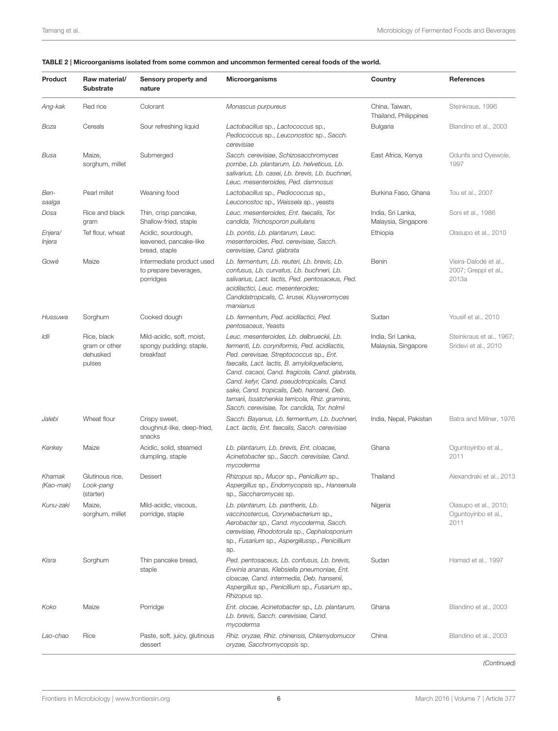**TABLE 2 | Microorganisms isolated from some common and uncommon fermented cereal foods of the world.**

| Product | Raw material/ Substrate | Sensory property and nature | Microorganisms | Country | References |
|---|---|---|---|---|---|
| *Ang-kak* | Red rice | Colorant | *Monascus purpureus* | China, Taiwan, Thailand, Philippines | Steinkraus, 1996 |
| *Boza* | Cereals | Sour refreshing liquid | *Lactobacillus* sp., *Lactococcus* sp., *Pediococcus* sp., *Leuconostoc* sp., *Sacch. cerevisiae* | Bulgaria | Blandino et al., 2003 |
| *Busa* | Maize, sorghum, millet | Submerged | *Sacch. cerevisiae, Schizosacchromyces pombe, Lb. plantarum, Lb. helveticus, Lb. salivarius, Lb. casei, Lb. brevis, Lb. buchneri, Leuc. mesenteroides, Ped. damnosus* | East Africa, Kenya | Odunfa and Oyewole, 1997 |
| *Ben-saalga* | Pearl millet | Weaning food | *Lactobacillus* sp., *Pediococcus* sp., *Leuconostoc* sp., *Weissela* sp., yeasts | Burkina Faso, Ghana | Tou et al., 2007 |
| *Dosa* | Rice and black gram | Thin, crisp pancake, Shallow-fried, staple | *Leuc. mesenteroides, Ent. faecalis, Tor. candida, Trichosporon pullulans* | India, Sri Lanka, Malaysia, Singapore | Soni et al., 1986 |
| *Enjera/ Injera* | Tef flour, wheat | Acidic, sourdough, leavened, pancake-like bread, staple | *Lb. pontis, Lb. plantarum, Leuc. mesenteroides, Ped. cerevisiae, Sacch. cerevisiae, Cand. glabrata* | Ethiopia | Olasupo et al., 2010 |
| *Gowé* | Maize | Intermediate product used to prepare beverages, porridges | *Lb. fermentum, Lb. reuteri, Lb. brevis, Lb. confusus, Lb. curvatus, Lb. buchneri, Lb. salivarius, Lact. lactis, Ped. pentosaceus, Ped. acidilactici, Leuc. mesenteroides; Candidatropicalis, C. krusei, Kluyveromyces marxianus* | Benin | Vieira-Dalodé et al., 2007; Greppi et al., 2013a |
| *Hussuwa* | Sorghum | Cooked dough | *Lb. fermentum, Ped. acidilactici, Ped. pentosaceus*, Yeasts | Sudan | Yousif et al., 2010 |
| *Idli* | Rice, black gram or other dehusked pulses | Mild-acidic, soft, moist, spongy pudding; staple, breakfast | *Leuc. mesenteroides, Lb. delbrueckii, Lb. fermenti, Lb. coryniformis, Ped. acidilactis, Ped. cerevisae, Streptococcus* sp., *Ent. faecalis, Lact. lactis, B. amyloliquefaciens, Cand. cacaoi, Cand. fragicola, Cand. glabrata, Cand. kefyr, Cand. pseudotropicalis, Cand. sake, Cand. tropicalis, Deb. hansenii, Deb. tamarii, Issatchenkia terricola, Rhiz. graminis, Sacch. cerevisiae, Tor. candida, Tor. holmii* | India, Sri Lanka, Malaysia, Singapore | Steinkraus et al., 1967; Sridevi et al., 2010 |
| *Jalebi* | Wheat flour | Crispy sweet, doughnut-like, deep-fried, snacks | *Sacch. Bayanus, Lb. fermentum, Lb. buchneri, Lact. lactis, Ent. faecalis, Sacch. cerevisiae* | India, Nepal, Pakistan | Batra and Millner, 1976 |
| *Kenkey* | Maize | Acidic, solid, steamed dumpling, staple | *Lb. plantarum, Lb. brevis, Ent. cloacae, Acinetobacter* sp., *Sacch. cerevisiae, Cand. mycoderma* | Ghana | Oguntoyinbo et al., 2011 |
| *Khamak (Kao-mak)* | Glutinous rice, *Look-pang* (starter) | Dessert | *Rhizopus* sp., *Mucor* sp., *Penicillum* sp., *Aspergillus* sp., *Endomycopsis* sp., *Hansenula* sp., *Saccharomyces* sp. | Thailand | Alexandraki et al., 2013 |
| *Kunu-zaki* | Maize, sorghum, millet | Mild-acidic, viscous, porridge, staple | *Lb. plantarum, Lb. pantheris, Lb. vaccinostercus, Corynebacterium* sp., *Aerobacter* sp., *Cand. mycoderma, Sacch. cerevisiae, Rhodotorula* sp., *Cephalosporium* sp., *Fusarium* sp., *Aspergillus*sp., *Penicillium* sp. | Nigeria | Olasupo et al., 2010; Oguntoyinbo et al., 2011 |
| *Kisra* | Sorghum | Thin pancake bread, staple | *Ped. pentosaceus, Lb. confusus, Lb. brevis, Erwinia ananas, Klebsiella pneumoniae, Ent. cloacae, Cand. intermedia, Deb. hansenii, Aspergillus* sp., *Penicillium* sp., *Fusarium* sp., *Rhizopus* sp. | Sudan | Hamad et al., 1997 |
| *Koko* | Maize | Porridge | *Ent. clocae, Acinetobacter* sp., *Lb. plantarum, Lb. brevis, Sacch. cerevisiae, Cand. mycoderma* | Ghana | Blandino et al., 2003 |
| *Lao-chao* | Rice | Paste, soft, juicy, glutinous dessert | *Rhiz. oryzae, Rhiz. chinensis, Chlamydomucor oryzae, Sacchromycopsis* sp. | China | Blandino et al., 2003 |

*(Continued)*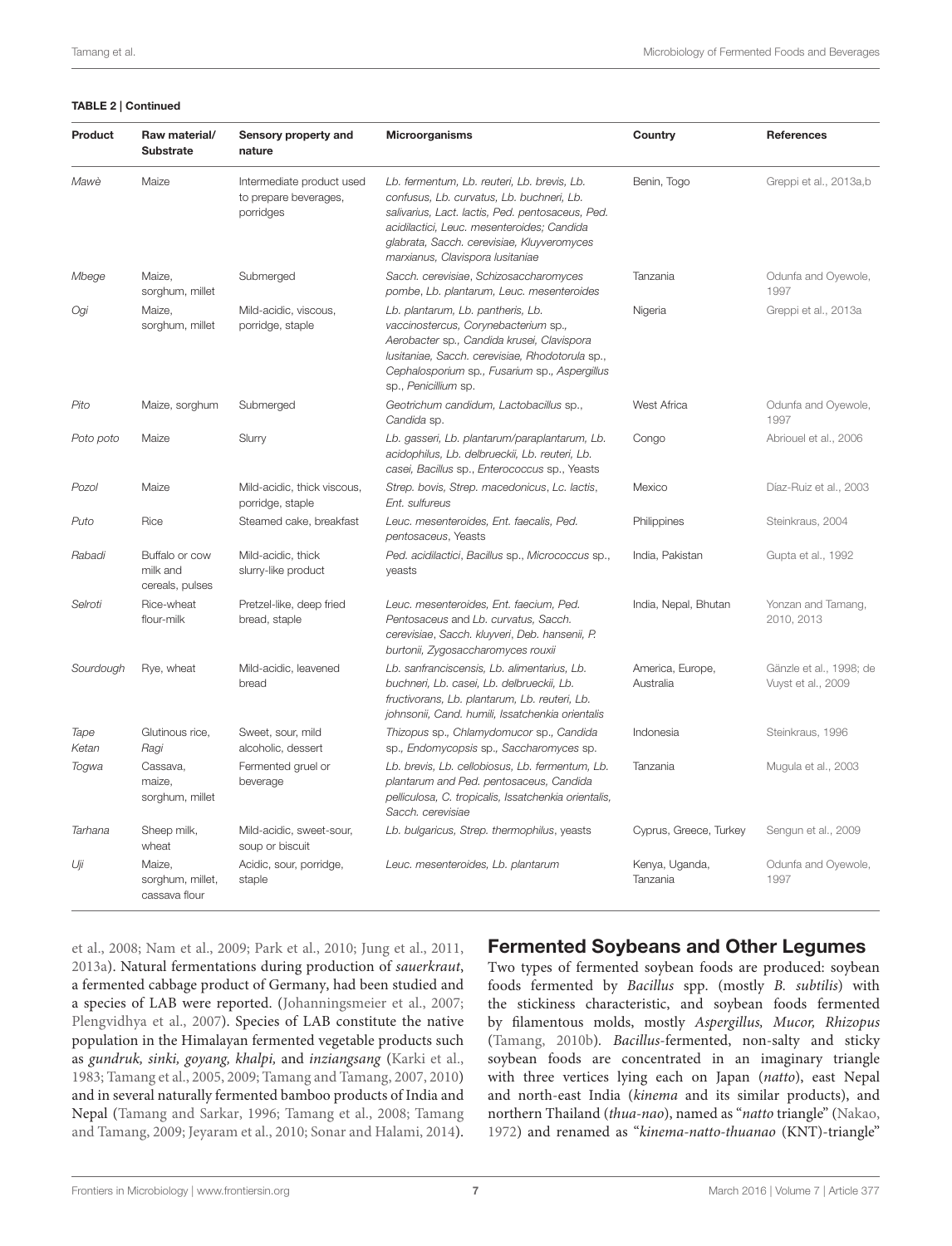**TABLE 2 | Continued**

| Product | Raw material/ Substrate | Sensory property and nature | Microorganisms | Country | References |
|---|---|---|---|---|---|
| *Mawè* | Maize | Intermediate product used to prepare beverages, porridges | *Lb. fermentum, Lb. reuteri, Lb. brevis, Lb. confusus, Lb. curvatus, Lb. buchneri, Lb. salivarius, Lact. lactis, Ped. pentosaceus, Ped. acidilactici, Leuc. mesenteroides; Candida glabrata, Sacch. cerevisiae, Kluyveromyces marxianus, Clavispora lusitaniae* | Benin, Togo | Greppi et al., 2013a,b |
| *Mbege* | Maize, sorghum, millet | Submerged | *Sacch. cerevisiae, Schizosaccharomyces pombe, Lb. plantarum, Leuc. mesenteroides* | Tanzania | Odunfa and Oyewole, 1997 |
| *Ogi* | Maize, sorghum, millet | Mild-acidic, viscous, porridge, staple | *Lb. plantarum, Lb. pantheris, Lb. vaccinostercus, Corynebacterium* sp., *Aerobacter* sp., *Candida krusei, Clavispora lusitaniae, Sacch. cerevisiae, Rhodotorula* sp., *Cephalosporium* sp., *Fusarium* sp., *Aspergillus* sp., *Penicillium* sp. | Nigeria | Greppi et al., 2013a |
| *Pito* | Maize, sorghum | Submerged | *Geotrichum candidum, Lactobacillus* sp., *Candida* sp. | West Africa | Odunfa and Oyewole, 1997 |
| *Poto poto* | Maize | Slurry | *Lb. gasseri, Lb. plantarum/paraplantarum, Lb. acidophilus, Lb. delbrueckii, Lb. reuteri, Lb. casei, Bacillus* sp., *Enterococcus* sp., Yeasts | Congo | Abriouel et al., 2006 |
| *Pozol* | Maize | Mild-acidic, thick viscous, porridge, staple | *Strep. bovis, Strep. macedonicus, Lc. lactis, Ent. sulfureus* | Mexico | Díaz-Ruiz et al., 2003 |
| *Puto* | Rice | Steamed cake, breakfast | *Leuc. mesenteroides, Ent. faecalis, Ped. pentosaceus*, Yeasts | Philippines | Steinkraus, 2004 |
| *Rabadi* | Buffalo or cow milk and cereals, pulses | Mild-acidic, thick slurry-like product | *Ped. acidilactici, Bacillus* sp., *Micrococcus* sp., yeasts | India, Pakistan | Gupta et al., 1992 |
| *Selroti* | Rice-wheat flour-milk | Pretzel-like, deep fried bread, staple | *Leuc. mesenteroides, Ent. faecium, Ped. Pentosaceus* and *Lb. curvatus, Sacch. cerevisiae, Sacch. kluyveri, Deb. hansenii, P. burtonii, Zygosaccharomyces rouxii* | India, Nepal, Bhutan | Yonzan and Tamang, 2010, 2013 |
| *Sourdough* | Rye, wheat | Mild-acidic, leavened bread | *Lb. sanfranciscensis, Lb. alimentarius, Lb. buchneri, Lb. casei, Lb. delbrueckii, Lb. fructivorans, Lb. plantarum, Lb. reuteri, Lb. johnsonii, Cand. humili, Issatchenkia orientalis* | America, Europe, Australia | Gänzle et al., 1998; de Vuyst et al., 2009 |
| *Tape Ketan* | Glutinous rice, *Ragi* | Sweet, sour, mild alcoholic, dessert | *Thizopus* sp., *Chlamydomucor* sp., *Candida* sp., *Endomycopsis* sp., *Saccharomyces* sp. | Indonesia | Steinkraus, 1996 |
| *Togwa* | Cassava, maize, sorghum, millet | Fermented gruel or beverage | *Lb. brevis, Lb. cellobiosus, Lb. fermentum, Lb. plantarum* and *Ped. pentosaceus, Candida pelliculosa, C. tropicalis, Issatchenkia orientalis, Sacch. cerevisiae* | Tanzania | Mugula et al., 2003 |
| *Tarhana* | Sheep milk, wheat | Mild-acidic, sweet-sour, soup or biscuit | *Lb. bulgaricus, Strep. thermophilus*, yeasts | Cyprus, Greece, Turkey | Sengun et al., 2009 |
| *Uji* | Maize, sorghum, millet, cassava flour | Acidic, sour, porridge, staple | *Leuc. mesenteroides, Lb. plantarum* | Kenya, Uganda, Tanzania | Odunfa and Oyewole, 1997 |

et al., 2008; Nam et al., 2009; Park et al., 2010; Jung et al., 2011, 2013a). Natural fermentations during production of *sauerkraut*, a fermented cabbage product of Germany, had been studied and a species of LAB were reported. (Johanningsmeier et al., 2007; Plengvidhya et al., 2007). Species of LAB constitute the native population in the Himalayan fermented vegetable products such as *gundruk, sinki, goyang, khalpi,* and *inziangsang* (Karki et al., 1983; Tamang et al., 2005, 2009; Tamang and Tamang, 2007, 2010) and in several naturally fermented bamboo products of India and Nepal (Tamang and Sarkar, 1996; Tamang et al., 2008; Tamang and Tamang, 2009; Jeyaram et al., 2010; Sonar and Halami, 2014).

## Fermented Soybeans and Other Legumes

Two types of fermented soybean foods are produced: soybean foods fermented by *Bacillus* spp. (mostly *B. subtilis*) with the stickiness characteristic, and soybean foods fermented by filamentous molds, mostly *Aspergillus, Mucor, Rhizopus* (Tamang, 2010b). *Bacillus*-fermented, non-salty and sticky soybean foods are concentrated in an imaginary triangle with three vertices lying each on Japan (*natto*), east Nepal and north-east India (*kinema* and its similar products), and northern Thailand (*thua-nao*), named as "*natto* triangle" (Nakao, 1972) and renamed as "*kinema-natto-thuanao* (KNT)-triangle"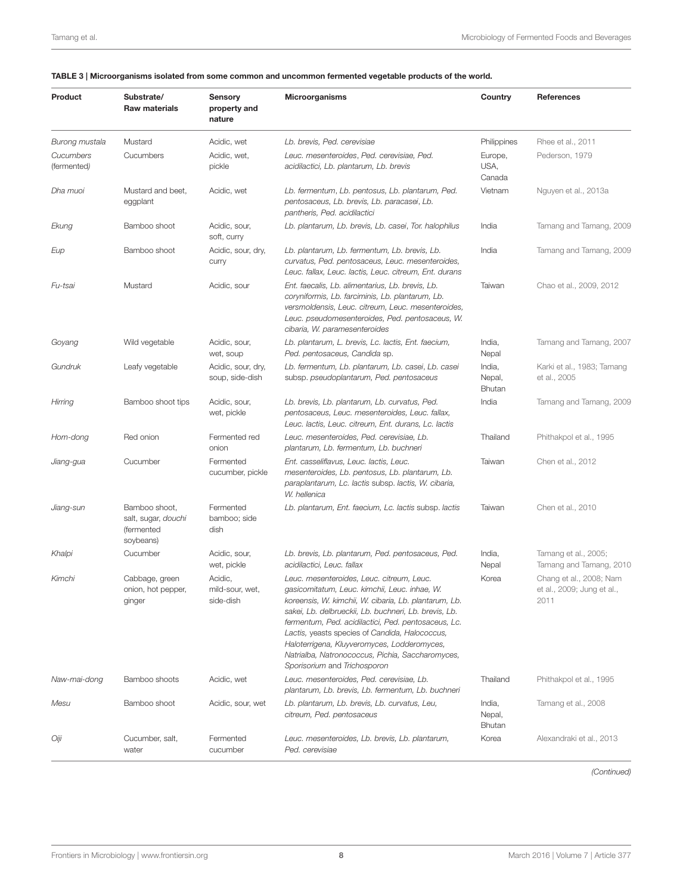**TABLE 3 | Microorganisms isolated from some common and uncommon fermented vegetable products of the world.**

| Product | Substrate/ Raw materials | Sensory property and nature | Microorganisms | Country | References |
|---|---|---|---|---|---|
| *Burong mustala* | Mustard | Acidic, wet | *Lb. brevis, Ped. cerevisiae* | Philippines | Rhee et al., 2011 |
| *Cucumbers* (fermented) | Cucumbers | Acidic, wet, pickle | *Leuc. mesenteroides, Ped. cerevisiae, Ped. acidilactici, Lb. plantarum, Lb. brevis* | Europe, USA, Canada | Pederson, 1979 |
| *Dha muoi* | Mustard and beet, eggplant | Acidic, wet | *Lb. fermentum, Lb. pentosus, Lb. plantarum, Ped. pentosaceus, Lb. brevis, Lb. paracasei, Lb. pantheris, Ped. acidilactici* | Vietnam | Nguyen et al., 2013a |
| *Ekung* | Bamboo shoot | Acidic, sour, soft, curry | *Lb. plantarum, Lb. brevis, Lb. casei, Tor. halophilus* | India | Tamang and Tamang, 2009 |
| *Eup* | Bamboo shoot | Acidic, sour, dry, curry | *Lb. plantarum, Lb. fermentum, Lb. brevis, Lb. curvatus, Ped. pentosaceus, Leuc. mesenteroides, Leuc. fallax, Leuc. lactis, Leuc. citreum, Ent. durans* | India | Tamang and Tamang, 2009 |
| *Fu-tsai* | Mustard | Acidic, sour | *Ent. faecalis, Lb. alimentarius, Lb. brevis, Lb. coryniformis, Lb. farciminis, Lb. plantarum, Lb. versmoldensis, Leuc. citreum, Leuc. mesenteroides, Leuc. pseudomesenteroides, Ped. pentosaceus, W. cibaria, W. paramesenteroides* | Taiwan | Chao et al., 2009, 2012 |
| *Goyang* | Wild vegetable | Acidic, sour, wet, soup | *Lb. plantarum, L. brevis, Lc. lactis, Ent. faecium, Ped. pentosaceus, Candida* sp. | India, Nepal | Tamang and Tamang, 2007 |
| *Gundruk* | Leafy vegetable | Acidic, sour, dry, soup, side-dish | *Lb. fermentum, Lb. plantarum, Lb. casei, Lb. casei* subsp. *pseudoplantarum, Ped. pentosaceus* | India, Nepal, Bhutan | Karki et al., 1983; Tamang et al., 2005 |
| *Hirring* | Bamboo shoot tips | Acidic, sour, wet, pickle | *Lb. brevis, Lb. plantarum, Lb. curvatus, Ped. pentosaceus, Leuc. mesenteroides, Leuc. fallax, Leuc. lactis, Leuc. citreum, Ent. durans, Lc. lactis* | India | Tamang and Tamang, 2009 |
| *Hom-dong* | Red onion | Fermented red onion | *Leuc. mesenteroides, Ped. cerevisiae, Lb. plantarum, Lb. fermentum, Lb. buchneri* | Thailand | Phithakpol et al., 1995 |
| *Jiang-gua* | Cucumber | Fermented cucumber, pickle | *Ent. casseliflavus, Leuc. lactis, Leuc. mesenteroides, Lb. pentosus, Lb. plantarum, Lb. paraplantarum, Lc. lactis* subsp. *lactis, W. cibaria, W. hellenica* | Taiwan | Chen et al., 2012 |
| *Jiang-sun* | Bamboo shoot, salt, sugar, *douchi* (fermented soybeans) | Fermented bamboo; side dish | *Lb. plantarum, Ent. faecium, Lc. lactis* subsp. *lactis* | Taiwan | Chen et al., 2010 |
| *Khalpi* | Cucumber | Acidic, sour, wet, pickle | *Lb. brevis, Lb. plantarum, Ped. pentosaceus, Ped. acidilactici, Leuc. fallax* | India, Nepal | Tamang et al., 2005; Tamang and Tamang, 2010 |
| *Kimchi* | Cabbage, green onion, hot pepper, ginger | Acidic, mild-sour, wet, side-dish | *Leuc. mesenteroides, Leuc. citreum, Leuc. gasicomitatum, Leuc. kimchii, Leuc. inhae, W. koreensis, W. kimchii, W. cibaria, Lb. plantarum, Lb. sakei, Lb. delbrueckii, Lb. buchneri, Lb. brevis, Lb. fermentum, Ped. acidilactici, Ped. pentosaceus, Lc. Lactis,* yeasts species of *Candida, Halococcus, Haloterrigena, Kluyveromyces, Lodderomyces, Natrialba, Natronococcus, Pichia, Saccharomyces, Sporisorium* and *Trichosporon* | Korea | Chang et al., 2008; Nam et al., 2009; Jung et al., 2011 |
| *Naw-mai-dong* | Bamboo shoots | Acidic, wet | *Leuc. mesenteroides, Ped. cerevisiae, Lb. plantarum, Lb. brevis, Lb. fermentum, Lb. buchneri* | Thailand | Phithakpol et al., 1995 |
| *Mesu* | Bamboo shoot | Acidic, sour, wet | *Lb. plantarum, Lb. brevis, Lb. curvatus, Leu, citreum, Ped. pentosaceus* | India, Nepal, Bhutan | Tamang et al., 2008 |
| *Oiji* | Cucumber, salt, water | Fermented cucumber | *Leuc. mesenteroides, Lb. brevis, Lb. plantarum, Ped. cerevisiae* | Korea | Alexandraki et al., 2013 |

*(Continued)*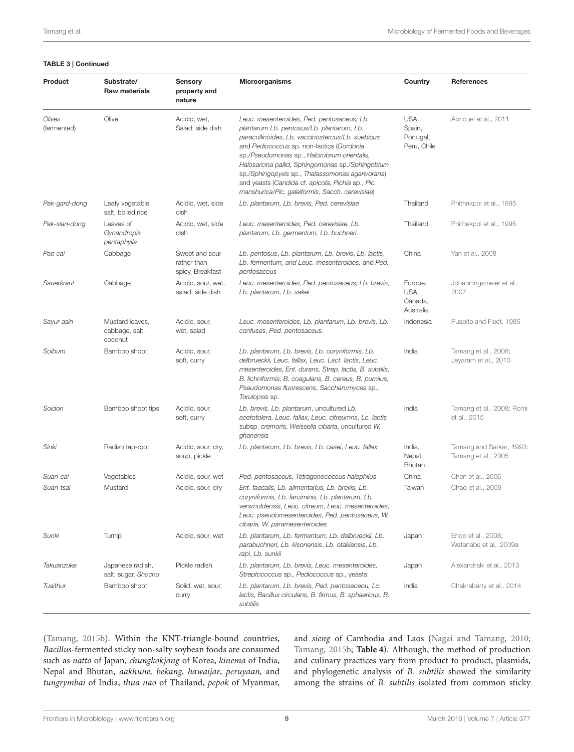**TABLE 3 | Continued**

| Product | Substrate/ Raw materials | Sensory property and nature | Microorganisms | Country | References |
|---|---|---|---|---|---|
| *Olives* (fermented) | Olive | Acidic, wet, Salad, side dish | *Leuc. mesenteroides, Ped. pentosaceus; Lb. plantarum Lb. pentosus/Lb. plantarum, Lb. paracollinoides, Lb. vaccinostercus/Lb. suebicus* and *Pediococcus* sp. non-lactics (*Gordonia* sp./*Pseudomonas* sp., *Halorubrum orientalis, Halosarcina pallid, Sphingomonas* sp./*Sphingobium* sp./*Sphingopyxis* sp., *Thalassomonas agarivorans*) and yeasts (*Candida* cf. *apicola, Pichia* sp., *Pic. manshurica/Pic. galeiformis*, *Sacch. cerevisiae*) | USA, Spain, Portugal, Peru, Chile | Abriouel et al., 2011 |
| *Pak-gard-dong* | Leafy vegetable, salt, boiled rice | Acidic, wet, side dish | *Lb. plantarum, Lb. brevis, Ped. cerevisiae* | Thailand | Phithakpol et al., 1995 |
| *Pak-sian-dong* | Leaves of *Gynandropis pentaphylla* | Acidic, wet, side dish | *Leuc. mesenteroides, Ped. cerevisiae, Lb. plantarum, Lb. germentum, Lb. buchneri* | Thailand | Phithakpol et al., 1995 |
| *Pao cai* | Cabbage | Sweet and sour rather than spicy, Breakfast | *Lb. pentosus*, *Lb. plantarum*, *Lb. brevis*, *Lb. lactis*, *Lb. fermentum,* and *Leuc. mesenteroides,* and *Ped. pentosaceus* | China | Yan et al., 2008 |
| *Sauerkraut* | Cabbage | Acidic, sour, wet, salad, side dish | *Leuc. mesenteroides, Ped. pentosaceus; Lb. brevis, Lb. plantarum, Lb. sakei* | Europe, USA, Canada, Australia | Johanningsmeier et al., 2007 |
| *Sayur asin* | Mustard leaves, cabbage, salt, coconut | Acidic, sour, wet, salad | *Leuc. mesenteroides, Lb. plantarum, Lb. brevis, Lb. confuses, Ped. pentosaceus*. | Indonesia | Puspito and Fleet, 1985 |
| *Soibum* | Bamboo shoot | Acidic, sour, soft, curry | *Lb. plantarum, Lb. brevis, Lb. coryniformis, Lb. delbrueckii, Leuc. fallax, Leuc. Lact. lactis, Leuc. mesenteroides, Ent. durans, Strep. lactis, B. subtilis, B. lichniformis, B. coagulans, B. cereus, B. pumilus, Pseudomonas fluorescens*, *Saccharomyces* sp., *Torulopsis* sp. | India | Tamang et al., 2008; Jeyaram et al., 2010 |
| *Soidon* | Bamboo shoot tips | Acidic, sour, soft, curry | *Lb. brevis, Lb. plantarum*, uncultured *Lb. acetotolera, Leuc. fallax, Leuc. citreumns*, *Lc. lactis* subsp. *cremoris, Weissella cibaria*, uncultured *W. ghanensis* | India | Tamang et al., 2008; Romi et al., 2015 |
| *Sinki* | Radish tap-root | Acidic, sour, dry, soup, pickle | *Lb. plantarum, Lb. brevis, Lb. casei*, *Leuc. fallax* | India, Nepal, Bhutan | Tamang and Sarkar, 1993; Tamang et al., 2005 |
| *Suan-cai* | Vegetables | Acidic, sour, wet | *Ped. pentosaceus, Tetragenococcus halophilus* | China | Chen et al., 2006 |
| *Suan-tsai* | Mustard | Acidic, sour, dry | *Ent. faecalis, Lb. alimentarius, Lb. brevis, Lb. coryniformis, Lb. farciminis, Lb. plantarum, Lb. versmoldensis, Leuc. citreum, Leuc. mesenteroides, Leuc. pseudomesenteroides, Ped. pentosaceus, W. cibaria, W. paramesenteroides* | Taiwan | Chao et al., 2009 |
| *Sunki* | Turnip | Acidic, sour, wet | *Lb. plantarum, Lb. fermentum, Lb. delbrueckii, Lb. parabuchneri, Lb. kisonensis*, *Lb. otakiensis*, *Lb. rapi*, *Lb. sunkii* | Japan | Endo et al., 2008; Watanabe et al., 2009a |
| *Takuanzuke* | Japanese radish, salt, sugar, *Shochu* | Pickle radish | *Lb. plantarum, Lb. brevis, Leuc. mesenteroides, Streptococcus* sp., *Pediococcus* sp., yeasts | Japan | Alexandraki et al., 2013 |
| *Tuaithur* | Bamboo shoot | Solid, wet, sour, curry | *Lb. plantarum, Lb. brevis, Ped. pentosaceou, Lc. lactis, Bacillus circulans, B. firmus, B. sphaericus, B. subtilis* | India | Chakrabarty et al., 2014 |

(Tamang, 2015b). Within the KNT-triangle-bound countries, *Bacillus*-fermented sticky non-salty soybean foods are consumed such as *natto* of Japan, *chungkokjang* of Korea, *kinema* of India, Nepal and Bhutan, *aakhune, bekang*, *hawaijar*, *peruyaan,* and *tungrymbai* of India, *thua nao* of Thailand, *pepok* of Myanmar, and *sieng* of Cambodia and Laos (Nagai and Tamang, 2010; Tamang, 2015b; **Table 4**). Although, the method of production and culinary practices vary from product to product, plasmids, and phylogenetic analysis of *B. subtilis* showed the similarity among the strains of *B. subtilis* isolated from common sticky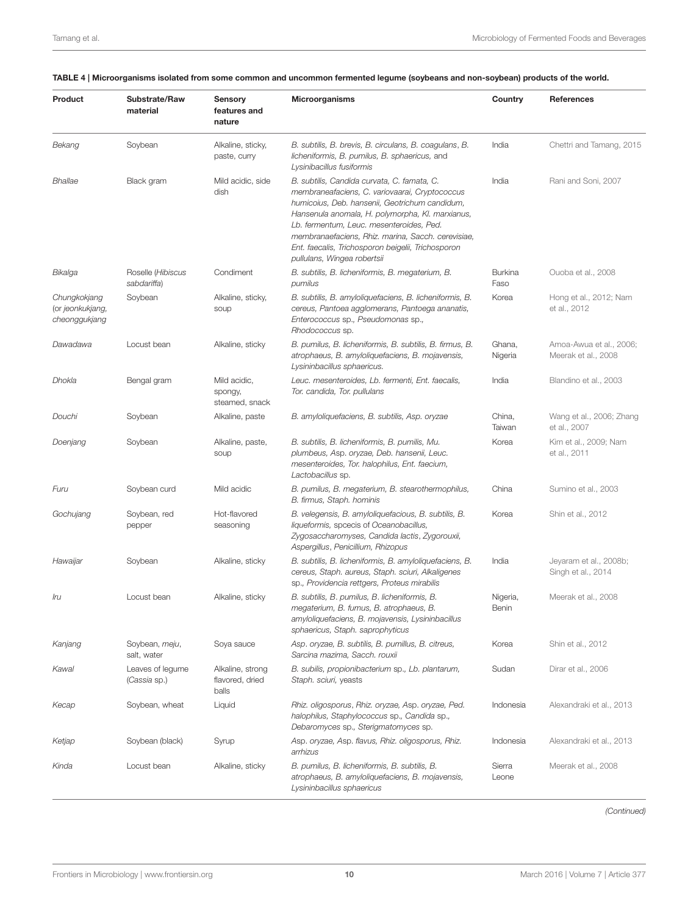**TABLE 4 | Microorganisms isolated from some common and uncommon fermented legume (soybeans and non-soybean) products of the world.**

| Product | Substrate/Raw material | Sensory features and nature | Microorganisms | Country | References |
|---|---|---|---|---|---|
| *Bekang* | Soybean | Alkaline, sticky, paste, curry | *B. subtilis, B. brevis, B. circulans, B. coagulans*, *B. licheniformis, B. pumilus, B. sphaericus,* and *Lysinibacillus fusiformis* | India | Chettri and Tamang, 2015 |
| *Bhallae* | Black gram | Mild acidic, side dish | *B. subtilis, Candida curvata, C. famata, C. membraneafaciens, C. variovaarai, Cryptococcus humicoius, Deb. hansenii, Geotrichum candidum, Hansenula anomala, H. polymorpha, Kl. marxianus, Lb. fermentum, Leuc. mesenteroides, Ped. membranaefaciens, Rhiz. marina, Sacch. cerevisiae, Ent. faecalis, Trichosporon beigelii, Trichosporon pullulans, Wingea robertsii* | India | Rani and Soni, 2007 |
| *Bikalga* | Roselle (*Hibiscus sabdariffa*) | Condiment | *B. subtilis, B. licheniformis, B. megaterium, B. pumilus* | Burkina Faso | Ouoba et al., 2008 |
| *Chungkokjang (or jeonkukjang, cheonggukjang* | Soybean | Alkaline, sticky, soup | *B. subtilis, B. amyloliquefaciens, B. licheniformis, B. cereus, Pantoea agglomerans, Pantoea ananatis, Enterococcus* sp., *Pseudomonas* sp., *Rhodococcus* sp. | Korea | Hong et al., 2012; Nam et al., 2012 |
| *Dawadawa* | Locust bean | Alkaline, sticky | *B. pumilus, B. licheniformis, B. subtilis, B. firmus, B. atrophaeus, B. amyloliquefaciens, B. mojavensis, Lysininbacillus sphaericus.* | Ghana, Nigeria | Amoa-Awua et al., 2006; Meerak et al., 2008 |
| *Dhokla* | Bengal gram | Mild acidic, spongy, steamed, snack | *Leuc. mesenteroides, Lb. fermenti, Ent. faecalis, Tor. candida, Tor. pullulans* | India | Blandino et al., 2003 |
| *Douchi* | Soybean | Alkaline, paste | *B. amyloliquefaciens, B. subtilis, Asp. oryzae* | China, Taiwan | Wang et al., 2006; Zhang et al., 2007 |
| *Doenjang* | Soybean | Alkaline, paste, soup | *B. subtilis, B. licheniformis, B. pumilis, Mu. plumbeus, Asp. oryzae, Deb. hansenii, Leuc. mesenteroides, Tor. halophilus, Ent. faecium, Lactobacillus* sp. | Korea | Kim et al., 2009; Nam et al., 2011 |
| *Furu* | Soybean curd | Mild acidic | *B. pumilus, B. megaterium, B. stearothermophilus, B. firmus, Staph. hominis* | China | Sumino et al., 2003 |
| *Gochujang* | Soybean, red pepper | Hot-flavored seasoning | *B. velegensis, B. amyloliquefacious, B. subtilis, B. liqueformis,* spcecis of *Oceanobacillus, Zygosaccharomyses, Candida lactis*, *Zygorouxii, Aspergillus*, *Penicillium, Rhizopus* | Korea | Shin et al., 2012 |
| *Hawaijar* | Soybean | Alkaline, sticky | *B. subtilis, B. licheniformis, B. amyloliquefaciens, B. cereus, Staph. aureus, Staph. sciuri, Alkaligenes* sp., *Providencia rettgers, Proteus mirabilis* | India | Jeyaram et al., 2008b; Singh et al., 2014 |
| *Iru* | Locust bean | Alkaline, sticky | *B. subtilis, B. pumilus, B. licheniformis, B. megaterium, B. fumus, B. atrophaeus, B. amyloliquefaciens, B. mojavensis, Lysininbacillus sphaericus, Staph. saprophyticus* | Nigeria, Benin | Meerak et al., 2008 |
| *Kanjang* | Soybean, *meju*, salt, water | Soya sauce | *Asp. oryzae, B. subtilis, B. pumillus, B. citreus, Sarcina mazima, Sacch. rouxii* | Korea | Shin et al., 2012 |
| *Kawal* | Leaves of legume (*Cassia* sp.) | Alkaline, strong flavored, dried balls | *B. subilis, propionibacterium* sp., *Lb. plantarum, Staph. sciuri,* yeasts | Sudan | Dirar et al., 2006 |
| *Kecap* | Soybean, wheat | Liquid | *Rhiz. oligosporus, Rhiz. oryzae, Asp. oryzae, Ped. halophilus, Staphylococcus* sp., *Candida* sp., *Debaromyces* sp., *Sterigmatomyces* sp. | Indonesia | Alexandraki et al., 2013 |
| *Ketjap* | Soybean (black) | Syrup | *Asp. oryzae, Asp. flavus, Rhiz. oligosporus, Rhiz. arrhizus* | Indonesia | Alexandraki et al., 2013 |
| *Kinda* | Locust bean | Alkaline, sticky | *B. pumilus, B. licheniformis, B. subtilis, B. atrophaeus, B. amyloliquefaciens, B. mojavensis, Lysininbacillus sphaericus* | Sierra Leone | Meerak et al., 2008 |

*(Continued)*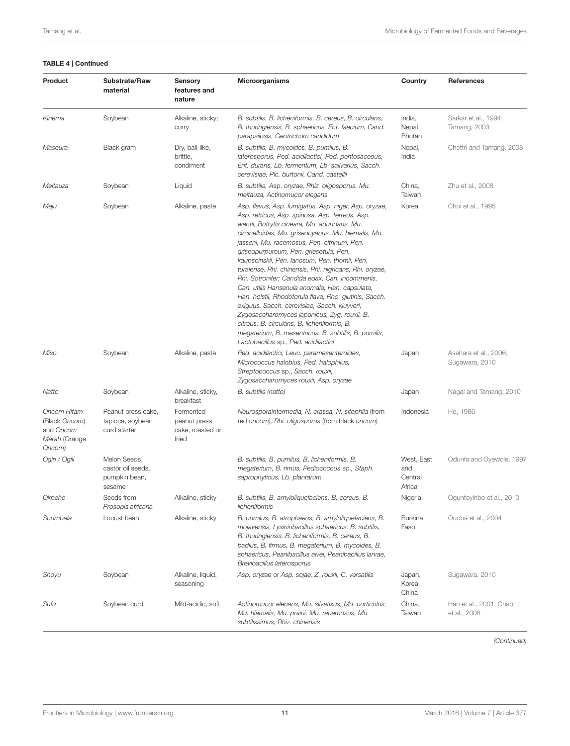**TABLE 4 | Continued**

| Product | Substrate/Raw material | Sensory features and nature | Microorganisms | Country | References |
|---|---|---|---|---|---|
| *Kinema* | Soybean | Alkaline, sticky; curry | *B. subtilis, B. licheniformis, B. cereus, B. circulans, B. thuringiensis, B. sphaericus, Ent. faecium, Cand. parapsilosis, Geotrichum candidum* | India, Nepal, Bhutan | Sarkar et al., 1994; Tamang, 2003 |
| *Maseura* | Black gram | Dry, ball-like, brittle, condiment | *B. subtilis, B. mycoides, B. pumilus, B. laterosporus, Ped. acidilactici, Ped. pentosaceous, Ent. durans, Lb. fermentum, Lb. salivarius, Sacch. cerevisiae, Pic. burtonii, Cand. castellii* | Nepal, India | Chettri and Tamang, 2008 |
| *Meitauza* | Soybean | Liquid | *B. subtilis, Asp. oryzae, Rhiz. oligosporus, Mu. meitauza, Actinomucor elegans* | China, Taiwan | Zhu et al., 2008 |
| *Meju* | Soybean | Alkaline, paste | *Asp. flavus, Asp. fumigatus, Asp. niger, Asp. oryzae, Asp. retricus, Asp. spinosa, Asp. terreus, Asp. wentii, Botrytis cineara, Mu. adundans, Mu. circinelloides, Mu. griseocyanus, Mu. hiemalis, Mu. jasseni, Mu. racemosus, Pen. citrinum, Pen. griseopurpureum, Pen. griesotula, Pen. kaupscinskii, Pen. lanosum, Pen. thomii, Pen. turalense, Rhi. chinensis, Rhi. nigricans, Rhi. oryzae, Rhi. Sotronifer; Candida edax, Can. incommenis, Can. utilis Hansenula anomala, Han. capsulata, Han. holstii, Rhodotorula flava, Rho. glutinis, Sacch. exiguus, Sacch. cerevisiae, Sacch. kluyveri, Zygosaccharomyces japonicus, Zyg. rouxii, B. citreus, B. circulans, B. licheniformis, B. megaterium, B. mesentricus, B. subtilis, B. pumilis, Lactobacillus* sp., *Ped. acidilactici* | Korea | Choi et al., 1995 |
| *Miso* | Soybean | Alkaline, paste | *Ped. acidilactici, Leuc. paramesenteroides, Micrococcus halobius, Ped. halophilus, Streptococcus* sp., *Sacch. rouxii, Zygosaccharomyces rouxii, Asp. oryzae* | Japan | Asahara et al., 2006; Sugawara, 2010 |
| *Natto* | Soybean | Alkaline, sticky, breakfast | *B. subtilis (natto)* | Japan | Nagai and Tamang, 2010 |
| *Oncom Hitam* (Black *Oncom*) and *Oncom Merah* (Orange *Oncom*) | Peanut press cake, tapioca, soybean curd starter | Fermented peanut press cake, roasted or fried | *Neurosporaintermedia, N. crassa, N. sitophila* (from red *oncom*), *Rhi. oligosporus* (from black *oncom*) | Indonesia | Ho, 1986 |
| *Ogiri / Ogili* | Melon Seeds, castor oil seeds, pumpkin bean, sesame | | *B. subtilis, B. pumilus, B. licheniformis, B. megaterium, B. rimus, Pediococcus* sp., *Staph. saprophyticus, Lb. plantarum* | West, East and Central Africa | Odunfa and Oyewole, 1997 |
| *Okpehe* | Seeds from *Prosopis africana* | Alkaline, sticky | *B. subtilis, B. amyloliquefaciens, B. cereus, B. licheniformis* | Nigeria | Oguntoyinbo et al., 2010 |
| *Soumbala* | Locust bean | Alkaline, sticky | *B. pumilus, B. atrophaeus, B. amyloliquefaciens, B. mojavensis, Lysininbacillus sphaericus. B. subtilis, B. thuringiensis, B. licheniformis, B. cereus, B. badius, B. firmus, B. megaterium, B. mycoides, B. sphaericus, Peanibacillus alvei, Peanibacillus larvae, Brevibacillus laterosporus* | Burkina Faso | Ouoba et al., 2004 |
| *Shoyu* | Soybean | Alkaline, liquid, seasoning | *Asp. oryzae* or *Asp. sojae*, *Z. rouxii, C. versatilis* | Japan, Korea, China | Sugawara, 2010 |
| *Sufu* | Soybean curd | Mild-acidic, soft | *Actinomucor elenans, Mu. silvatixus, Mu. corticolus, Mu. hiemalis, Mu. praini, Mu. racemosus, Mu. subtilissimus, Rhiz. chinensis* | China, Taiwan | Han et al., 2001; Chao et al., 2008 |

*(Continued)*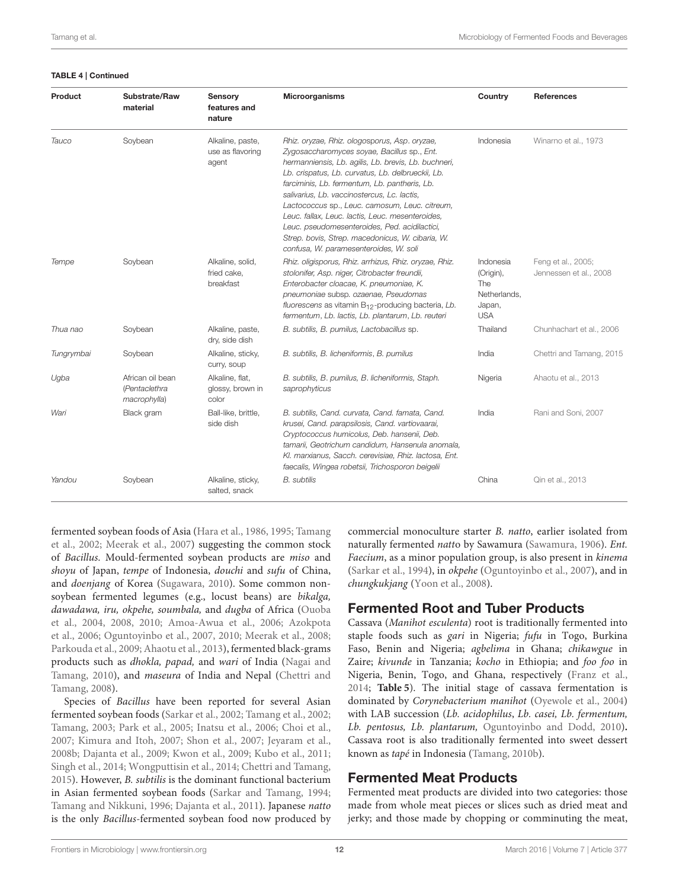**TABLE 4 | Continued**

| Product | Substrate/Raw material | Sensory features and nature | Microorganisms | Country | References |
|---|---|---|---|---|---|
| *Tauco* | Soybean | Alkaline, paste, use as flavoring agent | *Rhiz. oryzae, Rhiz. ologosporus, Asp. oryzae, Zygosaccharomyces soyae, Bacillus* sp., *Ent. hermanniensis, Lb. agilis, Lb. brevis, Lb. buchneri, Lb. crispatus, Lb. curvatus, Lb. delbrueckii, Lb. farciminis, Lb. fermentum, Lb. pantheris, Lb. salivarius, Lb. vaccinostercus, Lc. lactis, Lactococcus* sp., *Leuc. camosum, Leuc. citreum, Leuc. fallax, Leuc. lactis, Leuc. mesenteroides, Leuc. pseudomesenteroides, Ped. acidilactici, Strep. bovis, Strep. macedonicus, W. cibaria, W. confusa, W. paramesenteroides, W. soli* | Indonesia | Winarno et al., 1973 |
| *Tempe* | Soybean | Alkaline, solid, fried cake, breakfast | *Rhiz. oligisporus, Rhiz. arrhizus, Rhiz. oryzae, Rhiz. stolonifer, Asp. niger, Citrobacter freundii, Enterobacter cloacae, K. pneumoniae, K. pneumoniae* subsp. *ozaenae, Pseudomas fluorescens* as vitamin $B_{12}$-producing bacteria, *Lb. fermentum, Lb. lactis, Lb. plantarum, Lb. reuteri* | Indonesia (Origin), The Netherlands, Japan, USA | Feng et al., 2005; Jennessen et al., 2008 |
| *Thua nao* | Soybean | Alkaline, paste, dry, side dish | *B. subtilis, B. pumilus, Lactobacillus* sp. | Thailand | Chunhachart et al., 2006 |
| *Tungrymbai* | Soybean | Alkaline, sticky, curry, soup | *B. subtilis, B. licheniformis, B. pumilus* | India | Chettri and Tamang, 2015 |
| *Ugba* | African oil bean (*Pentaclethra macrophylla*) | Alkaline, flat, glossy, brown in color | *B. subtilis, B. pumilus, B. licheniformis, Staph. saprophyticus* | Nigeria | Ahaotu et al., 2013 |
| *Wari* | Black gram | Ball-like, brittle, side dish | *B. subtilis, Cand. curvata, Cand. famata, Cand. krusei, Cand. parapsilosis, Cand. vartiovaarai, Cryptococcus humicolus, Deb. hansenii, Deb. tamarii, Geotrichum candidum, Hansenula anomala, Kl. marxianus, Sacch. cerevisiae, Rhiz. lactosa, Ent. faecalis, Wingea robetsii, Trichosporon beigelii* | India | Rani and Soni, 2007 |
| *Yandou* | Soybean | Alkaline, sticky, salted, snack | *B. subtilis* | China | Qin et al., 2013 |

fermented soybean foods of Asia (Hara et al., 1986, 1995; Tamang et al., 2002; Meerak et al., 2007) suggesting the common stock of *Bacillus.* Mould-fermented soybean products are *miso* and *shoyu* of Japan, *tempe* of Indonesia, *douchi* and *sufu* of China, and *doenjang* of Korea (Sugawara, 2010). Some common non-soybean fermented legumes (e.g., locust beans) are *bikalga, dawadawa, iru, okpehe, soumbala,* and *dugba* of Africa (Ouoba et al., 2004, 2008, 2010; Amoa-Awua et al., 2006; Azokpota et al., 2006; Oguntoyinbo et al., 2007, 2010; Meerak et al., 2008; Parkouda et al., 2009; Ahaotu et al., 2013), fermented black-grams products such as *dhokla, papad,* and *wari* of India (Nagai and Tamang, 2010), and *maseura* of India and Nepal (Chettri and Tamang, 2008).

Species of *Bacillus* have been reported for several Asian fermented soybean foods (Sarkar et al., 2002; Tamang et al., 2002; Tamang, 2003; Park et al., 2005; Inatsu et al., 2006; Choi et al., 2007; Kimura and Itoh, 2007; Shon et al., 2007; Jeyaram et al., 2008b; Dajanta et al., 2009; Kwon et al., 2009; Kubo et al., 2011; Singh et al., 2014; Wongputtisin et al., 2014; Chettri and Tamang, 2015). However, *B. subtilis* is the dominant functional bacterium in Asian fermented soybean foods (Sarkar and Tamang, 1994; Tamang and Nikkuni, 1996; Dajanta et al., 2011). Japanese *natto* is the only *Bacillus*-fermented soybean food now produced by commercial monoculture starter *B. natto*, earlier isolated from naturally fermented *natto* by Sawamura (Sawamura, 1906). *Ent. Faecium*, as a minor population group, is also present in *kinema* (Sarkar et al., 1994), in *okpehe* (Oguntoyinbo et al., 2007), and in *chungkukjang* (Yoon et al., 2008).

## Fermented Root and Tuber Products

Cassava (*Manihot esculenta*) root is traditionally fermented into staple foods such as *gari* in Nigeria; *fufu* in Togo, Burkina Faso, Benin and Nigeria; *agbelima* in Ghana; *chikawgue* in Zaire; *kivunde* in Tanzania; *kocho* in Ethiopia; and *foo foo* in Nigeria, Benin, Togo, and Ghana, respectively (Franz et al., 2014; **Table 5**). The initial stage of cassava fermentation is dominated by *Corynebacterium manihot* (Oyewole et al., 2004) with LAB succession (*Lb. acidophilus*, *Lb. casei, Lb. fermentum, Lb. pentosus, Lb. plantarum,* Oguntoyinbo and Dodd, 2010)**.** Cassava root is also traditionally fermented into sweet dessert known as *tapé* in Indonesia (Tamang, 2010b).

## Fermented Meat Products

Fermented meat products are divided into two categories: those made from whole meat pieces or slices such as dried meat and jerky; and those made by chopping or comminuting the meat,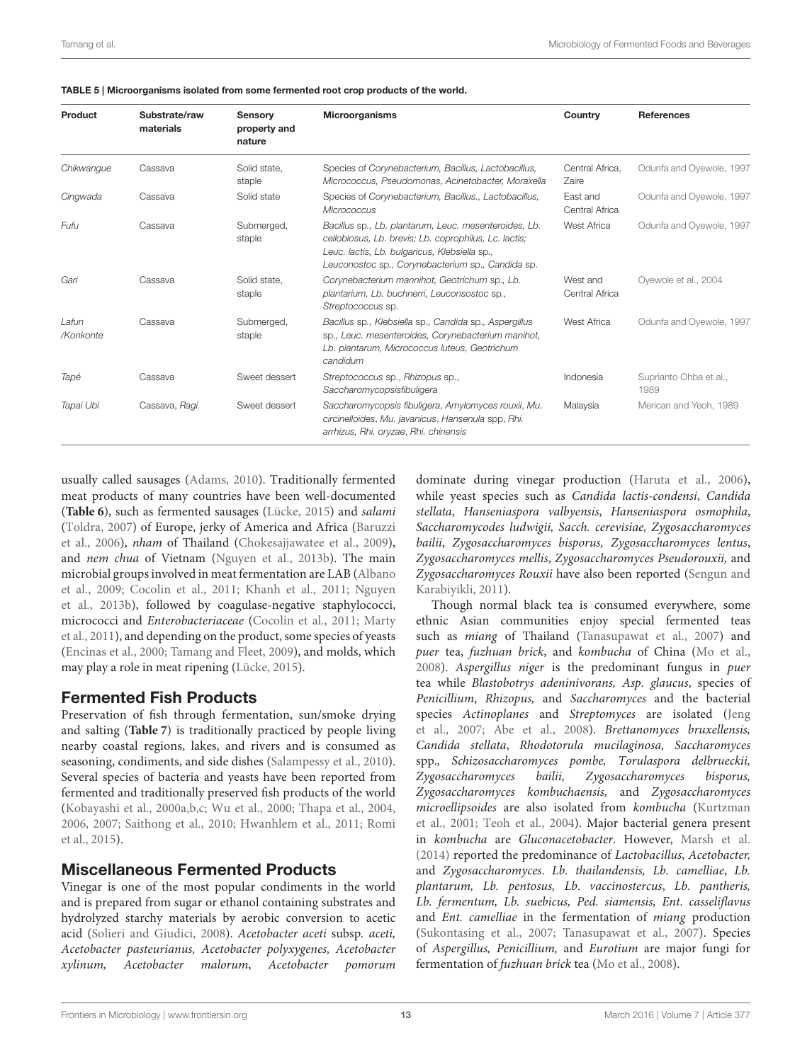**TABLE 5 | Microorganisms isolated from some fermented root crop products of the world.**

| Product | Substrate/raw materials | Sensory property and nature | Microorganisms | Country | References |
|---|---|---|---|---|---|
| *Chikwangue* | Cassava | Solid state, staple | Species of *Corynebacterium, Bacillus, Lactobacillus, Micrococcus, Pseudomonas, Acinetobacter, Moraxella* | Central Africa, Zaire | Odunfa and Oyewole, 1997 |
| *Cingwada* | Cassava | Solid state | Species of *Corynebacterium, Bacillus., Lactobacillus, Micrococcus* | East and Central Africa | Odunfa and Oyewole, 1997 |
| *Fufu* | Cassava | Submerged, staple | *Bacillus* sp., *Lb. plantarum, Leuc. mesenteroides, Lb. cellobiosus, Lb. brevis; Lb. coprophilus, Lc. lactis; Leuc. lactis, Lb. bulgaricus, Klebsiella* sp., *Leuconostoc* sp., *Corynebacterium* sp., *Candida* sp. | West Africa | Odunfa and Oyewole, 1997 |
| *Gari* | Cassava | Solid state, staple | *Corynebacterium mannihot, Geotrichum* sp., *Lb. plantarium, Lb. buchnerri, Leuconsostoc* sp., *Streptococcus* sp. | West and Central Africa | Oyewole et al., 2004 |
| *Lafun /Konkonte* | Cassava | Submerged, staple | *Bacillus* sp., *Klebsiella* sp., *Candida* sp., *Aspergillus* sp., *Leuc. mesenteroides, Corynebacterium manihot, Lb. plantarum, Micrococcus luteus, Geotrichum candidum* | West Africa | Odunfa and Oyewole, 1997 |
| *Tapé* | Cassava | Sweet dessert | *Streptococcus* sp., *Rhizopus* sp., *Saccharomycopsisfibuligera* | Indonesia | Suprianto Ohba et al., 1989 |
| *Tapai Ubi* | Cassava, *Ragi* | Sweet dessert | *Saccharomycopsis fibuligera, Amylomyces rouxii, Mu. circinelloides, Mu. javanicus, Hansenula* spp, *Rhi. arrhizus, Rhi. oryzae, Rhi. chinensis* | Malaysia | Merican and Yeoh, 1989 |

usually called sausages (Adams, 2010). Traditionally fermented meat products of many countries have been well-documented (**Table 6**), such as fermented sausages (Lücke, 2015) and *salami* (Toldra, 2007) of Europe, jerky of America and Africa (Baruzzi et al., 2006), *nham* of Thailand (Chokesajjawatee et al., 2009), and *nem chua* of Vietnam (Nguyen et al., 2013b). The main microbial groups involved in meat fermentation are LAB (Albano et al., 2009; Cocolin et al., 2011; Khanh et al., 2011; Nguyen et al., 2013b), followed by coagulase-negative staphylococci, micrococci and *Enterobacteriaceae* (Cocolin et al., 2011; Marty et al., 2011), and depending on the product, some species of yeasts (Encinas et al., 2000; Tamang and Fleet, 2009), and molds, which may play a role in meat ripening (Lücke, 2015).

## Fermented Fish Products

Preservation of fish through fermentation, sun/smoke drying and salting (**Table 7**) is traditionally practiced by people living nearby coastal regions, lakes, and rivers and is consumed as seasoning, condiments, and side dishes (Salampessy et al., 2010). Several species of bacteria and yeasts have been reported from fermented and traditionally preserved fish products of the world (Kobayashi et al., 2000a,b,c; Wu et al., 2000; Thapa et al., 2004, 2006, 2007; Saithong et al., 2010; Hwanhlem et al., 2011; Romi et al., 2015).

## Miscellaneous Fermented Products

Vinegar is one of the most popular condiments in the world and is prepared from sugar or ethanol containing substrates and hydrolyzed starchy materials by aerobic conversion to acetic acid (Solieri and Giudici, 2008). *Acetobacter aceti* subsp. *aceti, Acetobacter pasteurianus, Acetobacter polyxygenes, Acetobacter xylinum, Acetobacter malorum*, *Acetobacter pomorum* dominate during vinegar production (Haruta et al., 2006), while yeast species such as *Candida lactis-condensi*, *Candida stellata*, *Hanseniaspora valbyensis*, *Hanseniaspora osmophila*, *Saccharomycodes ludwigii, Sacch. cerevisiae, Zygosaccharomyces bailii*, *Zygosaccharomyces bisporus, Zygosaccharomyces lentus*, *Zygosaccharomyces mellis*, *Zygosaccharomyces Pseudorouxii,* and *Zygosaccharomyces Rouxii* have also been reported (Sengun and Karabiyikli, 2011).

Though normal black tea is consumed everywhere, some ethnic Asian communities enjoy special fermented teas such as *miang* of Thailand (Tanasupawat et al., 2007) and *puer* tea, *fuzhuan brick*, and *kombucha* of China (Mo et al., 2008). *Aspergillus niger* is the predominant fungus in *puer* tea while *Blastobotrys adeninivorans, Asp. glaucus*, species of *Penicillium*, *Rhizopus,* and *Saccharomyces* and the bacterial species *Actinoplanes* and *Streptomyces* are isolated (Jeng et al., 2007; Abe et al., 2008). *Brettanomyces bruxellensis, Candida stellata*, *Rhodotorula mucilaginosa, Saccharomyces* spp.*, Schizosaccharomyces pombe, Torulaspora delbrueckii, Zygosaccharomyces bailii, Zygosaccharomyces bisporus, Zygosaccharomyces kombuchaensis,* and *Zygosaccharomyces microellipsoides* are also isolated from *kombucha* (Kurtzman et al., 2001; Teoh et al., 2004). Major bacterial genera present in *kombucha* are *Gluconacetobacter*. However, Marsh et al. (2014) reported the predominance of *Lactobacillus*, *Acetobacter,* and *Zygosaccharomyces*. *Lb. thailandensis, Lb. camelliae*, *Lb. plantarum, Lb. pentosus, Lb. vaccinostercus*, *Lb. pantheris, Lb. fermentum, Lb. suebicus, Ped. siamensis, Ent. casseliflavus* and *Ent. camelliae* in the fermentation of *miang* production (Sukontasing et al., 2007; Tanasupawat et al., 2007). Species of *Aspergillus, Penicillium,* and *Eurotium* are major fungi for fermentation of *fuzhuan brick* tea (Mo et al., 2008).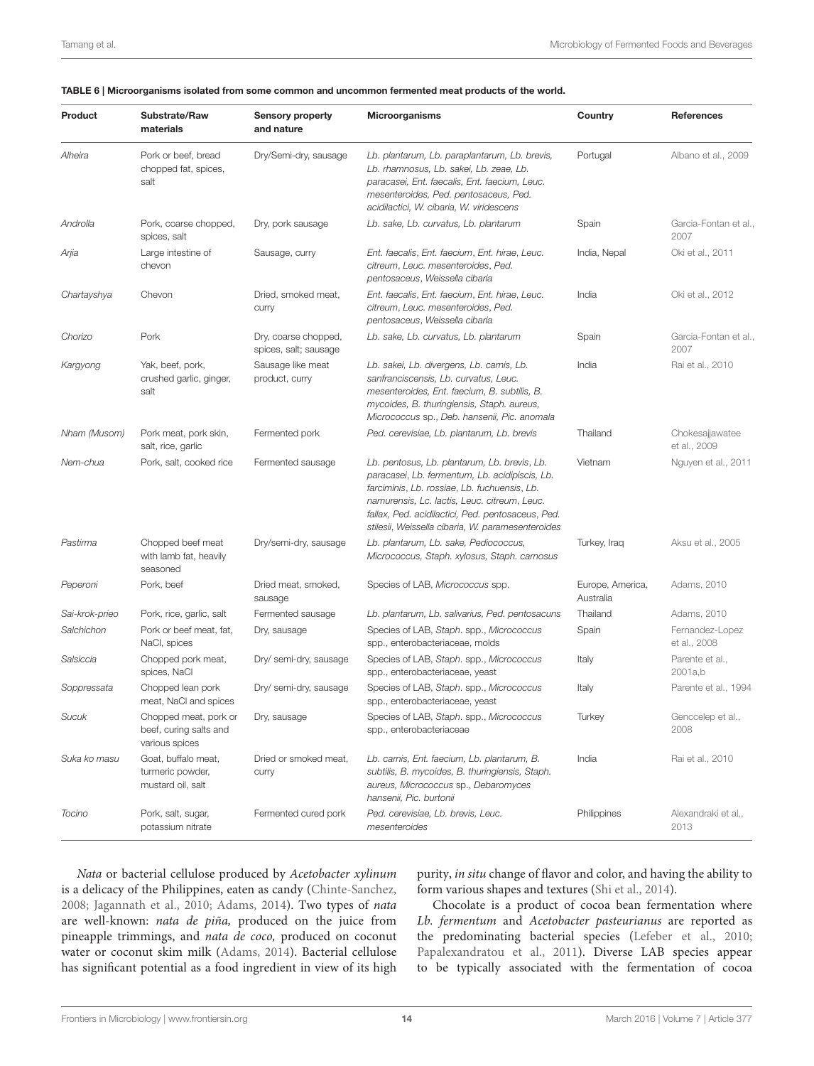**TABLE 6 | Microorganisms isolated from some common and uncommon fermented meat products of the world.**

| Product | Substrate/Raw materials | Sensory property and nature | Microorganisms | Country | References |
|---|---|---|---|---|---|
| *Alheira* | Pork or beef, bread chopped fat, spices, salt | Dry/Semi-dry, sausage | *Lb. plantarum, Lb. paraplantarum, Lb. brevis, Lb. rhamnosus, Lb. sakei, Lb. zeae, Lb. paracasei, Ent. faecalis, Ent. faecium, Leuc. mesenteroides, Ped. pentosaceus, Ped. acidilactici, W. cibaria, W. viridescens* | Portugal | Albano et al., 2009 |
| *Androlla* | Pork, coarse chopped, spices, salt | Dry, pork sausage | *Lb. sake, Lb. curvatus, Lb. plantarum* | Spain | Garcia-Fontan et al., 2007 |
| *Arjia* | Large intestine of chevon | Sausage, curry | *Ent. faecalis, Ent. faecium, Ent. hirae, Leuc. citreum, Leuc. mesenteroides, Ped. pentosaceus, Weissella cibaria* | India, Nepal | Oki et al., 2011 |
| *Chartayshya* | Chevon | Dried, smoked meat, curry | *Ent. faecalis, Ent. faecium, Ent. hirae, Leuc. citreum, Leuc. mesenteroides, Ped. pentosaceus, Weissella cibaria* | India | Oki et al., 2012 |
| *Chorizo* | Pork | Dry, coarse chopped, spices, salt; sausage | *Lb. sake, Lb. curvatus, Lb. plantarum* | Spain | Garcia-Fontan et al., 2007 |
| *Kargyong* | Yak, beef, pork, crushed garlic, ginger, salt | Sausage like meat product, curry | *Lb. sakei, Lb. divergens, Lb. carnis, Lb. sanfranciscensis, Lb. curvatus, Leuc. mesenteroides, Ent. faecium, B. subtilis, B. mycoides, B. thuringiensis, Staph. aureus, Micrococcus* sp., *Deb. hansenii, Pic. anomala* | India | Rai et al., 2010 |
| *Nham (Musom)* | Pork meat, pork skin, salt, rice, garlic | Fermented pork | *Ped. cerevisiae, Lb. plantarum, Lb. brevis* | Thailand | Chokesajjawatee et al., 2009 |
| *Nem-chua* | Pork, salt, cooked rice | Fermented sausage | *Lb. pentosus, Lb. plantarum, Lb. brevis, Lb. paracasei, Lb. fermentum, Lb. acidipiscis, Lb. farciminis, Lb. rossiae, Lb. fuchuensis, Lb. namurensis, Lc. lactis, Leuc. citreum, Leuc. fallax, Ped. acidilactici, Ped. pentosaceus, Ped. stilesii, Weissella cibaria, W. paramesenteroides* | Vietnam | Nguyen et al., 2011 |
| *Pastirma* | Chopped beef meat with lamb fat, heavily seasoned | Dry/semi-dry, sausage | *Lb. plantarum, Lb. sake, Pediococcus, Micrococcus, Staph. xylosus, Staph. carnosus* | Turkey, Iraq | Aksu et al., 2005 |
| *Peperoni* | Pork, beef | Dried meat, smoked, sausage | Species of LAB, *Micrococcus* spp. | Europe, America, Australia | Adams, 2010 |
| *Sai-krok-prieo* | Pork, rice, garlic, salt | Fermented sausage | *Lb. plantarum, Lb. salivarius, Ped. pentosacuns* | Thailand | Adams, 2010 |
| *Salchichon* | Pork or beef meat, fat, NaCl, spices | Dry, sausage | Species of LAB, *Staph.* spp., *Micrococcus* spp., enterobacteriaceae, molds | Spain | Fernandez-Lopez et al., 2008 |
| *Salsiccia* | Chopped pork meat, spices, NaCl | Dry/ semi-dry, sausage | Species of LAB, *Staph.* spp., *Micrococcus* spp., enterobacteriaceae, yeast | Italy | Parente et al., 2001a,b |
| *Soppressata* | Chopped lean pork meat, NaCl and spices | Dry/ semi-dry, sausage | Species of LAB, *Staph.* spp., *Micrococcus* spp., enterobacteriaceae, yeast | Italy | Parente et al., 1994 |
| *Sucuk* | Chopped meat, pork or beef, curing salts and various spices | Dry, sausage | Species of LAB, *Staph.* spp., *Micrococcus* spp., enterobacteriaceae | Turkey | Genccelep et al., 2008 |
| *Suka ko masu* | Goat, buffalo meat, turmeric powder, mustard oil, salt | Dried or smoked meat, curry | *Lb. carnis, Ent. faecium, Lb. plantarum, B. subtilis, B. mycoides, B. thuringiensis, Staph. aureus, Micrococcus* sp., *Debaromyces hansenii, Pic. burtonii* | India | Rai et al., 2010 |
| *Tocino* | Pork, salt, sugar, potassium nitrate | Fermented cured pork | *Ped. cerevisiae, Lb. brevis, Leuc. mesenteroides* | Philippines | Alexandraki et al., 2013 |

*Nata* or bacterial cellulose produced by *Acetobacter xylinum* is a delicacy of the Philippines, eaten as candy (Chinte-Sanchez, 2008; Jagannath et al., 2010; Adams, 2014). Two types of *nata* are well-known: *nata de piña,* produced on the juice from pineapple trimmings, and *nata de coco,* produced on coconut water or coconut skim milk (Adams, 2014). Bacterial cellulose has significant potential as a food ingredient in view of its high purity, *in situ* change of flavor and color, and having the ability to form various shapes and textures (Shi et al., 2014).

Chocolate is a product of cocoa bean fermentation where *Lb. fermentum* and *Acetobacter pasteurianus* are reported as the predominating bacterial species (Lefeber et al., 2010; Papalexandratou et al., 2011). Diverse LAB species appear to be typically associated with the fermentation of cocoa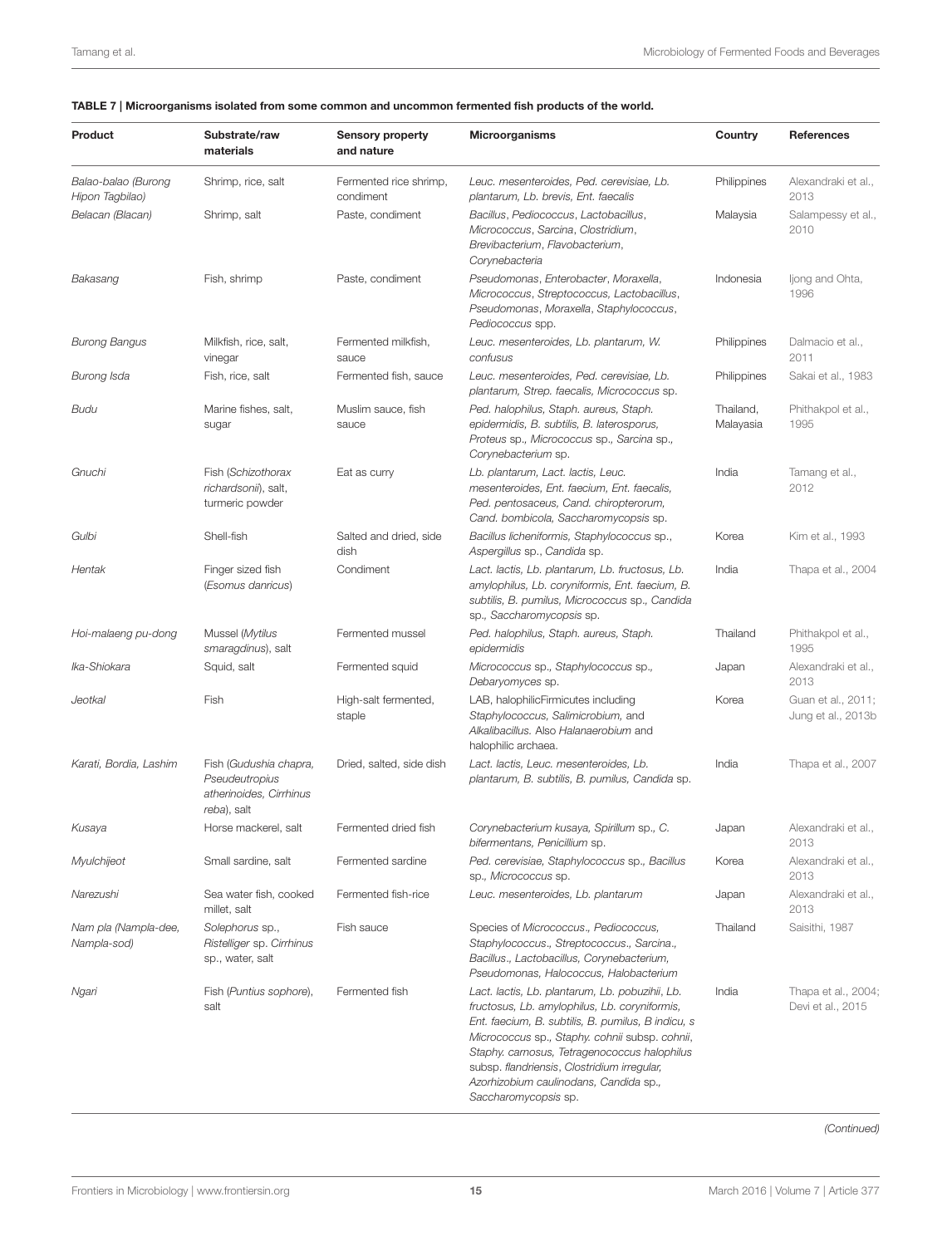**TABLE 7 | Microorganisms isolated from some common and uncommon fermented fish products of the world.**

| Product | Substrate/raw materials | Sensory property and nature | Microorganisms | Country | References |
|---|---|---|---|---|---|
| *Balao-balao (Burong Hipon Tagbilao)* | Shrimp, rice, salt | Fermented rice shrimp, condiment | *Leuc. mesenteroides, Ped. cerevisiae, Lb. plantarum, Lb. brevis, Ent. faecalis* | Philippines | Alexandraki et al., 2013 |
| *Belacan (Blacan)* | Shrimp, salt | Paste, condiment | *Bacillus, Pediococcus, Lactobacillus, Micrococcus, Sarcina, Clostridium, Brevibacterium, Flavobacterium, Corynebacteria* | Malaysia | Salampessy et al., 2010 |
| *Bakasang* | Fish, shrimp | Paste, condiment | *Pseudomonas, Enterobacter, Moraxella, Micrococcus, Streptococcus, Lactobacillus, Pseudomonas, Moraxella, Staphylococcus, Pediococcus* spp. | Indonesia | Ijong and Ohta, 1996 |
| *Burong Bangus* | Milkfish, rice, salt, vinegar | Fermented milkfish, sauce | *Leuc. mesenteroides, Lb. plantarum, W. confusus* | Philippines | Dalmacio et al., 2011 |
| *Burong Isda* | Fish, rice, salt | Fermented fish, sauce | *Leuc. mesenteroides, Ped. cerevisiae, Lb. plantarum, Strep. faecalis, Micrococcus* sp. | Philippines | Sakai et al., 1983 |
| *Budu* | Marine fishes, salt, sugar | Muslim sauce, fish sauce | *Ped. halophilus, Staph. aureus, Staph. epidermidis, B. subtilis, B. laterosporus, Proteus* sp., *Micrococcus* sp., *Sarcina* sp., *Corynebacterium* sp. | Thailand, Malayasia | Phithakpol et al., 1995 |
| *Gnuchi* | Fish (*Schizothorax richardsonii*), salt, turmeric powder | Eat as curry | *Lb. plantarum, Lact. lactis, Leuc. mesenteroides, Ent. faecium, Ent. faecalis, Ped. pentosaceus, Cand. chiropterorum, Cand. bombicola, Saccharomycopsis* sp. | India | Tamang et al., 2012 |
| *Gulbi* | Shell-fish | Salted and dried, side dish | *Bacillus licheniformis, Staphylococcus* sp., *Aspergillus* sp., *Candida* sp. | Korea | Kim et al., 1993 |
| *Hentak* | Finger sized fish (*Esomus danricus*) | Condiment | *Lact. lactis, Lb. plantarum, Lb. fructosus, Lb. amylophilus, Lb. coryniformis, Ent. faecium, B. subtilis, B. pumilus, Micrococcus* sp., *Candida* sp., *Saccharomycopsis* sp. | India | Thapa et al., 2004 |
| *Hoi-malaeng pu-dong* | Mussel (*Mytilus smaragdinus*), salt | Fermented mussel | *Ped. halophilus, Staph. aureus, Staph. epidermidis* | Thailand | Phithakpol et al., 1995 |
| *Ika-Shiokara* | Squid, salt | Fermented squid | *Micrococcus* sp., *Staphylococcus* sp., *Debaryomyces* sp. | Japan | Alexandraki et al., 2013 |
| *Jeotkal* | Fish | High-salt fermented, staple | LAB, halophilicFirmicutes including *Staphylococcus, Salimicrobium,* and *Alkalibacillus.* Also *Halanaerobium* and halophilic archaea. | Korea | Guan et al., 2011; Jung et al., 2013b |
| *Karati, Bordia, Lashim* | Fish (*Gudushia chapra, Pseudeutropius atherinoides, Cirrhinus reba*), salt | Dried, salted, side dish | *Lact. lactis, Leuc. mesenteroides, Lb. plantarum, B. subtilis, B. pumilus, Candida* sp. | India | Thapa et al., 2007 |
| *Kusaya* | Horse mackerel, salt | Fermented dried fish | *Corynebacterium kusaya, Spirillum* sp., *C. bifermentans, Penicillium* sp. | Japan | Alexandraki et al., 2013 |
| *Myulchijeot* | Small sardine, salt | Fermented sardine | *Ped. cerevisiae, Staphylococcus* sp., *Bacillus* sp., *Micrococcus* sp. | Korea | Alexandraki et al., 2013 |
| *Narezushi* | Sea water fish, cooked millet, salt | Fermented fish-rice | *Leuc. mesenteroides, Lb. plantarum* | Japan | Alexandraki et al., 2013 |
| *Nam pla (Nampla-dee, Nampla-sod)* | *Solephorus* sp., *Ristelliger* sp. *Cirrhinus* sp., water, salt | Fish sauce | Species of *Micrococcus., Pediococcus, Staphylococcus., Streptococcus., Sarcina., Bacillus., Lactobacillus, Corynebacterium, Pseudomonas, Halococcus, Halobacterium* | Thailand | Saisithi, 1987 |
| *Ngari* | Fish (*Puntius sophore*), salt | Fermented fish | *Lact. lactis, Lb. plantarum, Lb. pobuzihii, Lb. fructosus, Lb. amylophilus, Lb. coryniformis, Ent. faecium, B. subtilis, B. pumilus, B indicu, s Micrococcus* sp., *Staphy. cohnii* subsp. *cohnii, Staphy. carnosus, Tetragenococcus halophilus* subsp. *flandriensis, Clostridium irregular, Azorhizobium caulinodans, Candida* sp., *Saccharomycopsis* sp. | India | Thapa et al., 2004; Devi et al., 2015 |

*(Continued)*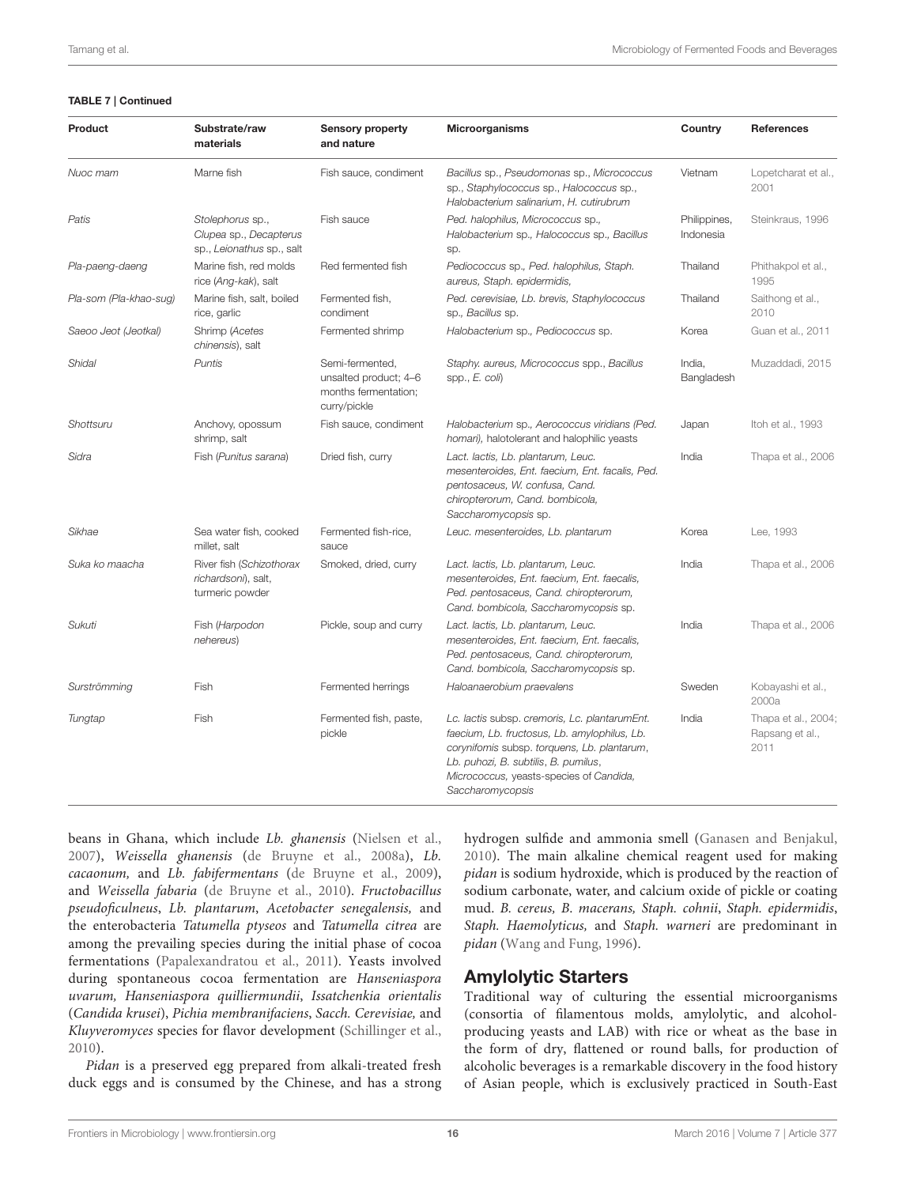**TABLE 7 | Continued**

| Product | Substrate/raw materials | Sensory property and nature | Microorganisms | Country | References |
|---|---|---|---|---|---|
| *Nuoc mam* | Marne fish | Fish sauce, condiment | *Bacillus* sp., *Pseudomonas* sp., *Micrococcus* sp., *Staphylococcus* sp., *Halococcus* sp., *Halobacterium salinarium*, *H. cutirubrum* | Vietnam | Lopetcharat et al., 2001 |
| *Patis* | *Stolephorus* sp., *Clupea* sp., *Decapterus* sp., *Leionathus* sp., salt | Fish sauce | *Ped. halophilus*, *Micrococcus* sp., *Halobacterium* sp., *Halococcus* sp., *Bacillus* sp. | Philippines, Indonesia | Steinkraus, 1996 |
| *Pla-paeng-daeng* | Marine fish, red molds rice (*Ang-kak*), salt | Red fermented fish | *Pediococcus* sp., *Ped. halophilus*, *Staph. aureus*, *Staph. epidermidis,* | Thailand | Phithakpol et al., 1995 |
| *Pla-som (Pla-khao-sug)* | Marine fish, salt, boiled rice, garlic | Fermented fish, condiment | *Ped. cerevisiae*, *Lb. brevis*, *Staphylococcus* sp., *Bacillus* sp. | Thailand | Saithong et al., 2010 |
| *Saeoo Jeot (Jeotkal)* | Shrimp (*Acetes chinensis*), salt | Fermented shrimp | *Halobacterium* sp., *Pediococcus* sp. | Korea | Guan et al., 2011 |
| *Shidal* | *Puntis* | Semi-fermented, unsalted product; 4–6 months fermentation; curry/pickle | *Staphy. aureus*, *Micrococcus* spp., *Bacillus* spp., *E. coli*) | India, Bangladesh | Muzaddadi, 2015 |
| *Shottsuru* | Anchovy, opossum shrimp, salt | Fish sauce, condiment | *Halobacterium* sp., *Aerococcus viridians (Ped. homari)*, halotolerant and halophilic yeasts | Japan | Itoh et al., 1993 |
| *Sidra* | Fish (*Punitus sarana*) | Dried fish, curry | *Lact. lactis*, *Lb. plantarum*, *Leuc. mesenteroides*, *Ent. faecium*, *Ent. facalis*, *Ped. pentosaceus*, *W. confusa*, *Cand. chiropterorum*, *Cand. bombicola*, *Saccharomycopsis* sp. | India | Thapa et al., 2006 |
| *Sikhae* | Sea water fish, cooked millet, salt | Fermented fish-rice, sauce | *Leuc. mesenteroides*, *Lb. plantarum* | Korea | Lee, 1993 |
| *Suka ko maacha* | River fish (*Schizothorax richardsoni*), salt, turmeric powder | Smoked, dried, curry | *Lact. lactis*, *Lb. plantarum*, *Leuc. mesenteroides*, *Ent. faecium*, *Ent. faecalis*, *Ped. pentosaceus*, *Cand. chiropterorum*, *Cand. bombicola*, *Saccharomycopsis* sp. | India | Thapa et al., 2006 |
| *Sukuti* | Fish (*Harpodon nehereus*) | Pickle, soup and curry | *Lact. lactis*, *Lb. plantarum*, *Leuc. mesenteroides*, *Ent. faecium*, *Ent. faecalis*, *Ped. pentosaceus*, *Cand. chiropterorum*, *Cand. bombicola*, *Saccharomycopsis* sp. | India | Thapa et al., 2006 |
| *Surströmming* | Fish | Fermented herrings | *Haloanaerobium praevalens* | Sweden | Kobayashi et al., 2000a |
| *Tungtap* | Fish | Fermented fish, paste, pickle | *Lc. lactis* subsp. *cremoris*, *Lc. plantarumEnt. faecium*, *Lb. fructosus*, *Lb. amylophilus*, *Lb. corynifomis* subsp. *torquens*, *Lb. plantarum*, *Lb. puhozi*, *B. subtilis*, *B. pumilus*, *Micrococcus*, yeasts-species of *Candida*, *Saccharomycopsis* | India | Thapa et al., 2004; Rapsang et al., 2011 |

beans in Ghana, which include *Lb. ghanensis* (Nielsen et al., 2007), *Weissella ghanensis* (de Bruyne et al., 2008a), *Lb. cacaonum,* and *Lb. fabifermentans* (de Bruyne et al., 2009), and *Weissella fabaria* (de Bruyne et al., 2010). *Fructobacillus pseudoficulneus*, *Lb. plantarum*, *Acetobacter senegalensis,* and the enterobacteria *Tatumella ptyseos* and *Tatumella citrea* are among the prevailing species during the initial phase of cocoa fermentations (Papalexandratou et al., 2011). Yeasts involved during spontaneous cocoa fermentation are *Hanseniaspora uvarum, Hanseniaspora quilliermundii*, *Issatchenkia orientalis* (*Candida krusei*), *Pichia membranifaciens*, *Sacch. Cerevisiae,* and *Kluyveromyces* species for flavor development (Schillinger et al., 2010).

*Pidan* is a preserved egg prepared from alkali-treated fresh duck eggs and is consumed by the Chinese, and has a strong hydrogen sulfide and ammonia smell (Ganasen and Benjakul, 2010). The main alkaline chemical reagent used for making *pidan* is sodium hydroxide, which is produced by the reaction of sodium carbonate, water, and calcium oxide of pickle or coating mud. *B. cereus, B. macerans, Staph. cohnii*, *Staph. epidermidis*, *Staph. Haemolyticus,* and *Staph. warneri* are predominant in *pidan* (Wang and Fung, 1996).

## Amylolytic Starters

Traditional way of culturing the essential microorganisms (consortia of filamentous molds, amylolytic, and alcohol-producing yeasts and LAB) with rice or wheat as the base in the form of dry, flattened or round balls, for production of alcoholic beverages is a remarkable discovery in the food history of Asian people, which is exclusively practiced in South-East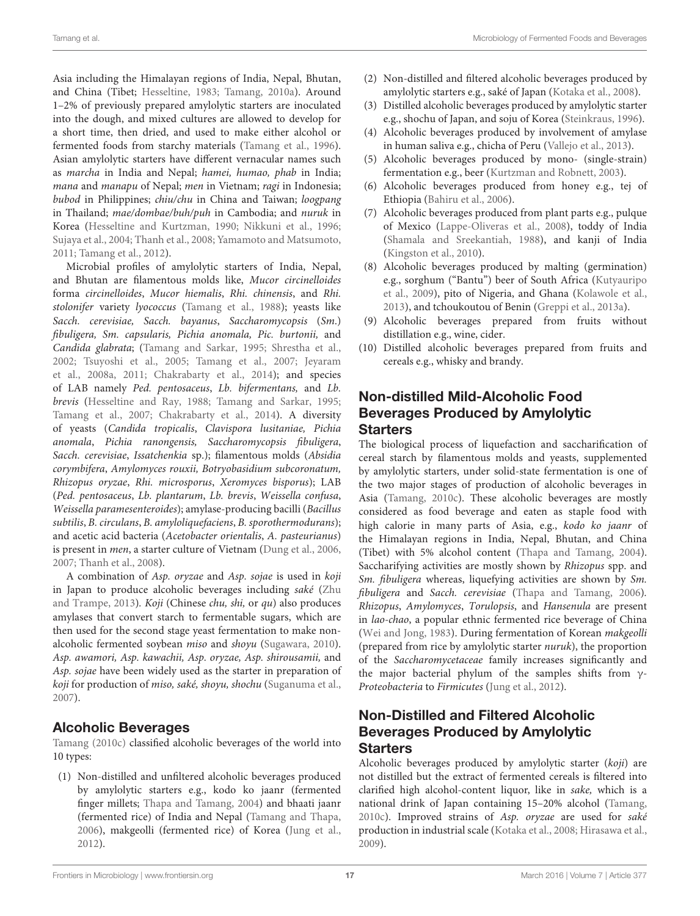Asia including the Himalayan regions of India, Nepal, Bhutan, and China (Tibet; Hesseltine, 1983; Tamang, 2010a). Around 1–2% of previously prepared amylolytic starters are inoculated into the dough, and mixed cultures are allowed to develop for a short time, then dried, and used to make either alcohol or fermented foods from starchy materials (Tamang et al., 1996). Asian amylolytic starters have different vernacular names such as *marcha* in India and Nepal; *hamei, humao, phab* in India; *mana* and *manapu* of Nepal; *men* in Vietnam; *ragi* in Indonesia; *bubod* in Philippines; *chiu/chu* in China and Taiwan; *loogpang* in Thailand; *mae/dombae/buh/puh* in Cambodia; and *nuruk* in Korea (Hesseltine and Kurtzman, 1990; Nikkuni et al., 1996; Sujaya et al., 2004; Thanh et al., 2008; Yamamoto and Matsumoto, 2011; Tamang et al., 2012).

Microbial profiles of amylolytic starters of India, Nepal, and Bhutan are filamentous molds like, *Mucor circinelloides* forma *circinelloides*, *Mucor hiemalis*, *Rhi. chinensis*, and *Rhi. stolonifer* variety *lyococcus* (Tamang et al., 1988); yeasts like *Sacch. cerevisiae, Sacch. bayanus*, *Saccharomycopsis* (*Sm.*) *fibuligera, Sm. capsularis, Pichia anomala, Pic. burtonii,* and *Candida glabrata*; (Tamang and Sarkar, 1995; Shrestha et al., 2002; Tsuyoshi et al., 2005; Tamang et al., 2007; Jeyaram et al., 2008a, 2011; Chakrabarty et al., 2014); and species of LAB namely *Ped. pentosaceus*, *Lb. bifermentans,* and *Lb. brevis* (Hesseltine and Ray, 1988; Tamang and Sarkar, 1995; Tamang et al., 2007; Chakrabarty et al., 2014). A diversity of yeasts (*Candida tropicalis*, *Clavispora lusitaniae, Pichia anomala*, *Pichia ranongensis, Saccharomycopsis fibuligera*, *Sacch. cerevisiae*, *Issatchenkia* sp.); filamentous molds (*Absidia corymbifera*, *Amylomyces rouxii, Botryobasidium subcoronatum, Rhizopus oryzae*, *Rhi. microsporus*, *Xeromyces bisporus*); LAB (*Ped. pentosaceus*, *Lb. plantarum*, *Lb. brevis*, *Weissella confusa*, *Weissella paramesenteroides*); amylase-producing bacilli (*Bacillus subtilis*, *B. circulans*, *B. amyloliquefaciens*, *B. sporothermodurans*); and acetic acid bacteria (*Acetobacter orientalis*, *A. pasteurianus*) is present in *men*, a starter culture of Vietnam (Dung et al., 2006, 2007; Thanh et al., 2008).

A combination of *Asp. oryzae* and *Asp. sojae* is used in *koji* in Japan to produce alcoholic beverages including *saké* (Zhu and Trampe, 2013). *Koji* (Chinese *chu, shi,* or *qu*) also produces amylases that convert starch to fermentable sugars, which are then used for the second stage yeast fermentation to make non-alcoholic fermented soybean *miso* and *shoyu* (Sugawara, 2010). *Asp. awamori, Asp. kawachii, Asp. oryzae, Asp. shirousamii,* and *Asp. sojae* have been widely used as the starter in preparation of *koji* for production of *miso, saké, shoyu, shochu* (Suganuma et al., 2007).

## Alcoholic Beverages

Tamang (2010c) classified alcoholic beverages of the world into 10 types:

1. Non-distilled and unfiltered alcoholic beverages produced by amylolytic starters e.g., kodo ko jaanr (fermented finger millets; Thapa and Tamang, 2004) and bhaati jaanr (fermented rice) of India and Nepal (Tamang and Thapa, 2006), makgeolli (fermented rice) of Korea (Jung et al., 2012).
2. Non-distilled and filtered alcoholic beverages produced by amylolytic starters e.g., saké of Japan (Kotaka et al., 2008).
3. Distilled alcoholic beverages produced by amylolytic starter e.g., shochu of Japan, and soju of Korea (Steinkraus, 1996).
4. Alcoholic beverages produced by involvement of amylase in human saliva e.g., chicha of Peru (Vallejo et al., 2013).
5. Alcoholic beverages produced by mono- (single-strain) fermentation e.g., beer (Kurtzman and Robnett, 2003).
6. Alcoholic beverages produced from honey e.g., tej of Ethiopia (Bahiru et al., 2006).
7. Alcoholic beverages produced from plant parts e.g., pulque of Mexico (Lappe-Oliveras et al., 2008), toddy of India (Shamala and Sreekantiah, 1988), and kanji of India (Kingston et al., 2010).
8. Alcoholic beverages produced by malting (germination) e.g., sorghum ("Bantu") beer of South Africa (Kutyauripo et al., 2009), pito of Nigeria, and Ghana (Kolawole et al., 2013), and tchoukoutou of Benin (Greppi et al., 2013a).
9. Alcoholic beverages prepared from fruits without distillation e.g., wine, cider.
10. Distilled alcoholic beverages prepared from fruits and cereals e.g., whisky and brandy.

### Non-distilled Mild-Alcoholic Food Beverages Produced by Amylolytic Starters

The biological process of liquefaction and saccharification of cereal starch by filamentous molds and yeasts, supplemented by amylolytic starters, under solid-state fermentation is one of the two major stages of production of alcoholic beverages in Asia (Tamang, 2010c). These alcoholic beverages are mostly considered as food beverage and eaten as staple food with high calorie in many parts of Asia, e.g., *kodo ko jaanr* of the Himalayan regions in India, Nepal, Bhutan, and China (Tibet) with 5% alcohol content (Thapa and Tamang, 2004). Saccharifying activities are mostly shown by *Rhizopus* spp. and *Sm. fibuligera* whereas, liquefying activities are shown by *Sm. fibuligera* and *Sacch. cerevisiae* (Thapa and Tamang, 2006). *Rhizopus*, *Amylomyces*, *Torulopsis*, and *Hansenula* are present in *lao-chao*, a popular ethnic fermented rice beverage of China (Wei and Jong, 1983). During fermentation of Korean *makgeolli* (prepared from rice by amylolytic starter *nuruk*), the proportion of the *Saccharomycetaceae* family increases significantly and the major bacterial phylum of the samples shifts from $\gamma$-*Proteobacteria* to *Firmicutes* (Jung et al., 2012).

### Non-Distilled and Filtered Alcoholic Beverages Produced by Amylolytic Starters

Alcoholic beverages produced by amylolytic starter (*koji*) are not distilled but the extract of fermented cereals is filtered into clarified high alcohol-content liquor, like in *sake,* which is a national drink of Japan containing 15–20% alcohol (Tamang, 2010c). Improved strains of *Asp. oryzae* are used for *saké* production in industrial scale (Kotaka et al., 2008; Hirasawa et al., 2009).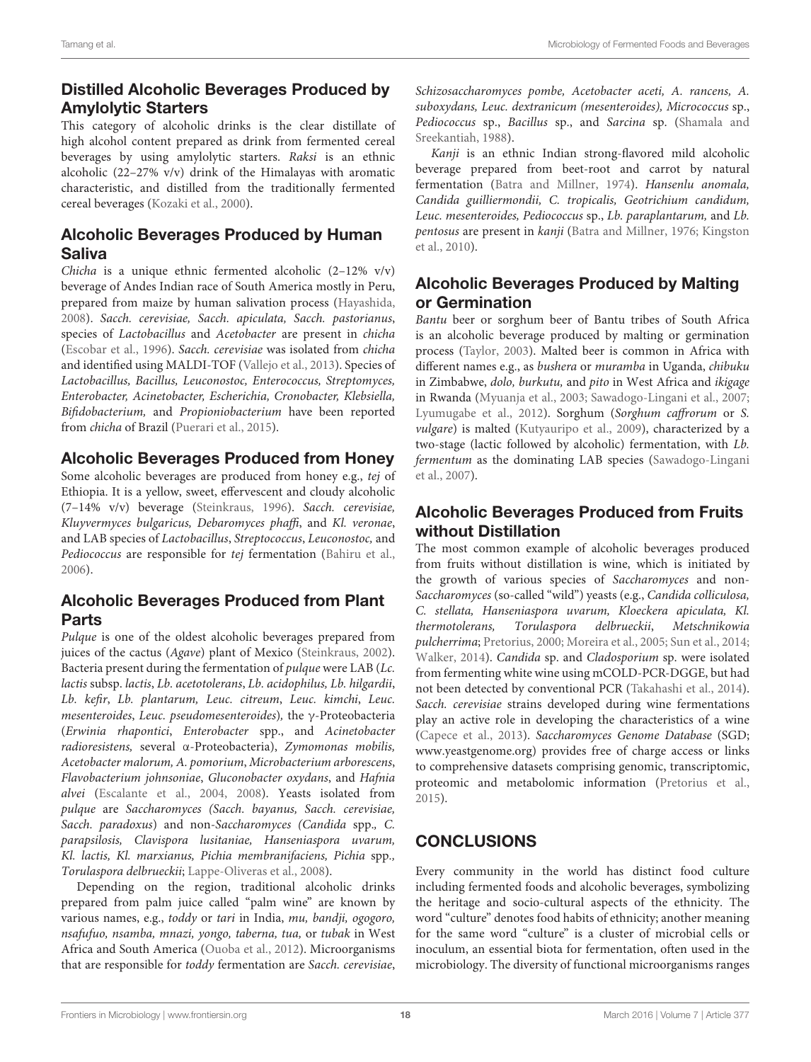## Distilled Alcoholic Beverages Produced by Amylolytic Starters

This category of alcoholic drinks is the clear distillate of high alcohol content prepared as drink from fermented cereal beverages by using amylolytic starters. *Raksi* is an ethnic alcoholic (22–27% v/v) drink of the Himalayas with aromatic characteristic, and distilled from the traditionally fermented cereal beverages (Kozaki et al., 2000).

## Alcoholic Beverages Produced by Human Saliva

*Chicha* is a unique ethnic fermented alcoholic (2–12% v/v) beverage of Andes Indian race of South America mostly in Peru, prepared from maize by human salivation process (Hayashida, 2008). *Sacch. cerevisiae, Sacch. apiculata, Sacch. pastorianus*, species of *Lactobacillus* and *Acetobacter* are present in *chicha* (Escobar et al., 1996). *Sacch. cerevisiae* was isolated from *chicha* and identified using MALDI-TOF (Vallejo et al., 2013). Species of *Lactobacillus, Bacillus, Leuconostoc, Enterococcus, Streptomyces, Enterobacter, Acinetobacter, Escherichia, Cronobacter, Klebsiella, Bifidobacterium,* and *Propioniobacterium* have been reported from *chicha* of Brazil (Puerari et al., 2015).

## Alcoholic Beverages Produced from Honey

Some alcoholic beverages are produced from honey e.g., *tej* of Ethiopia. It is a yellow, sweet, effervescent and cloudy alcoholic (7–14% v/v) beverage (Steinkraus, 1996). *Sacch. cerevisiae, Kluyvermyces bulgaricus, Debaromyces phaffi*, and *Kl. veronae*, and LAB species of *Lactobacillus*, *Streptococcus*, *Leuconostoc,* and *Pediococcus* are responsible for *tej* fermentation (Bahiru et al., 2006).

## Alcoholic Beverages Produced from Plant Parts

*Pulque* is one of the oldest alcoholic beverages prepared from juices of the cactus (*Agave*) plant of Mexico (Steinkraus, 2002). Bacteria present during the fermentation of *pulque* were LAB (*Lc. lactis* subsp. *lactis*, *Lb. acetotolerans*, *Lb. acidophilus, Lb. hilgardii*, *Lb. kefir*, *Lb. plantarum, Leuc. citreum*, *Leuc. kimchi*, *Leuc. mesenteroides*, *Leuc. pseudomesenteroides*), the γ-Proteobacteria (*Erwinia rhapontici*, *Enterobacter* spp., and *Acinetobacter radioresistens,* several α-Proteobacteria), *Zymomonas mobilis, Acetobacter malorum, A. pomorium*, *Microbacterium arborescens*, *Flavobacterium johnsoniae*, *Gluconobacter oxydans*, and *Hafnia alvei* (Escalante et al., 2004, 2008). Yeasts isolated from *pulque* are *Saccharomyces (Sacch. bayanus, Sacch. cerevisiae, Sacch. paradoxus*) and non-*Saccharomyces (Candida* spp*., C. parapsilosis, Clavispora lusitaniae, Hanseniaspora uvarum, Kl. lactis, Kl. marxianus, Pichia membranifaciens, Pichia* spp*., Torulaspora delbrueckii*; Lappe-Oliveras et al., 2008).

Depending on the region, traditional alcoholic drinks prepared from palm juice called "palm wine" are known by various names, e.g., *toddy* or *tari* in India, *mu, bandji, ogogoro, nsafufuo, nsamba, mnazi, yongo, taberna, tua,* or *tubak* in West Africa and South America (Ouoba et al., 2012). Microorganisms that are responsible for *toddy* fermentation are *Sacch. cerevisiae*, *Schizosaccharomyces pombe, Acetobacter aceti, A. rancens, A. suboxydans, Leuc. dextranicum (mesenteroides), Micrococcus* sp., *Pediococcus* sp., *Bacillus* sp., and *Sarcina* sp. (Shamala and Sreekantiah, 1988).

*Kanji* is an ethnic Indian strong-flavored mild alcoholic beverage prepared from beet-root and carrot by natural fermentation (Batra and Millner, 1974). *Hansenlu anomala, Candida guilliermondii, C. tropicalis, Geotrichium candidum, Leuc. mesenteroides, Pediococcus* sp., *Lb. paraplantarum,* and *Lb. pentosus* are present in *kanji* (Batra and Millner, 1976; Kingston et al., 2010).

## Alcoholic Beverages Produced by Malting or Germination

*Bantu* beer or sorghum beer of Bantu tribes of South Africa is an alcoholic beverage produced by malting or germination process (Taylor, 2003). Malted beer is common in Africa with different names e.g., as *bushera* or *muramba* in Uganda, *chibuku* in Zimbabwe, *dolo, burkutu,* and *pito* in West Africa and *ikigage* in Rwanda (Myuanja et al., 2003; Sawadogo-Lingani et al., 2007; Lyumugabe et al., 2012). Sorghum (*Sorghum caffrorum* or *S. vulgare*) is malted (Kutyauripo et al., 2009), characterized by a two-stage (lactic followed by alcoholic) fermentation, with *Lb. fermentum* as the dominating LAB species (Sawadogo-Lingani et al., 2007).

## Alcoholic Beverages Produced from Fruits without Distillation

The most common example of alcoholic beverages produced from fruits without distillation is wine, which is initiated by the growth of various species of *Saccharomyces* and non-*Saccharomyces* (so-called "wild") yeasts (e.g., *Candida colliculosa, C. stellata, Hanseniaspora uvarum, Kloeckera apiculata, Kl. thermotolerans, Torulaspora delbrueckii*, *Metschnikowia pulcherrima*; Pretorius, 2000; Moreira et al., 2005; Sun et al., 2014; Walker, 2014). *Candida* sp. and *Cladosporium* sp. were isolated from fermenting white wine using mCOLD-PCR-DGGE, but had not been detected by conventional PCR (Takahashi et al., 2014). *Sacch. cerevisiae* strains developed during wine fermentations play an active role in developing the characteristics of a wine (Capece et al., 2013). *Saccharomyces Genome Database* (SGD; www.yeastgenome.org) provides free of charge access or links to comprehensive datasets comprising genomic, transcriptomic, proteomic and metabolomic information (Pretorius et al., 2015).

# CONCLUSIONS

Every community in the world has distinct food culture including fermented foods and alcoholic beverages, symbolizing the heritage and socio-cultural aspects of the ethnicity. The word "culture" denotes food habits of ethnicity; another meaning for the same word "culture" is a cluster of microbial cells or inoculum, an essential biota for fermentation, often used in the microbiology. The diversity of functional microorganisms ranges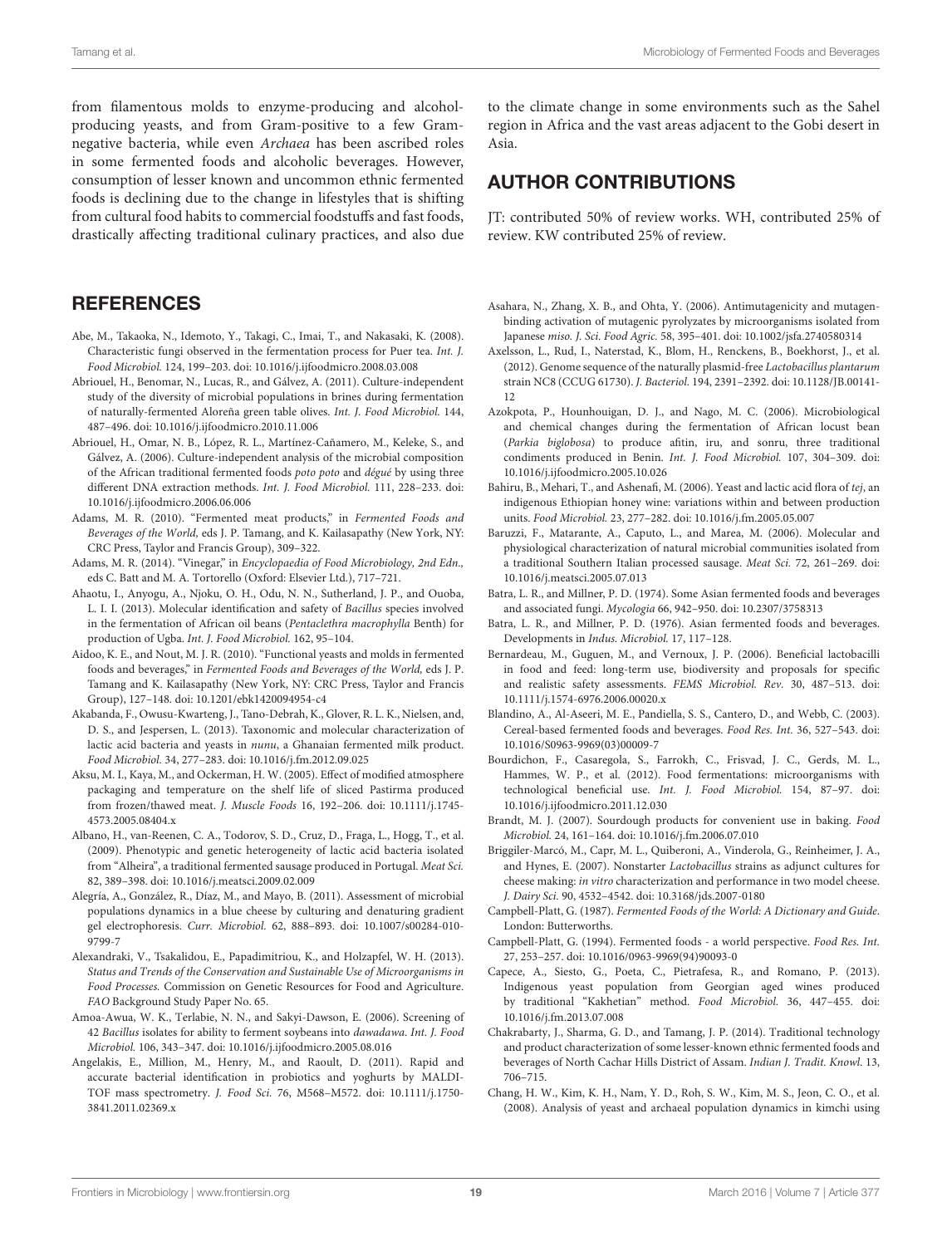from filamentous molds to enzyme-producing and alcohol-producing yeasts, and from Gram-positive to a few Gram-negative bacteria, while even *Archaea* has been ascribed roles in some fermented foods and alcoholic beverages. However, consumption of lesser known and uncommon ethnic fermented foods is declining due to the change in lifestyles that is shifting from cultural food habits to commercial foodstuffs and fast foods, drastically affecting traditional culinary practices, and also due to the climate change in some environments such as the Sahel region in Africa and the vast areas adjacent to the Gobi desert in Asia.

## AUTHOR CONTRIBUTIONS

JT: contributed 50% of review works. WH, contributed 25% of review. KW contributed 25% of review.

## REFERENCES

Abe, M., Takaoka, N., Idemoto, Y., Takagi, C., Imai, T., and Nakasaki, K. (2008). Characteristic fungi observed in the fermentation process for Puer tea. *Int. J. Food Microbiol.* 124, 199–203. doi: 10.1016/j.ijfoodmicro.2008.03.008

Abriouel, H., Benomar, N., Lucas, R., and Gálvez, A. (2011). Culture-independent study of the diversity of microbial populations in brines during fermentation of naturally-fermented Aloreña green table olives. *Int. J. Food Microbiol.* 144, 487–496. doi: 10.1016/j.ijfoodmicro.2010.11.006

Abriouel, H., Omar, N. B., López, R. L., Martínez-Cañamero, M., Keleke, S., and Gálvez, A. (2006). Culture-independent analysis of the microbial composition of the African traditional fermented foods *poto poto* and *dégué* by using three different DNA extraction methods. *Int. J. Food Microbiol.* 111, 228–233. doi: 10.1016/j.ijfoodmicro.2006.06.006

Adams, M. R. (2010). "Fermented meat products," in *Fermented Foods and Beverages of the World*, eds J. P. Tamang, and K. Kailasapathy (New York, NY: CRC Press, Taylor and Francis Group), 309–322.

Adams, M. R. (2014). "Vinegar," in *Encyclopaedia of Food Microbiology, 2nd Edn.,* eds C. Batt and M. A. Tortorello (Oxford: Elsevier Ltd.), 717–721.

Ahaotu, I., Anyogu, A., Njoku, O. H., Odu, N. N., Sutherland, J. P., and Ouoba, L. I. I. (2013). Molecular identification and safety of *Bacillus* species involved in the fermentation of African oil beans (*Pentaclethra macrophylla* Benth) for production of Ugba. *Int. J. Food Microbiol.* 162, 95–104.

Aidoo, K. E., and Nout, M. J. R. (2010). "Functional yeasts and molds in fermented foods and beverages," in *Fermented Foods and Beverages of the World,* eds J. P. Tamang and K. Kailasapathy (New York, NY: CRC Press, Taylor and Francis Group), 127–148. doi: 10.1201/ebk1420094954-c4

Akabanda, F., Owusu-Kwarteng, J., Tano-Debrah, K., Glover, R. L. K., Nielsen, and, D. S., and Jespersen, L. (2013). Taxonomic and molecular characterization of lactic acid bacteria and yeasts in *nunu*, a Ghanaian fermented milk product. *Food Microbiol.* 34, 277–283. doi: 10.1016/j.fm.2012.09.025

Aksu, M. I., Kaya, M., and Ockerman, H. W. (2005). Effect of modified atmosphere packaging and temperature on the shelf life of sliced Pastirma produced from frozen/thawed meat. *J. Muscle Foods* 16, 192–206. doi: 10.1111/j.1745-4573.2005.08404.x

Albano, H., van-Reenen, C. A., Todorov, S. D., Cruz, D., Fraga, L., Hogg, T., et al. (2009). Phenotypic and genetic heterogeneity of lactic acid bacteria isolated from "Alheira", a traditional fermented sausage produced in Portugal. *Meat Sci.* 82, 389–398. doi: 10.1016/j.meatsci.2009.02.009

Alegría, A., González, R., Díaz, M., and Mayo, B. (2011). Assessment of microbial populations dynamics in a blue cheese by culturing and denaturing gradient gel electrophoresis. *Curr. Microbiol.* 62, 888–893. doi: 10.1007/s00284-010-9799-7

Alexandraki, V., Tsakalidou, E., Papadimitriou, K., and Holzapfel, W. H. (2013). *Status and Trends of the Conservation and Sustainable Use of Microorganisms in Food Processes.* Commission on Genetic Resources for Food and Agriculture. *FAO* Background Study Paper No. 65.

Amoa-Awua, W. K., Terlabie, N. N., and Sakyi-Dawson, E. (2006). Screening of 42 *Bacillus* isolates for ability to ferment soybeans into *dawadawa*. *Int. J. Food Microbiol.* 106, 343–347. doi: 10.1016/j.ijfoodmicro.2005.08.016

Angelakis, E., Million, M., Henry, M., and Raoult, D. (2011). Rapid and accurate bacterial identification in probiotics and yoghurts by MALDI-TOF mass spectrometry. *J. Food Sci.* 76, M568–M572. doi: 10.1111/j.1750-3841.2011.02369.x

Asahara, N., Zhang, X. B., and Ohta, Y. (2006). Antimutagenicity and mutagen-binding activation of mutagenic pyrolyzates by microorganisms isolated from Japanese *miso*. *J. Sci. Food Agric.* 58, 395–401. doi: 10.1002/jsfa.2740580314

Axelsson, L., Rud, I., Naterstad, K., Blom, H., Renckens, B., Boekhorst, J., et al. (2012). Genome sequence of the naturally plasmid-free *Lactobacillus plantarum* strain NC8 (CCUG 61730). *J. Bacteriol.* 194, 2391–2392. doi: 10.1128/JB.00141-12

Azokpota, P., Hounhouigan, D. J., and Nago, M. C. (2006). Microbiological and chemical changes during the fermentation of African locust bean (*Parkia biglobosa*) to produce afitin, iru, and sonru, three traditional condiments produced in Benin. *Int. J. Food Microbiol.* 107, 304–309. doi: 10.1016/j.ijfoodmicro.2005.10.026

Bahiru, B., Mehari, T., and Ashenafi, M. (2006). Yeast and lactic acid flora of *tej*, an indigenous Ethiopian honey wine: variations within and between production units. *Food Microbiol.* 23, 277–282. doi: 10.1016/j.fm.2005.05.007

Baruzzi, F., Matarante, A., Caputo, L., and Marea, M. (2006). Molecular and physiological characterization of natural microbial communities isolated from a traditional Southern Italian processed sausage. *Meat Sci.* 72, 261–269. doi: 10.1016/j.meatsci.2005.07.013

Batra, L. R., and Millner, P. D. (1974). Some Asian fermented foods and beverages and associated fungi. *Mycologia* 66, 942–950. doi: 10.2307/3758313

Batra, L. R., and Millner, P. D. (1976). Asian fermented foods and beverages. Developments in *Indus. Microbiol.* 17, 117–128.

Bernardeau, M., Guguen, M., and Vernoux, J. P. (2006). Beneficial lactobacilli in food and feed: long-term use, biodiversity and proposals for specific and realistic safety assessments. *FEMS Microbiol. Rev.* 30, 487–513. doi: 10.1111/j.1574-6976.2006.00020.x

Blandino, A., Al-Aseeri, M. E., Pandiella, S. S., Cantero, D., and Webb, C. (2003). Cereal-based fermented foods and beverages. *Food Res. Int.* 36, 527–543. doi: 10.1016/S0963-9969(03)00009-7

Bourdichon, F., Casaregola, S., Farrokh, C., Frisvad, J. C., Gerds, M. L., Hammes, W. P., et al. (2012). Food fermentations: microorganisms with technological beneficial use. *Int. J. Food Microbiol.* 154, 87–97. doi: 10.1016/j.ijfoodmicro.2011.12.030

Brandt, M. J. (2007). Sourdough products for convenient use in baking. *Food Microbiol.* 24, 161–164. doi: 10.1016/j.fm.2006.07.010

Briggiler-Marcó, M., Capr, M. L., Quiberoni, A., Vinderola, G., Reinheimer, J. A., and Hynes, E. (2007). Nonstarter *Lactobacillus* strains as adjunct cultures for cheese making: *in vitro* characterization and performance in two model cheese. *J. Dairy Sci.* 90, 4532–4542. doi: 10.3168/jds.2007-0180

Campbell-Platt, G. (1987). *Fermented Foods of the World: A Dictionary and Guide.* London: Butterworths.

Campbell-Platt, G. (1994). Fermented foods - a world perspective. *Food Res. Int.* 27, 253–257. doi: 10.1016/0963-9969(94)90093-0

Capece, A., Siesto, G., Poeta, C., Pietrafesa, R., and Romano, P. (2013). Indigenous yeast population from Georgian aged wines produced by traditional "Kakhetian" method. *Food Microbiol.* 36, 447–455. doi: 10.1016/j.fm.2013.07.008

Chakrabarty, J., Sharma, G. D., and Tamang, J. P. (2014). Traditional technology and product characterization of some lesser-known ethnic fermented foods and beverages of North Cachar Hills District of Assam. *Indian J. Tradit. Knowl.* 13, 706–715.

Chang, H. W., Kim, K. H., Nam, Y. D., Roh, S. W., Kim, M. S., Jeon, C. O., et al. (2008). Analysis of yeast and archaeal population dynamics in kimchi using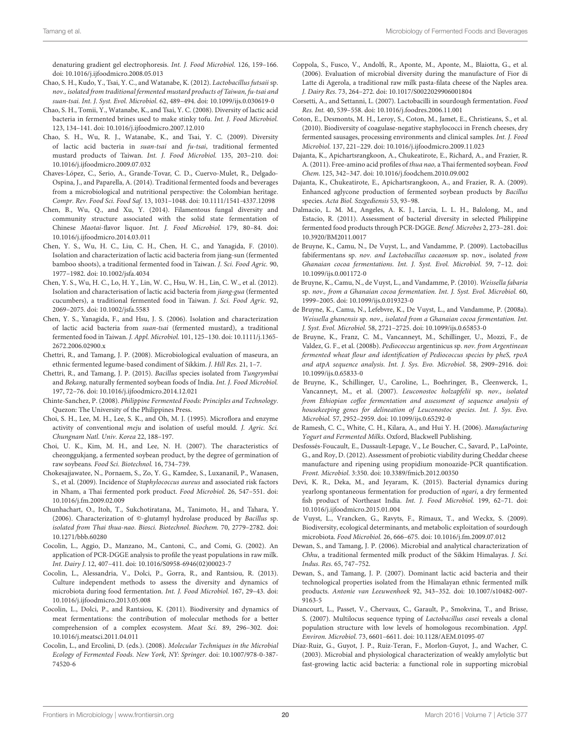denaturing gradient gel electrophoresis. *Int. J. Food Microbiol.* 126, 159–166. doi: 10.1016/j.ijfoodmicro.2008.05.013

Chao, S. H., Kudo, Y., Tsai, Y. C., and Watanabe, K. (2012). *Lactobacillus futsaii* sp. *nov., isolated from traditional fermented mustard products of Taiwan, fu-tsai and suan-tsai. Int. J. Syst. Evol. Microbiol.* 62, 489–494. doi: 10.1099/ijs.0.030619-0

Chao, S. H., Tomii, Y., Watanabe, K., and Tsai, Y. C. (2008). Diversity of lactic acid bacteria in fermented brines used to make stinky tofu. *Int. J. Food Microbiol.* 123, 134–141. doi: 10.1016/j.ijfoodmicro.2007.12.010

Chao, S. H., Wu, R. J., Watanabe, K., and Tsai, Y. C. (2009). Diversity of lactic acid bacteria in *suan-tsai* and *fu-tsai*, traditional fermented mustard products of Taiwan. *Int. J. Food Microbiol.* 135, 203–210. doi: 10.1016/j.ijfoodmicro.2009.07.032

Chaves-López, C., Serio, A., Grande-Tovar, C. D., Cuervo-Mulet, R., Delgado-Ospina, J., and Paparella, A. (2014). Traditional fermented foods and beverages from a microbiological and nutritional perspective: the Colombian heritage. *Compr. Rev. Food Sci. Food Saf.* 13, 1031–1048. doi: 10.1111/1541-4337.12098

Chen, B., Wu, Q., and Xu, Y. (2014). Filamentous fungal diversity and community structure associated with the solid state fermentation of Chinese *Maotai*-flavor liquor. *Int. J. Food Microbiol.* 179, 80–84. doi: 10.1016/j.ijfoodmicro.2014.03.011

Chen, Y. S., Wu, H. C., Liu, C. H., Chen, H. C., and Yanagida, F. (2010). Isolation and characterization of lactic acid bacteria from jiang-sun (fermented bamboo shoots), a traditional fermented food in Taiwan. *J. Sci. Food Agric.* 90, 1977–1982. doi: 10.1002/jsfa.4034

Chen, Y. S., Wu, H. C., Lo, H. Y., Lin, W. C., Hsu, W. H., Lin, C. W., et al. (2012). Isolation and characterisation of lactic acid bacteria from *jiang-gua* (fermented cucumbers), a traditional fermented food in Taiwan. *J. Sci. Food Agric.* 92, 2069–2075. doi: 10.1002/jsfa.5583

Chen, Y. S., Yanagida, F., and Hsu, J. S. (2006). Isolation and characterization of lactic acid bacteria from *suan-tsai* (fermented mustard), a traditional fermented food in Taiwan. *J. Appl. Microbiol.* 101, 125–130. doi: 10.1111/j.1365-2672.2006.02900.x

Chettri, R., and Tamang, J. P. (2008). Microbiological evaluation of maseura, an ethnic fermented legume-based condiment of Sikkim. *J. Hill Res.* 21, 1–7.

Chettri, R., and Tamang, J. P. (2015). *Bacillus* species isolated from *Tungrymbai* and *Bekang*, naturally fermented soybean foods of India. *Int. J. Food Microbiol.* 197, 72–76. doi: 10.1016/j.ijfoodmicro.2014.12.021

Chinte-Sanchez, P. (2008). *Philippine Fermented Foods: Principles and Technology*. Quezon: The University of the Philippines Press.

Choi, S. H., Lee, M. H., Lee, S. K., and Oh, M. J. (1995). Microflora and enzyme activity of conventional *meju* and isolation of useful mould. *J. Agric. Sci. Chungnam Natl. Univ. Korea* 22, 188–197.

Choi, U. K., Kim, M. H., and Lee, N. H. (2007). The characteristics of cheonggukjang, a fermented soybean product, by the degree of germination of raw soybeans. *Food Sci. Biotechnol.* 16, 734–739.

Chokesajjawatee, N., Pornaem, S., Zo, Y. G., Kamdee, S., Luxananil, P., Wanasen, S., et al. (2009). Incidence of *Staphylococcus aureus* and associated risk factors in Nham, a Thai fermented pork product. *Food Microbiol.* 26, 547–551. doi: 10.1016/j.fm.2009.02.009

Chunhachart, O., Itoh, T., Sukchotiratana, M., Tanimoto, H., and Tahara, Y. (2006). Characterization of ©-glutamyl hydrolase produced by *Bacillus* sp. *isolated from Thai thua-nao. Biosci. Biotechnol. Biochem.* 70, 2779–2782. doi: 10.1271/bbb.60280

Cocolin, L., Aggio, D., Manzano, M., Cantoni, C., and Comi, G. (2002). An application of PCR-DGGE analysis to profile the yeast populations in raw milk. *Int. Dairy J.* 12, 407–411. doi: 10.1016/S0958-6946(02)00023-7

Cocolin, L., Alessandria, V., Dolci, P., Gorra, R., and Rantsiou, R. (2013). Culture independent methods to assess the diversity and dynamics of microbiota during food fermentation. *Int. J. Food Microbiol.* 167, 29–43. doi: 10.1016/j.ijfoodmicro.2013.05.008

Cocolin, L., Dolci, P., and Rantsiou, K. (2011). Biodiversity and dynamics of meat fermentations: the contribution of molecular methods for a better comprehension of a complex ecosystem. *Meat Sci.* 89, 296–302. doi: 10.1016/j.meatsci.2011.04.011

Cocolin, L., and Ercolini, D. (eds.). (2008). *Molecular Techniques in the Microbial Ecology of Fermented Foods. New York, NY: Springer.* doi: 10.1007/978-0-387-74520-6

Coppola, S., Fusco, V., Andolfi, R., Aponte, M., Aponte, M., Blaiotta, G., et al. (2006). Evaluation of microbial diversity during the manufacture of Fior di Latte di Agerola, a traditional raw milk pasta-filata cheese of the Naples area. *J. Dairy Res.* 73, 264–272. doi: 10.1017/S0022029906001804

Corsetti, A., and Settanni, L. (2007). Lactobacilli in sourdough fermentation. *Food Res. Int.* 40, 539–558. doi: 10.1016/j.foodres.2006.11.001

Coton, E., Desmonts, M. H., Leroy, S., Coton, M., Jamet, E., Christieans, S., et al. (2010). Biodiversity of coagulase-negative staphylococci in French cheeses, dry fermented sausages, processing environments and clinical samples. *Int. J. Food Microbiol.* 137, 221–229. doi: 10.1016/j.ijfoodmicro.2009.11.023

Dajanta, K., Apichartsrangkoon, A., Chukeatirote, E., Richard, A., and Frazier, R. A. (2011). Free-amino acid profiles of *thua nao*, a Thai fermented soybean. *Food Chem.* 125, 342–347. doi: 10.1016/j.foodchem.2010.09.002

Dajanta, K., Chukeatirote, E., Apichartsrangkoon, A., and Frazier, R. A. (2009). Enhanced aglycone production of fermented soybean products by *Bacillus* species. *Acta Biol. Szegediensis* 53, 93–98.

Dalmacio, L. M. M., Angeles, A. K. J., Larcia, L. L. H., Balolong, M., and Estacio, R. (2011). Assessment of bacterial diversity in selected Philippine fermented food products through PCR-DGGE. *Benef. Microbes* 2, 273–281. doi: 10.3920/BM2011.0017

de Bruyne, K., Camu, N., De Vuyst, L., and Vandamme, P. (2009). Lactobacillus fabifermentans sp. *nov. and Lactobacillus cacaonum* sp. nov., isolated *from Ghanaian cocoa fermentations. Int. J. Syst. Evol. Microbiol.* 59, 7–12. doi: 10.1099/ijs.0.001172-0

de Bruyne, K., Camu, N., de Vuyst, L., and Vandamme, P. (2010). *Weissella fabaria* sp. *nov., from a Ghanaian cocoa fermentation. Int. J. Syst. Evol. Microbiol.* 60, 1999–2005. doi: 10.1099/ijs.0.019323-0

de Bruyne, K., Camu, N., Lefebvre, K., De Vuyst, L., and Vandamme, P. (2008a). *Weissella ghanensis* sp. *nov., isolated from a Ghanaian cocoa fermentation. Int. J. Syst. Evol. Microbiol.* 58, 2721–2725. doi: 10.1099/ijs.0.65853-0

de Bruyne, K., Franz, C. M., Vancanneyt, M., Schillinger, U., Mozzi, F., de Valdez, G. F., et al. (2008b). *Pediococcus* argentinicus sp. *nov. from Argentinean fermented wheat flour and identification of Pediococcus species by pheS, rpoA and atpA sequence analysis. Int. J. Sys. Evo. Microbiol.* 58, 2909–2916. doi: 10.1099/ijs.0.65833-0

de Bruyne, K., Schillinger, U., Caroline, L., Boehringer, B., Cleenwerck, I., Vancanneyt, M., et al. (2007). *Leuconostoc holzapfelii* sp. *nov., isolated from Ethiopian coffee fermentation and assessment of sequence analysis of housekeeping genes for delineation of Leuconostoc species. Int. J. Sys. Evo. Microbiol.* 57, 2952–2959. doi: 10.1099/ijs.0.65292-0

de Ramesh, C. C., White, C. H., Kilara, A., and Hui Y. H. (2006). *Manufacturing Yogurt and Fermented Milks*. Oxford, Blackwell Publishing.

Desfossés-Foucault, E., Dussault-Lepage, V., Le Boucher, C., Savard, P., LaPointe, G., and Roy, D. (2012). Assessment of probiotic viability during Cheddar cheese manufacture and ripening using propidium monoazide-PCR quantification. *Front. Microbiol.* 3:350. doi: 10.3389/fmicb.2012.00350

Devi, K. R., Deka, M., and Jeyaram, K. (2015). Bacterial dynamics during yearlong spontaneous fermentation for production of *ngari*, a dry fermented fish product of Northeast India. *Int. J. Food Microbiol.* 199, 62–71. doi: 10.1016/j.ijfoodmicro.2015.01.004

de Vuyst, L., Vrancken, G., Ravyts, F., Rimaux, T., and Weckx, S. (2009). Biodiversity, ecological determinants, and metabolic exploitation of sourdough microbiota. *Food Microbiol.* 26, 666–675. doi: 10.1016/j.fm.2009.07.012

Dewan, S., and Tamang, J. P. (2006). Microbial and analytical characterization of *Chhu*, a traditional fermented milk product of the Sikkim Himalayas. *J. Sci. Indus. Res.* 65, 747–752.

Dewan, S., and Tamang, J. P. (2007). Dominant lactic acid bacteria and their technological properties isolated from the Himalayan ethnic fermented milk products. *Antonie van Leeuwenhoek* 92, 343–352. doi: 10.1007/s10482-007-9163-5

Diancourt, L., Passet, V., Chervaux, C., Garault, P., Smokvina, T., and Brisse, S. (2007). Multilocus sequence typing of *Lactobacillus casei* reveals a clonal population structure with low levels of homologous recombination. *Appl. Environ. Microbiol.* 73, 6601–6611. doi: 10.1128/AEM.01095-07

Díaz-Ruiz, G., Guyot, J. P., Ruiz-Teran, F., Morlon-Guyot, J., and Wacher, C. (2003). Microbial and physiological characterization of weakly amylolytic but fast-growing lactic acid bacteria: a functional role in supporting microbial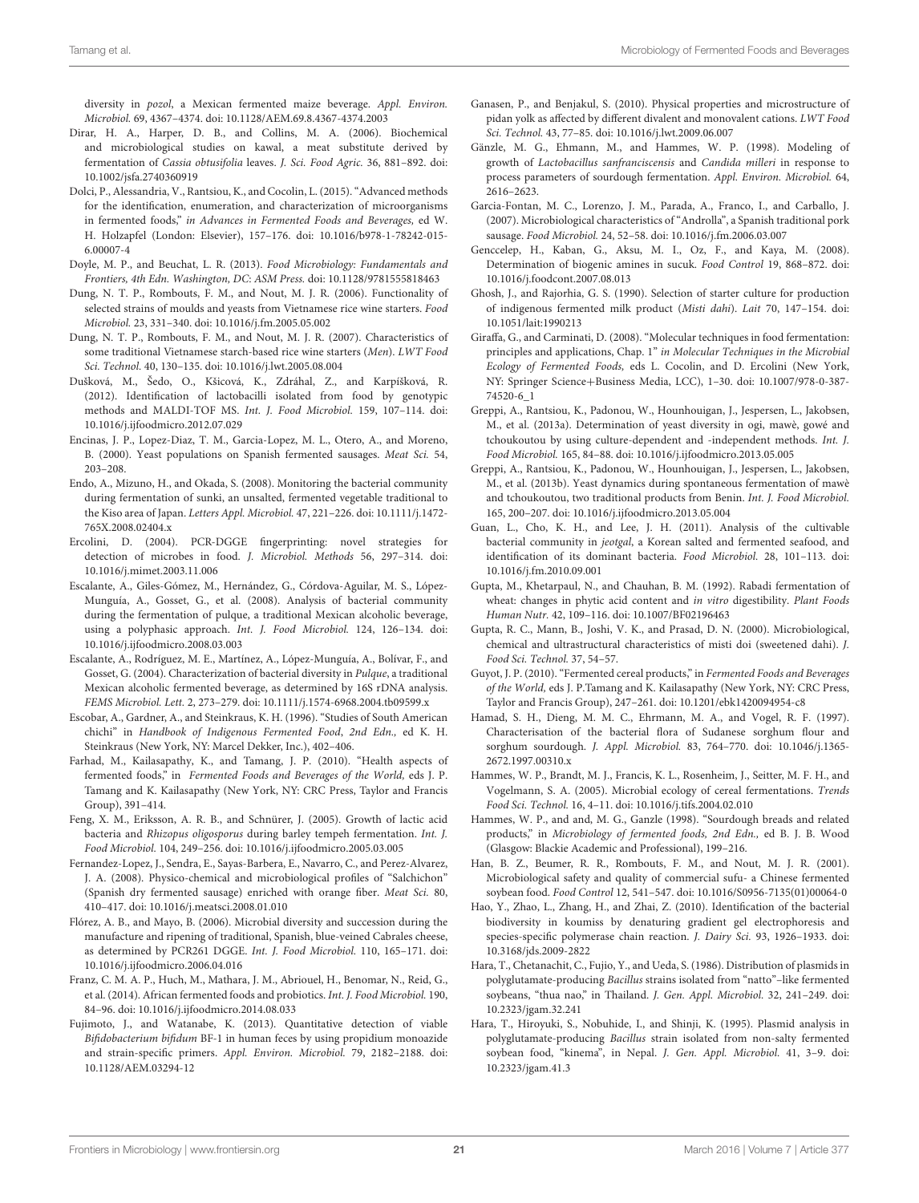diversity in *pozol*, a Mexican fermented maize beverage. *Appl. Environ. Microbiol.* 69, 4367–4374. doi: 10.1128/AEM.69.8.4367-4374.2003

Dirar, H. A., Harper, D. B., and Collins, M. A. (2006). Biochemical and microbiological studies on kawal, a meat substitute derived by fermentation of *Cassia obtusifolia* leaves. *J. Sci. Food Agric.* 36, 881–892. doi: 10.1002/jsfa.2740360919

Dolci, P., Alessandria, V., Rantsiou, K., and Cocolin, L. (2015). "Advanced methods for the identification, enumeration, and characterization of microorganisms in fermented foods," *in Advances in Fermented Foods and Beverages,* ed W. H. Holzapfel (London: Elsevier), 157–176. doi: 10.1016/b978-1-78242-015-6.00007-4

Doyle, M. P., and Beuchat, L. R. (2013). *Food Microbiology: Fundamentals and Frontiers, 4th Edn. Washington, DC: ASM Press.* doi: 10.1128/9781555818463

Dung, N. T. P., Rombouts, F. M., and Nout, M. J. R. (2006). Functionality of selected strains of moulds and yeasts from Vietnamese rice wine starters. *Food Microbiol.* 23, 331–340. doi: 10.1016/j.fm.2005.05.002

Dung, N. T. P., Rombouts, F. M., and Nout, M. J. R. (2007). Characteristics of some traditional Vietnamese starch-based rice wine starters (*Men*). *LWT Food Sci. Technol.* 40, 130–135. doi: 10.1016/j.lwt.2005.08.004

Dušková, M., Šedo, O., Kšicová, K., Zdráhal, Z., and Karpíšková, R. (2012). Identification of lactobacilli isolated from food by genotypic methods and MALDI-TOF MS. *Int. J. Food Microbiol.* 159, 107–114. doi: 10.1016/j.ijfoodmicro.2012.07.029

Encinas, J. P., Lopez-Diaz, T. M., Garcia-Lopez, M. L., Otero, A., and Moreno, B. (2000). Yeast populations on Spanish fermented sausages. *Meat Sci.* 54, 203–208.

Endo, A., Mizuno, H., and Okada, S. (2008). Monitoring the bacterial community during fermentation of sunki, an unsalted, fermented vegetable traditional to the Kiso area of Japan. *Letters Appl. Microbiol.* 47, 221–226. doi: 10.1111/j.1472-765X.2008.02404.x

Ercolini, D. (2004). PCR-DGGE fingerprinting: novel strategies for detection of microbes in food. *J. Microbiol. Methods* 56, 297–314. doi: 10.1016/j.mimet.2003.11.006

Escalante, A., Giles-Gómez, M., Hernández, G., Córdova-Aguilar, M. S., López-Munguía, A., Gosset, G., et al. (2008). Analysis of bacterial community during the fermentation of pulque, a traditional Mexican alcoholic beverage, using a polyphasic approach. *Int. J. Food Microbiol.* 124, 126–134. doi: 10.1016/j.ijfoodmicro.2008.03.003

Escalante, A., Rodríguez, M. E., Martínez, A., López-Munguía, A., Bolívar, F., and Gosset, G. (2004). Characterization of bacterial diversity in *Pulque*, a traditional Mexican alcoholic fermented beverage, as determined by 16S rDNA analysis. *FEMS Microbiol. Lett.* 2, 273–279. doi: 10.1111/j.1574-6968.2004.tb09599.x

Escobar, A., Gardner, A., and Steinkraus, K. H. (1996). "Studies of South American chichi" in *Handbook of Indigenous Fermented Food*, *2nd Edn.,* ed K. H. Steinkraus (New York, NY: Marcel Dekker, Inc.), 402–406.

Farhad, M., Kailasapathy, K., and Tamang, J. P. (2010). "Health aspects of fermented foods," in *Fermented Foods and Beverages of the World,* eds J. P. Tamang and K. Kailasapathy (New York, NY: CRC Press, Taylor and Francis Group), 391–414.

Feng, X. M., Eriksson, A. R. B., and Schnürer, J. (2005). Growth of lactic acid bacteria and *Rhizopus oligosporus* during barley tempeh fermentation. *Int. J. Food Microbiol.* 104, 249–256. doi: 10.1016/j.ijfoodmicro.2005.03.005

Fernandez-Lopez, J., Sendra, E., Sayas-Barbera, E., Navarro, C., and Perez-Alvarez, J. A. (2008). Physico-chemical and microbiological profiles of "Salchichon" (Spanish dry fermented sausage) enriched with orange fiber. *Meat Sci.* 80, 410–417. doi: 10.1016/j.meatsci.2008.01.010

Flórez, A. B., and Mayo, B. (2006). Microbial diversity and succession during the manufacture and ripening of traditional, Spanish, blue-veined Cabrales cheese, as determined by PCR261 DGGE. *Int. J. Food Microbiol.* 110, 165–171. doi: 10.1016/j.ijfoodmicro.2006.04.016

Franz, C. M. A. P., Huch, M., Mathara, J. M., Abriouel, H., Benomar, N., Reid, G., et al. (2014). African fermented foods and probiotics. *Int. J. Food Microbiol.* 190, 84–96. doi: 10.1016/j.ijfoodmicro.2014.08.033

Fujimoto, J., and Watanabe, K. (2013). Quantitative detection of viable *Bifidobacterium bifidum* BF-1 in human feces by using propidium monoazide and strain-specific primers. *Appl. Environ. Microbiol.* 79, 2182–2188. doi: 10.1128/AEM.03294-12

Ganasen, P., and Benjakul, S. (2010). Physical properties and microstructure of pidan yolk as affected by different divalent and monovalent cations. *LWT Food Sci. Technol.* 43, 77–85. doi: 10.1016/j.lwt.2009.06.007

Gänzle, M. G., Ehmann, M., and Hammes, W. P. (1998). Modeling of growth of *Lactobacillus sanfranciscensis* and *Candida milleri* in response to process parameters of sourdough fermentation. *Appl. Environ. Microbiol.* 64, 2616–2623.

Garcia-Fontan, M. C., Lorenzo, J. M., Parada, A., Franco, I., and Carballo, J. (2007). Microbiological characteristics of "Androlla", a Spanish traditional pork sausage. *Food Microbiol.* 24, 52–58. doi: 10.1016/j.fm.2006.03.007

Genccelep, H., Kaban, G., Aksu, M. I., Oz, F., and Kaya, M. (2008). Determination of biogenic amines in sucuk. *Food Control* 19, 868–872. doi: 10.1016/j.foodcont.2007.08.013

Ghosh, J., and Rajorhia, G. S. (1990). Selection of starter culture for production of indigenous fermented milk product (*Misti dahi*). *Lait* 70, 147–154. doi: 10.1051/lait:1990213

Giraffa, G., and Carminati, D. (2008). "Molecular techniques in food fermentation: principles and applications, Chap. 1" *in Molecular Techniques in the Microbial Ecology of Fermented Foods,* eds L. Cocolin, and D. Ercolini (New York, NY: Springer Science+Business Media, LCC), 1–30. doi: 10.1007/978-0-387-74520-6_1

Greppi, A., Rantsiou, K., Padonou, W., Hounhouigan, J., Jespersen, L., Jakobsen, M., et al. (2013a). Determination of yeast diversity in ogi, mawè, gowé and tchoukoutou by using culture-dependent and -independent methods. *Int. J. Food Microbiol.* 165, 84–88. doi: 10.1016/j.ijfoodmicro.2013.05.005

Greppi, A., Rantsiou, K., Padonou, W., Hounhouigan, J., Jespersen, L., Jakobsen, M., et al. (2013b). Yeast dynamics during spontaneous fermentation of mawè and tchoukoutou, two traditional products from Benin. *Int. J. Food Microbiol.* 165, 200–207. doi: 10.1016/j.ijfoodmicro.2013.05.004

Guan, L., Cho, K. H., and Lee, J. H. (2011). Analysis of the cultivable bacterial community in *jeotgal*, a Korean salted and fermented seafood, and identification of its dominant bacteria. *Food Microbiol.* 28, 101–113. doi: 10.1016/j.fm.2010.09.001

Gupta, M., Khetarpaul, N., and Chauhan, B. M. (1992). Rabadi fermentation of wheat: changes in phytic acid content and *in vitro* digestibility. *Plant Foods Human Nutr.* 42, 109–116. doi: 10.1007/BF02196463

Gupta, R. C., Mann, B., Joshi, V. K., and Prasad, D. N. (2000). Microbiological, chemical and ultrastructural characteristics of misti doi (sweetened dahi). *J. Food Sci. Technol.* 37, 54–57.

Guyot, J. P. (2010). "Fermented cereal products," in *Fermented Foods and Beverages of the World,* eds J. P.Tamang and K. Kailasapathy (New York, NY: CRC Press, Taylor and Francis Group), 247–261. doi: 10.1201/ebk1420094954-c8

Hamad, S. H., Dieng, M. M. C., Ehrmann, M. A., and Vogel, R. F. (1997). Characterisation of the bacterial flora of Sudanese sorghum flour and sorghum sourdough. *J. Appl. Microbiol.* 83, 764–770. doi: 10.1046/j.1365-2672.1997.00310.x

Hammes, W. P., Brandt, M. J., Francis, K. L., Rosenheim, J., Seitter, M. F. H., and Vogelmann, S. A. (2005). Microbial ecology of cereal fermentations. *Trends Food Sci. Technol.* 16, 4–11. doi: 10.1016/j.tifs.2004.02.010

Hammes, W. P., and and, M. G., Ganzle (1998). "Sourdough breads and related products," in *Microbiology of fermented foods, 2nd Edn.,* ed B. J. B. Wood (Glasgow: Blackie Academic and Professional), 199–216.

Han, B. Z., Beumer, R. R., Rombouts, F. M., and Nout, M. J. R. (2001). Microbiological safety and quality of commercial sufu- a Chinese fermented soybean food. *Food Control* 12, 541–547. doi: 10.1016/S0956-7135(01)00064-0

Hao, Y., Zhao, L., Zhang, H., and Zhai, Z. (2010). Identification of the bacterial biodiversity in koumiss by denaturing gradient gel electrophoresis and species-specific polymerase chain reaction. *J. Dairy Sci.* 93, 1926–1933. doi: 10.3168/jds.2009-2822

Hara, T., Chetanachit, C., Fujio, Y., and Ueda, S. (1986). Distribution of plasmids in polyglutamate-producing *Bacillus* strains isolated from "natto"–like fermented soybeans, "thua nao," in Thailand. *J. Gen. Appl. Microbiol.* 32, 241–249. doi: 10.2323/jgam.32.241

Hara, T., Hiroyuki, S., Nobuhide, I., and Shinji, K. (1995). Plasmid analysis in polyglutamate-producing *Bacillus* strain isolated from non-salty fermented soybean food, "kinema", in Nepal. *J. Gen. Appl. Microbiol.* 41, 3–9. doi: 10.2323/jgam.41.3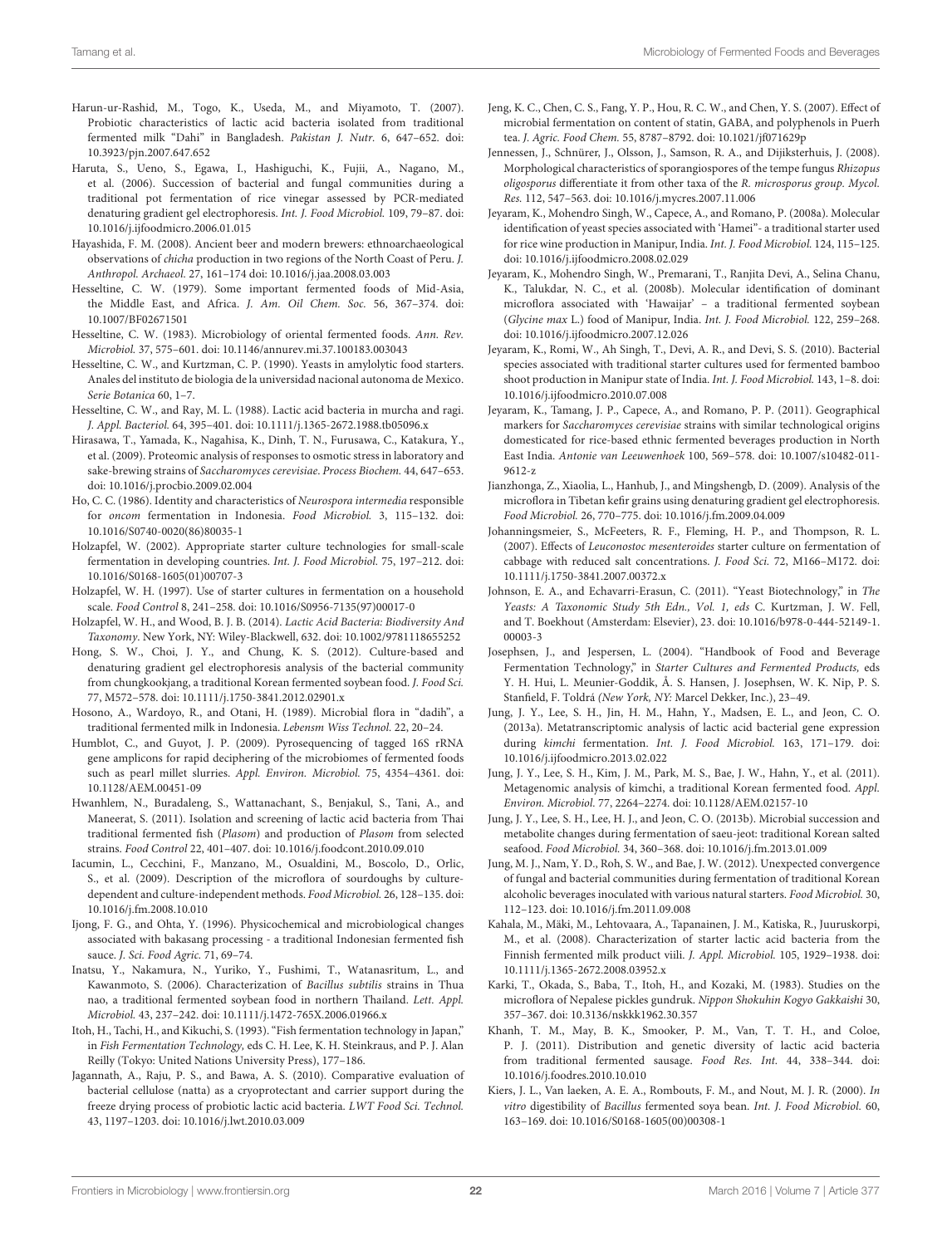Harun-ur-Rashid, M., Togo, K., Useda, M., and Miyamoto, T. (2007). Probiotic characteristics of lactic acid bacteria isolated from traditional fermented milk "Dahi" in Bangladesh. *Pakistan J. Nutr.* 6, 647–652. doi: 10.3923/pjn.2007.647.652

Haruta, S., Ueno, S., Egawa, I., Hashiguchi, K., Fujii, A., Nagano, M., et al. (2006). Succession of bacterial and fungal communities during a traditional pot fermentation of rice vinegar assessed by PCR-mediated denaturing gradient gel electrophoresis. *Int. J. Food Microbiol.* 109, 79–87. doi: 10.1016/j.ijfoodmicro.2006.01.015

Hayashida, F. M. (2008). Ancient beer and modern brewers: ethnoarchaeological observations of *chicha* production in two regions of the North Coast of Peru. *J. Anthropol. Archaeol.* 27, 161–174 doi: 10.1016/j.jaa.2008.03.003

Hesseltine, C. W. (1979). Some important fermented foods of Mid-Asia, the Middle East, and Africa. *J. Am. Oil Chem. Soc.* 56, 367–374. doi: 10.1007/BF02671501

Hesseltine, C. W. (1983). Microbiology of oriental fermented foods. *Ann. Rev. Microbiol.* 37, 575–601. doi: 10.1146/annurev.mi.37.100183.003043

Hesseltine, C. W., and Kurtzman, C. P. (1990). Yeasts in amylolytic food starters. Anales del instituto de biologia de la universidad nacional autonoma de Mexico. *Serie Botanica* 60, 1–7.

Hesseltine, C. W., and Ray, M. L. (1988). Lactic acid bacteria in murcha and ragi. *J. Appl. Bacteriol.* 64, 395–401. doi: 10.1111/j.1365-2672.1988.tb05096.x

Hirasawa, T., Yamada, K., Nagahisa, K., Dinh, T. N., Furusawa, C., Katakura, Y., et al. (2009). Proteomic analysis of responses to osmotic stress in laboratory and sake-brewing strains of *Saccharomyces cerevisiae*. *Process Biochem.* 44, 647–653. doi: 10.1016/j.procbio.2009.02.004

Ho, C. C. (1986). Identity and characteristics of *Neurospora intermedia* responsible for *oncom* fermentation in Indonesia. *Food Microbiol.* 3, 115–132. doi: 10.1016/S0740-0020(86)80035-1

Holzapfel, W. (2002). Appropriate starter culture technologies for small-scale fermentation in developing countries. *Int. J. Food Microbiol.* 75, 197–212. doi: 10.1016/S0168-1605(01)00707-3

Holzapfel, W. H. (1997). Use of starter cultures in fermentation on a household scale. *Food Control* 8, 241–258. doi: 10.1016/S0956-7135(97)00017-0

Holzapfel, W. H., and Wood, B. J. B. (2014). *Lactic Acid Bacteria: Biodiversity And Taxonomy*. New York, NY: Wiley-Blackwell, 632. doi: 10.1002/9781118655252

Hong, S. W., Choi, J. Y., and Chung, K. S. (2012). Culture-based and denaturing gradient gel electrophoresis analysis of the bacterial community from chungkookjang, a traditional Korean fermented soybean food. *J. Food Sci.* 77, M572–578. doi: 10.1111/j.1750-3841.2012.02901.x

Hosono, A., Wardoyo, R., and Otani, H. (1989). Microbial flora in "dadih", a traditional fermented milk in Indonesia. *Lebensm Wiss Technol.* 22, 20–24.

Humblot, C., and Guyot, J. P. (2009). Pyrosequencing of tagged 16S rRNA gene amplicons for rapid deciphering of the microbiomes of fermented foods such as pearl millet slurries. *Appl. Environ. Microbiol.* 75, 4354–4361. doi: 10.1128/AEM.00451-09

Hwanhlem, N., Buradaleng, S., Wattanachant, S., Benjakul, S., Tani, A., and Maneerat, S. (2011). Isolation and screening of lactic acid bacteria from Thai traditional fermented fish (*Plasom*) and production of *Plasom* from selected strains. *Food Control* 22, 401–407. doi: 10.1016/j.foodcont.2010.09.010

Iacumin, L., Cecchini, F., Manzano, M., Osualdini, M., Boscolo, D., Orlic, S., et al. (2009). Description of the microflora of sourdoughs by culture-dependent and culture-independent methods. *Food Microbiol.* 26, 128–135. doi: 10.1016/j.fm.2008.10.010

Ijong, F. G., and Ohta, Y. (1996). Physicochemical and microbiological changes associated with bakasang processing - a traditional Indonesian fermented fish sauce. *J. Sci. Food Agric.* 71, 69–74.

Inatsu, Y., Nakamura, N., Yuriko, Y., Fushimi, T., Watanasritum, L., and Kawanmoto, S. (2006). Characterization of *Bacillus subtilis* strains in Thua nao, a traditional fermented soybean food in northern Thailand. *Lett. Appl. Microbiol.* 43, 237–242. doi: 10.1111/j.1472-765X.2006.01966.x

Itoh, H., Tachi, H., and Kikuchi, S. (1993). "Fish fermentation technology in Japan," in *Fish Fermentation Technology*, eds C. H. Lee, K. H. Steinkraus, and P. J. Alan Reilly (Tokyo: United Nations University Press), 177–186.

Jagannath, A., Raju, P. S., and Bawa, A. S. (2010). Comparative evaluation of bacterial cellulose (natta) as a cryoprotectant and carrier support during the freeze drying process of probiotic lactic acid bacteria. *LWT Food Sci. Technol.* 43, 1197–1203. doi: 10.1016/j.lwt.2010.03.009

Jeng, K. C., Chen, C. S., Fang, Y. P., Hou, R. C. W., and Chen, Y. S. (2007). Effect of microbial fermentation on content of statin, GABA, and polyphenols in Puerh tea. *J. Agric. Food Chem.* 55, 8787–8792. doi: 10.1021/jf071629p

Jennessen, J., Schnürer, J., Olsson, J., Samson, R. A., and Dijiksterhuis, J. (2008). Morphological characteristics of sporangiospores of the tempe fungus *Rhizopus oligosporus* differentiate it from other taxa of the *R. microsporus group. Mycol. Res.* 112, 547–563. doi: 10.1016/j.mycres.2007.11.006

Jeyaram, K., Mohendro Singh, W., Capece, A., and Romano, P. (2008a). Molecular identification of yeast species associated with 'Hamei"- a traditional starter used for rice wine production in Manipur, India. *Int. J. Food Microbiol.* 124, 115–125. doi: 10.1016/j.ijfoodmicro.2008.02.029

Jeyaram, K., Mohendro Singh, W., Premarani, T., Ranjita Devi, A., Selina Chanu, K., Talukdar, N. C., et al. (2008b). Molecular identification of dominant microflora associated with 'Hawaijar' – a traditional fermented soybean (*Glycine max* L.) food of Manipur, India. *Int. J. Food Microbiol.* 122, 259–268. doi: 10.1016/j.ijfoodmicro.2007.12.026

Jeyaram, K., Romi, W., Ah Singh, T., Devi, A. R., and Devi, S. S. (2010). Bacterial species associated with traditional starter cultures used for fermented bamboo shoot production in Manipur state of India. *Int. J. Food Microbiol.* 143, 1–8. doi: 10.1016/j.ijfoodmicro.2010.07.008

Jeyaram, K., Tamang, J. P., Capece, A., and Romano, P. P. (2011). Geographical markers for *Saccharomyces cerevisiae* strains with similar technological origins domesticated for rice-based ethnic fermented beverages production in North East India. *Antonie van Leeuwenhoek* 100, 569–578. doi: 10.1007/s10482-011-9612-z

Jianzhonga, Z., Xiaolia, L., Hanhub, J., and Mingshengb, D. (2009). Analysis of the microflora in Tibetan kefir grains using denaturing gradient gel electrophoresis. *Food Microbiol.* 26, 770–775. doi: 10.1016/j.fm.2009.04.009

Johanningsmeier, S., McFeeters, R. F., Fleming, H. P., and Thompson, R. L. (2007). Effects of *Leuconostoc mesenteroides* starter culture on fermentation of cabbage with reduced salt concentrations. *J. Food Sci.* 72, M166–M172. doi: 10.1111/j.1750-3841.2007.00372.x

Johnson, E. A., and Echavarri-Erasun, C. (2011). "Yeast Biotechnology," in *The Yeasts: A Taxonomic Study 5th Edn., Vol. 1, eds* C. Kurtzman, J. W. Fell, and T. Boekhout (Amsterdam: Elsevier), 23. doi: 10.1016/b978-0-444-52149-1.00003-3

Josephsen, J., and Jespersen, L. (2004). "Handbook of Food and Beverage Fermentation Technology," in *Starter Cultures and Fermented Products,* eds Y. H. Hui, L. Meunier-Goddik, Å. S. Hansen, J. Josephsen, W. K. Nip, P. S. Stanfield, F. Toldrá *(New York, NY:* Marcel Dekker, Inc.), 23–49.

Jung, J. Y., Lee, S. H., Jin, H. M., Hahn, Y., Madsen, E. L., and Jeon, C. O. (2013a). Metatranscriptomic analysis of lactic acid bacterial gene expression during *kimchi* fermentation. *Int. J. Food Microbiol.* 163, 171–179. doi: 10.1016/j.ijfoodmicro.2013.02.022

Jung, J. Y., Lee, S. H., Kim, J. M., Park, M. S., Bae, J. W., Hahn, Y., et al. (2011). Metagenomic analysis of kimchi, a traditional Korean fermented food. *Appl. Environ. Microbiol.* 77, 2264–2274. doi: 10.1128/AEM.02157-10

Jung, J. Y., Lee, S. H., Lee, H. J., and Jeon, C. O. (2013b). Microbial succession and metabolite changes during fermentation of saeu-jeot: traditional Korean salted seafood. *Food Microbiol.* 34, 360–368. doi: 10.1016/j.fm.2013.01.009

Jung, M. J., Nam, Y. D., Roh, S. W., and Bae, J. W. (2012). Unexpected convergence of fungal and bacterial communities during fermentation of traditional Korean alcoholic beverages inoculated with various natural starters. *Food Microbiol.* 30, 112–123. doi: 10.1016/j.fm.2011.09.008

Kahala, M., Mäki, M., Lehtovaara, A., Tapanainen, J. M., Katiska, R., Juuruskorpi, M., et al. (2008). Characterization of starter lactic acid bacteria from the Finnish fermented milk product viili. *J. Appl. Microbiol.* 105, 1929–1938. doi: 10.1111/j.1365-2672.2008.03952.x

Karki, T., Okada, S., Baba, T., Itoh, H., and Kozaki, M. (1983). Studies on the microflora of Nepalese pickles gundruk. *Nippon Shokuhin Kogyo Gakkaishi* 30, 357–367. doi: 10.3136/nskkk1962.30.357

Khanh, T. M., May, B. K., Smooker, P. M., Van, T. T. H., and Coloe, P. J. (2011). Distribution and genetic diversity of lactic acid bacteria from traditional fermented sausage. *Food Res. Int.* 44, 338–344. doi: 10.1016/j.foodres.2010.10.010

Kiers, J. L., Van laeken, A. E. A., Rombouts, F. M., and Nout, M. J. R. (2000). *In vitro* digestibility of *Bacillus* fermented soya bean. *Int. J. Food Microbiol.* 60, 163–169. doi: 10.1016/S0168-1605(00)00308-1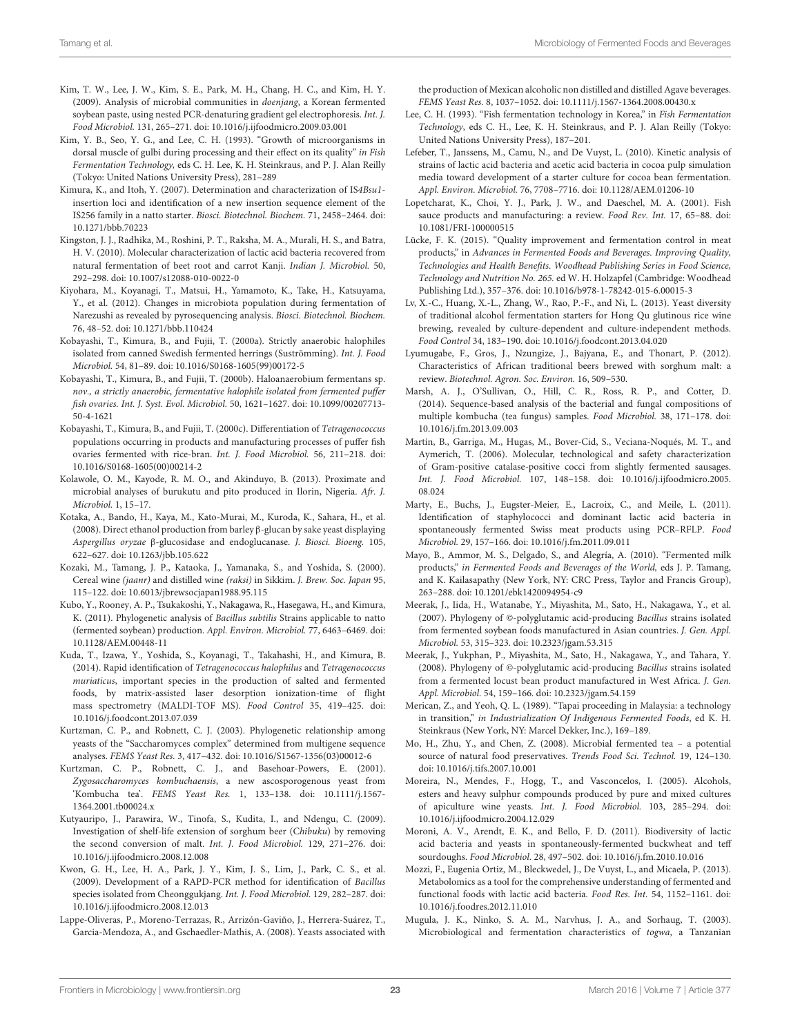Kim, T. W., Lee, J. W., Kim, S. E., Park, M. H., Chang, H. C., and Kim, H. Y. (2009). Analysis of microbial communities in *doenjang*, a Korean fermented soybean paste, using nested PCR-denaturing gradient gel electrophoresis. *Int. J. Food Microbiol.* 131, 265–271. doi: 10.1016/j.ijfoodmicro.2009.03.001

Kim, Y. B., Seo, Y. G., and Lee, C. H. (1993). "Growth of microorganisms in dorsal muscle of gulbi during processing and their effect on its quality" *in Fish Fermentation Technology*, eds C. H. Lee, K. H. Steinkraus, and P. J. Alan Reilly (Tokyo: United Nations University Press), 281–289

Kimura, K., and Itoh, Y. (2007). Determination and characterization of IS*4Bsu1*-insertion loci and identification of a new insertion sequence element of the IS256 family in a natto starter. *Biosci. Biotechnol. Biochem.* 71, 2458–2464. doi: 10.1271/bbb.70223

Kingston, J. J., Radhika, M., Roshini, P. T., Raksha, M. A., Murali, H. S., and Batra, H. V. (2010). Molecular characterization of lactic acid bacteria recovered from natural fermentation of beet root and carrot Kanji. *Indian J. Microbiol.* 50, 292–298. doi: 10.1007/s12088-010-0022-0

Kiyohara, M., Koyanagi, T., Matsui, H., Yamamoto, K., Take, H., Katsuyama, Y., et al. (2012). Changes in microbiota population during fermentation of Narezushi as revealed by pyrosequencing analysis. *Biosci. Biotechnol. Biochem.* 76, 48–52. doi: 10.1271/bbb.110424

Kobayashi, T., Kimura, B., and Fujii, T. (2000a). Strictly anaerobic halophiles isolated from canned Swedish fermented herrings (Surströmming). *Int. J. Food Microbiol.* 54, 81–89. doi: 10.1016/S0168-1605(99)00172-5

Kobayashi, T., Kimura, B., and Fujii, T. (2000b). Haloanaerobium fermentans sp. *nov., a strictly anaerobic, fermentative halophile isolated from fermented puffer fish ovaries. Int. J. Syst. Evol. Microbiol.* 50, 1621–1627. doi: 10.1099/00207713-50-4-1621

Kobayashi, T., Kimura, B., and Fujii, T. (2000c). Differentiation of *Tetragenococcus* populations occurring in products and manufacturing processes of puffer fish ovaries fermented with rice-bran. *Int. J. Food Microbiol.* 56, 211–218. doi: 10.1016/S0168-1605(00)00214-2

Kolawole, O. M., Kayode, R. M. O., and Akinduyo, B. (2013). Proximate and microbial analyses of burukutu and pito produced in Ilorin, Nigeria. *Afr. J. Microbiol.* 1, 15–17.

Kotaka, A., Bando, H., Kaya, M., Kato-Murai, M., Kuroda, K., Sahara, H., et al. (2008). Direct ethanol production from barley β-glucan by sake yeast displaying *Aspergillus oryzae* β-glucosidase and endoglucanase. *J. Biosci. Bioeng.* 105, 622–627. doi: 10.1263/jbb.105.622

Kozaki, M., Tamang, J. P., Kataoka, J., Yamanaka, S., and Yoshida, S. (2000). Cereal wine *(jaanr)* and distilled wine *(raksi)* in Sikkim. *J. Brew. Soc. Japan* 95, 115–122. doi: 10.6013/jbrewsocjapan1988.95.115

Kubo, Y., Rooney, A. P., Tsukakoshi, Y., Nakagawa, R., Hasegawa, H., and Kimura, K. (2011). Phylogenetic analysis of *Bacillus subtilis* Strains applicable to natto (fermented soybean) production. *Appl. Environ. Microbiol.* 77, 6463–6469. doi: 10.1128/AEM.00448-11

Kuda, T., Izawa, Y., Yoshida, S., Koyanagi, T., Takahashi, H., and Kimura, B. (2014). Rapid identification of *Tetragenococcus halophilus* and *Tetragenococcus muriaticus*, important species in the production of salted and fermented foods, by matrix-assisted laser desorption ionization-time of flight mass spectrometry (MALDI-TOF MS). *Food Control* 35, 419–425. doi: 10.1016/j.foodcont.2013.07.039

Kurtzman, C. P., and Robnett, C. J. (2003). Phylogenetic relationship among yeasts of the "Saccharomyces complex" determined from multigene sequence analyses. *FEMS Yeast Res.* 3, 417–432. doi: 10.1016/S1567-1356(03)00012-6

Kurtzman, C. P., Robnett, C. J., and Basehoar-Powers, E. (2001). *Zygosaccharomyces kombuchaensis*, a new ascosporogenous yeast from 'Kombucha tea'. *FEMS Yeast Res.* 1, 133–138. doi: 10.1111/j.1567-1364.2001.tb00024.x

Kutyauripo, J., Parawira, W., Tinofa, S., Kudita, I., and Ndengu, C. (2009). Investigation of shelf-life extension of sorghum beer (C*hibuku*) by removing the second conversion of malt. *Int. J. Food Microbiol.* 129, 271–276. doi: 10.1016/j.ijfoodmicro.2008.12.008

Kwon, G. H., Lee, H. A., Park, J. Y., Kim, J. S., Lim, J., Park, C. S., et al. (2009). Development of a RAPD-PCR method for identification of *Bacillus* species isolated from Cheonggukjang. *Int. J. Food Microbiol.* 129, 282–287. doi: 10.1016/j.ijfoodmicro.2008.12.013

Lappe-Oliveras, P., Moreno-Terrazas, R., Arrizón-Gaviño, J., Herrera-Suárez, T., Garcia-Mendoza, A., and Gschaedler-Mathis, A. (2008). Yeasts associated with the production of Mexican alcoholic non distilled and distilled Agave beverages. *FEMS Yeast Res.* 8, 1037–1052. doi: 10.1111/j.1567-1364.2008.00430.x

Lee, C. H. (1993). "Fish fermentation technology in Korea," in *Fish Fermentation Technology*, eds C. H., Lee, K. H. Steinkraus, and P. J. Alan Reilly (Tokyo: United Nations University Press), 187–201.

Lefeber, T., Janssens, M., Camu, N., and De Vuyst, L. (2010). Kinetic analysis of strains of lactic acid bacteria and acetic acid bacteria in cocoa pulp simulation media toward development of a starter culture for cocoa bean fermentation. *Appl. Environ. Microbiol.* 76, 7708–7716. doi: 10.1128/AEM.01206-10

Lopetcharat, K., Choi, Y. J., Park, J. W., and Daeschel, M. A. (2001). Fish sauce products and manufacturing: a review. *Food Rev. Int.* 17, 65–88. doi: 10.1081/FRI-100000515

Lücke, F. K. (2015). "Quality improvement and fermentation control in meat products," in *Advances in Fermented Foods and Beverages. Improving Quality, Technologies and Health Benefits. Woodhead Publishing Series in Food Science, Technology and Nutrition No. 265.* ed W. H. Holzapfel (Cambridge: Woodhead Publishing Ltd.), 357–376. doi: 10.1016/b978-1-78242-015-6.00015-3

Lv, X.-C., Huang, X.-L., Zhang, W., Rao, P.-F., and Ni, L. (2013). Yeast diversity of traditional alcohol fermentation starters for Hong Qu glutinous rice wine brewing, revealed by culture-dependent and culture-independent methods. *Food Control* 34, 183–190. doi: 10.1016/j.foodcont.2013.04.020

Lyumugabe, F., Gros, J., Nzungize, J., Bajyana, E., and Thonart, P. (2012). Characteristics of African traditional beers brewed with sorghum malt: a review. *Biotechnol. Agron. Soc. Environ.* 16, 509–530.

Marsh, A. J., O'Sullivan, O., Hill, C. R., Ross, R. P., and Cotter, D. (2014). Sequence-based analysis of the bacterial and fungal compositions of multiple kombucha (tea fungus) samples. *Food Microbiol.* 38, 171–178. doi: 10.1016/j.fm.2013.09.003

Martín, B., Garriga, M., Hugas, M., Bover-Cid, S., Veciana-Noqués, M. T., and Aymerich, T. (2006). Molecular, technological and safety characterization of Gram-positive catalase-positive cocci from slightly fermented sausages. *Int. J. Food Microbiol.* 107, 148–158. doi: 10.1016/j.ijfoodmicro.2005.08.024

Marty, E., Buchs, J., Eugster-Meier, E., Lacroix, C., and Meile, L. (2011). Identification of staphylococci and dominant lactic acid bacteria in spontaneously fermented Swiss meat products using PCR–RFLP. *Food Microbiol.* 29, 157–166. doi: 10.1016/j.fm.2011.09.011

Mayo, B., Ammor, M. S., Delgado, S., and Alegría, A. (2010). "Fermented milk products," *in Fermented Foods and Beverages of the World*, eds J. P. Tamang, and K. Kailasapathy (New York, NY: CRC Press, Taylor and Francis Group), 263–288. doi: 10.1201/ebk1420094954-c9

Meerak, J., Iida, H., Watanabe, Y., Miyashita, M., Sato, H., Nakagawa, Y., et al. (2007). Phylogeny of ©-polyglutamic acid-producing *Bacillus* strains isolated from fermented soybean foods manufactured in Asian countries. *J. Gen. Appl. Microbiol.* 53, 315–323. doi: 10.2323/jgam.53.315

Meerak, J., Yukphan, P., Miyashita, M., Sato, H., Nakagawa, Y., and Tahara, Y. (2008). Phylogeny of ©-polyglutamic acid-producing *Bacillus* strains isolated from a fermented locust bean product manufactured in West Africa. *J. Gen. Appl. Microbiol.* 54, 159–166. doi: 10.2323/jgam.54.159

Merican, Z., and Yeoh, Q. L. (1989). "Tapai proceeding in Malaysia: a technology in transition," *in Industrialization Of Indigenous Fermented Foods*, ed K. H. Steinkraus (New York, NY: Marcel Dekker, Inc.), 169–189.

Mo, H., Zhu, Y., and Chen, Z. (2008). Microbial fermented tea – a potential source of natural food preservatives. *Trends Food Sci. Technol.* 19, 124–130. doi: 10.1016/j.tifs.2007.10.001

Moreira, N., Mendes, F., Hogg, T., and Vasconcelos, I. (2005). Alcohols, esters and heavy sulphur compounds produced by pure and mixed cultures of apiculture wine yeasts. *Int. J. Food Microbiol.* 103, 285–294. doi: 10.1016/j.ijfoodmicro.2004.12.029

Moroni, A. V., Arendt, E. K., and Bello, F. D. (2011). Biodiversity of lactic acid bacteria and yeasts in spontaneously-fermented buckwheat and teff sourdoughs. *Food Microbiol.* 28, 497–502. doi: 10.1016/j.fm.2010.10.016

Mozzi, F., Eugenia Ortiz, M., Bleckwedel, J., De Vuyst, L., and Micaela, P. (2013). Metabolomics as a tool for the comprehensive understanding of fermented and functional foods with lactic acid bacteria. *Food Res. Int.* 54, 1152–1161. doi: 10.1016/j.foodres.2012.11.010

Mugula, J. K., Ninko, S. A. M., Narvhus, J. A., and Sorhaug, T. (2003). Microbiological and fermentation characteristics of *togwa*, a Tanzanian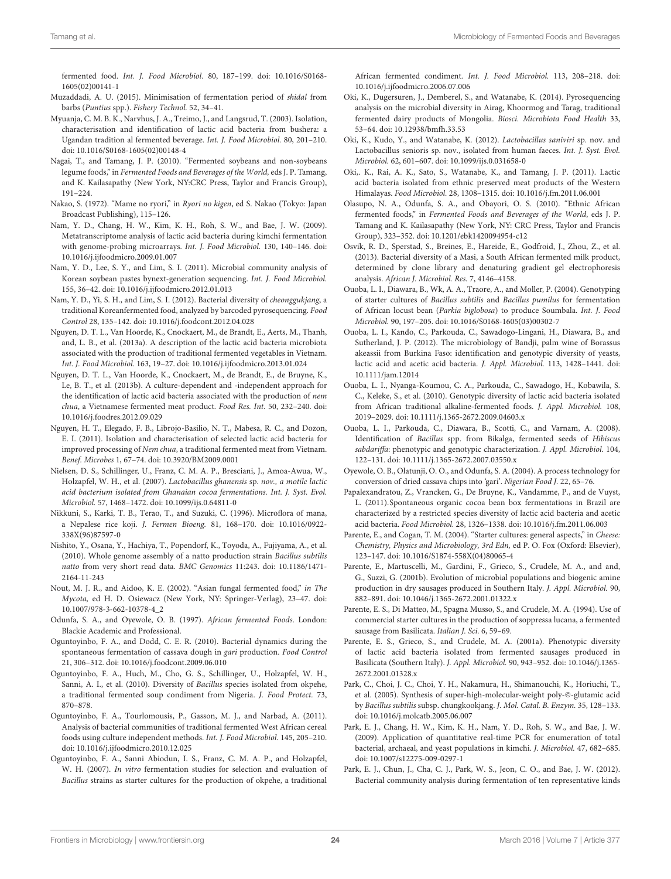fermented food. *Int. J. Food Microbiol.* 80, 187–199. doi: 10.1016/S0168-1605(02)00141-1

Muzaddadi, A. U. (2015). Minimisation of fermentation period of *shidal* from barbs (*Puntius* spp.). *Fishery Technol.* 52, 34–41.

Myuanja, C. M. B. K., Narvhus, J. A., Treimo, J., and Langsrud, T. (2003). Isolation, characterisation and identification of lactic acid bacteria from bushera: a Ugandan tradition al fermented beverage. *Int. J. Food Microbiol.* 80, 201–210. doi: 10.1016/S0168-1605(02)00148-4

Nagai, T., and Tamang, J. P. (2010). "Fermented soybeans and non-soybeans legume foods," in *Fermented Foods and Beverages of the World*, eds J. P. Tamang, and K. Kailasapathy (New York, NY:CRC Press, Taylor and Francis Group), 191–224.

Nakao, S. (1972). "Mame no ryori," in *Ryori no kigen*, ed S. Nakao (Tokyo: Japan Broadcast Publishing), 115–126.

Nam, Y. D., Chang, H. W., Kim, K. H., Roh, S. W., and Bae, J. W. (2009). Metatranscriptome analysis of lactic acid bacteria during kimchi fermentation with genome-probing microarrays. *Int. J. Food Microbiol.* 130, 140–146. doi: 10.1016/j.ijfoodmicro.2009.01.007

Nam, Y. D., Lee, S. Y., and Lim, S. I. (2011). Microbial community analysis of Korean soybean pastes bynext-generation sequencing. *Int. J. Food Microbiol.* 155, 36–42. doi: 10.1016/j.ijfoodmicro.2012.01.013

Nam, Y. D., Yi, S. H., and Lim, S. I. (2012). Bacterial diversity of *cheonggukjang*, a traditional Koreanfermented food, analyzed by barcoded pyrosequencing. *Food Control* 28, 135–142. doi: 10.1016/j.foodcont.2012.04.028

Nguyen, D. T. L., Van Hoorde, K., Cnockaert, M., de Brandt, E., Aerts, M., Thanh, and, L. B., et al. (2013a). A description of the lactic acid bacteria microbiota associated with the production of traditional fermented vegetables in Vietnam. *Int. J. Food Microbiol.* 163, 19–27. doi: 10.1016/j.ijfoodmicro.2013.01.024

Nguyen, D. T. L., Van Hoorde, K., Cnockaert, M., de Brandt, E., de Bruyne, K., Le, B. T., et al. (2013b). A culture-dependent and -independent approach for the identification of lactic acid bacteria associated with the production of *nem chua*, a Vietnamese fermented meat product. *Food Res. Int.* 50, 232–240. doi: 10.1016/j.foodres.2012.09.029

Nguyen, H. T., Elegado, F. B., Librojo-Basilio, N. T., Mabesa, R. C., and Dozon, E. I. (2011). Isolation and characterisation of selected lactic acid bacteria for improved processing of *Nem chua*, a traditional fermented meat from Vietnam. *Benef. Microbes* 1, 67–74. doi: 10.3920/BM2009.0001

Nielsen, D. S., Schillinger, U., Franz, C. M. A. P., Bresciani, J., Amoa-Awua, W., Holzapfel, W. H., et al. (2007). *Lactobacillus ghanensis* sp. *nov., a motile lactic acid bacterium isolated from Ghanaian cocoa fermentations. Int. J. Syst. Evol. Microbiol.* 57, 1468–1472. doi: 10.1099/ijs.0.64811-0

Nikkuni, S., Karki, T. B., Terao, T., and Suzuki, C. (1996). Microflora of mana, a Nepalese rice koji. *J. Fermen Bioeng.* 81, 168–170. doi: 10.1016/0922-338X(96)87597-0

Nishito, Y., Osana, Y., Hachiya, T., Popendorf, K., Toyoda, A., Fujiyama, A., et al. (2010). Whole genome assembly of a natto production strain *Bacillus subtilis natto* from very short read data. *BMC Genomics* 11:243. doi: 10.1186/1471-2164-11-243

Nout, M. J. R., and Aidoo, K. E. (2002). "Asian fungal fermented food," *in The Mycota*, ed H. D. Osiewacz (New York, NY: Springer-Verlag), 23–47. doi: 10.1007/978-3-662-10378-4_2

Odunfa, S. A., and Oyewole, O. B. (1997). *African fermented Foods*. London: Blackie Academic and Professional.

Oguntoyinbo, F. A., and Dodd, C. E. R. (2010). Bacterial dynamics during the spontaneous fermentation of cassava dough in *gari* production. *Food Control* 21, 306–312. doi: 10.1016/j.foodcont.2009.06.010

Oguntoyinbo, F. A., Huch, M., Cho, G. S., Schillinger, U., Holzapfel, W. H., Sanni, A. I., et al. (2010). Diversity of *Bacillus* species isolated from okpehe, a traditional fermented soup condiment from Nigeria. *J. Food Protect.* 73, 870–878.

Oguntoyinbo, F. A., Tourlomousis, P., Gasson, M. J., and Narbad, A. (2011). Analysis of bacterial communities of traditional fermented West African cereal foods using culture independent methods. *Int. J. Food Microbiol.* 145, 205–210. doi: 10.1016/j.ijfoodmicro.2010.12.025

Oguntoyinbo, F. A., Sanni Abiodun, I. S., Franz, C. M. A. P., and Holzapfel, W. H. (2007). *In vitro* fermentation studies for selection and evaluation of *Bacillus* strains as starter cultures for the production of okpehe, a traditional African fermented condiment. *Int. J. Food Microbiol.* 113, 208–218. doi: 10.1016/j.ijfoodmicro.2006.07.006

Oki, K., Dugersuren, J., Demberel, S., and Watanabe, K. (2014). Pyrosequencing analysis on the microbial diversity in Airag, Khoormog and Tarag, traditional fermented dairy products of Mongolia. *Biosci. Microbiota Food Health* 33, 53–64. doi: 10.12938/bmfh.33.53

Oki, K., Kudo, Y., and Watanabe, K. (2012). *Lactobacillus saniviri* sp. nov. and Lactobacillus senioris sp. nov., isolated from human faeces. *Int. J. Syst. Evol. Microbiol.* 62, 601–607. doi: 10.1099/ijs.0.031658-0

Oki,. K., Rai, A. K., Sato, S., Watanabe, K., and Tamang, J. P. (2011). Lactic acid bacteria isolated from ethnic preserved meat products of the Western Himalayas. *Food Microbiol.* 28, 1308–1315. doi: 10.1016/j.fm.2011.06.001

Olasupo, N. A., Odunfa, S. A., and Obayori, O. S. (2010). "Ethnic African fermented foods," in *Fermented Foods and Beverages of the World*, eds J. P. Tamang and K. Kailasapathy (New York, NY: CRC Press, Taylor and Francis Group), 323–352. doi: 10.1201/ebk1420094954-c12

Osvik, R. D., Sperstad, S., Breines, E., Hareide, E., Godfroid, J., Zhou, Z., et al. (2013). Bacterial diversity of a Masi, a South African fermented milk product, determined by clone library and denaturing gradient gel electrophoresis analysis. *African J. Microbiol. Res.* 7, 4146–4158.

Ouoba, L. I., Diawara, B., Wk, A. A., Traore, A., and Moller, P. (2004). Genotyping of starter cultures of *Bacillus subtilis* and *Bacillus pumilus* for fermentation of African locust bean (*Parkia biglobosa*) to produce Soumbala. *Int. J. Food Microbiol.* 90, 197–205. doi: 10.1016/S0168-1605(03)00302-7

Ouoba, L. I., Kando, C., Parkouda, C., Sawadogo-Lingani, H., Diawara, B., and Sutherland, J. P. (2012). The microbiology of Bandji, palm wine of Borassus akeassii from Burkina Faso: identification and genotypic diversity of yeasts, lactic acid and acetic acid bacteria. *J. Appl. Microbiol.* 113, 1428–1441. doi: 10.1111/jam.12014

Ouoba, L. I., Nyanga-Koumou, C. A., Parkouda, C., Sawadogo, H., Kobawila, S. C., Keleke, S., et al. (2010). Genotypic diversity of lactic acid bacteria isolated from African traditional alkaline-fermented foods. *J. Appl. Microbiol.* 108, 2019–2029. doi: 10.1111/j.1365-2672.2009.04603.x

Ouoba, L. I., Parkouda, C., Diawara, B., Scotti, C., and Varnam, A. (2008). Identification of *Bacillus* spp. from Bikalga, fermented seeds of *Hibiscus sabdariffa*: phenotypic and genotypic characterization. *J. Appl. Microbiol.* 104, 122–131. doi: 10.1111/j.1365-2672.2007.03550.x

Oyewole, O. B., Olatunji, O. O., and Odunfa, S. A. (2004). A process technology for conversion of dried cassava chips into 'gari'. *Nigerian Food J.* 22, 65–76.

Papalexandratou, Z., Vrancken, G., De Bruyne, K., Vandamme, P., and de Vuyst, L. (2011).Spontaneous organic cocoa bean box fermentations in Brazil are characterized by a restricted species diversity of lactic acid bacteria and acetic acid bacteria. *Food Microbiol.* 28, 1326–1338. doi: 10.1016/j.fm.2011.06.003

Parente, E., and Cogan, T. M. (2004). "Starter cultures: general aspects," in *Cheese: Chemistry, Physics and Microbiology, 3rd Edn,* ed P. O. Fox (Oxford: Elsevier), 123–147. doi: 10.1016/S1874-558X(04)80065-4

Parente, E., Martuscelli, M., Gardini, F., Grieco, S., Crudele, M. A., and and, G., Suzzi, G. (2001b). Evolution of microbial populations and biogenic amine production in dry sausages produced in Southern Italy. *J. Appl. Microbiol.* 90, 882–891. doi: 10.1046/j.1365-2672.2001.01322.x

Parente, E. S., Di Matteo, M., Spagna Musso, S., and Crudele, M. A. (1994). Use of commercial starter cultures in the production of soppressa lucana, a fermented sausage from Basilicata. *Italian J. Sci.* 6, 59–69.

Parente, E. S., Grieco, S., and Crudele, M. A. (2001a). Phenotypic diversity of lactic acid bacteria isolated from fermented sausages produced in Basilicata (Southern Italy). *J. Appl. Microbiol.* 90, 943–952. doi: 10.1046/j.1365-2672.2001.01328.x

Park, C., Choi, J. C., Choi, Y. H., Nakamura, H., Shimanouchi, K., Horiuchi, T., et al. (2005). Synthesis of super-high-molecular-weight poly-©-glutamic acid by *Bacillus subtilis* subsp. chungkookjang. *J. Mol. Catal. B. Enzym.* 35, 128–133. doi: 10.1016/j.molcatb.2005.06.007

Park, E. J., Chang, H. W., Kim, K. H., Nam, Y. D., Roh, S. W., and Bae, J. W. (2009). Application of quantitative real-time PCR for enumeration of total bacterial, archaeal, and yeast populations in kimchi. *J. Microbiol.* 47, 682–685. doi: 10.1007/s12275-009-0297-1

Park, E. J., Chun, J., Cha, C. J., Park, W. S., Jeon, C. O., and Bae, J. W. (2012). Bacterial community analysis during fermentation of ten representative kinds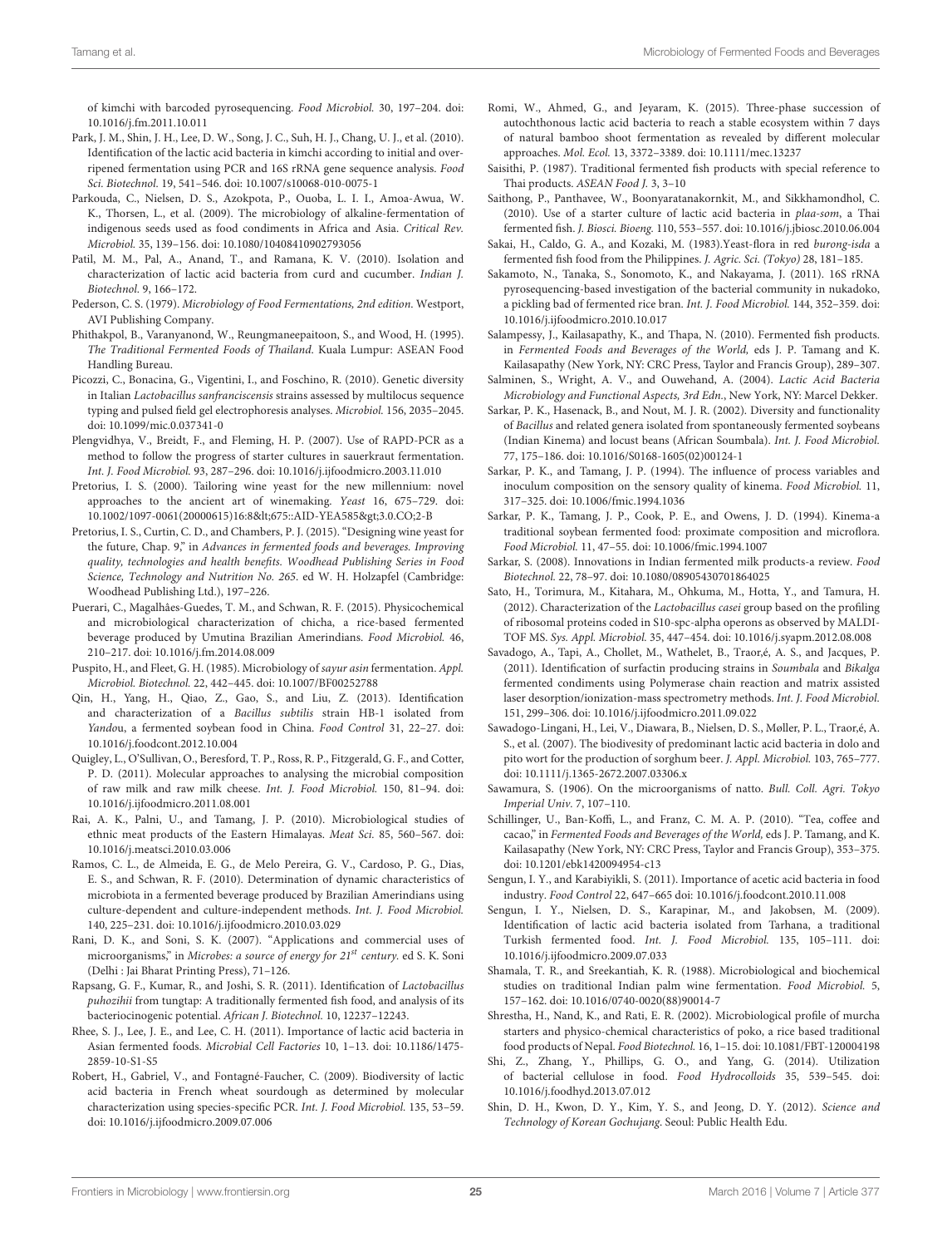of kimchi with barcoded pyrosequencing. Food Microbiol. 30, 197–204. doi: 10.1016/j.fm.2011.10.011

Park, J. M., Shin, J. H., Lee, D. W., Song, J. C., Suh, H. J., Chang, U. J., et al. (2010). Identification of the lactic acid bacteria in kimchi according to initial and over-ripened fermentation using PCR and 16S rRNA gene sequence analysis. *Food Sci. Biotechnol.* 19, 541–546. doi: 10.1007/s10068-010-0075-1

Parkouda, C., Nielsen, D. S., Azokpota, P., Ouoba, L. I. I., Amoa-Awua, W. K., Thorsen, L., et al. (2009). The microbiology of alkaline-fermentation of indigenous seeds used as food condiments in Africa and Asia. *Critical Rev. Microbiol.* 35, 139–156. doi: 10.1080/10408410902793056

Patil, M. M., Pal, A., Anand, T., and Ramana, K. V. (2010). Isolation and characterization of lactic acid bacteria from curd and cucumber. *Indian J. Biotechnol.* 9, 166–172.

Pederson, C. S. (1979). *Microbiology of Food Fermentations, 2nd edition*. Westport, AVI Publishing Company.

Phithakpol, B., Varanyanond, W., Reungmaneepaitoon, S., and Wood, H. (1995). *The Traditional Fermented Foods of Thailand*. Kuala Lumpur: ASEAN Food Handling Bureau.

Picozzi, C., Bonacina, G., Vigentini, I., and Foschino, R. (2010). Genetic diversity in Italian *Lactobacillus sanfranciscensis* strains assessed by multilocus sequence typing and pulsed field gel electrophoresis analyses. *Microbiol.* 156, 2035–2045. doi: 10.1099/mic.0.037341-0

Plengvidhya, V., Breidt, F., and Fleming, H. P. (2007). Use of RAPD-PCR as a method to follow the progress of starter cultures in sauerkraut fermentation. *Int. J. Food Microbiol.* 93, 287–296. doi: 10.1016/j.ijfoodmicro.2003.11.010

Pretorius, I. S. (2000). Tailoring wine yeast for the new millennium: novel approaches to the ancient art of winemaking. *Yeast* 16, 675–729. doi: 10.1002/1097-0061(20000615)16:8&lt;675::AID-YEA585&gt;3.0.CO;2-B

Pretorius, I. S., Curtin, C. D., and Chambers, P. J. (2015). "Designing wine yeast for the future, Chap. 9," in *Advances in fermented foods and beverages. Improving quality, technologies and health benefits. Woodhead Publishing Series in Food Science, Technology and Nutrition No. 265*. ed W. H. Holzapfel (Cambridge: Woodhead Publishing Ltd.), 197–226.

Puerari, C., Magalhâes-Guedes, T. M., and Schwan, R. F. (2015). Physicochemical and microbiological characterization of chicha, a rice-based fermented beverage produced by Umutina Brazilian Amerindians. *Food Microbiol.* 46, 210–217. doi: 10.1016/j.fm.2014.08.009

Puspito, H., and Fleet, G. H. (1985). Microbiology of *sayur asin* fermentation. *Appl. Microbiol. Biotechnol.* 22, 442–445. doi: 10.1007/BF00252788

Qin, H., Yang, H., Qiao, Z., Gao, S., and Liu, Z. (2013). Identification and characterization of a *Bacillus subtilis* strain HB-1 isolated from *Yandou*, a fermented soybean food in China. *Food Control* 31, 22–27. doi: 10.1016/j.foodcont.2012.10.004

Quigley, L., O'Sullivan, O., Beresford, T. P., Ross, R. P., Fitzgerald, G. F., and Cotter, P. D. (2011). Molecular approaches to analysing the microbial composition of raw milk and raw milk cheese. *Int. J. Food Microbiol.* 150, 81–94. doi: 10.1016/j.ijfoodmicro.2011.08.001

Rai, A. K., Palni, U., and Tamang, J. P. (2010). Microbiological studies of ethnic meat products of the Eastern Himalayas. *Meat Sci.* 85, 560–567. doi: 10.1016/j.meatsci.2010.03.006

Ramos, C. L., de Almeida, E. G., de Melo Pereira, G. V., Cardoso, P. G., Dias, E. S., and Schwan, R. F. (2010). Determination of dynamic characteristics of microbiota in a fermented beverage produced by Brazilian Amerindians using culture-dependent and culture-independent methods. *Int. J. Food Microbiol.* 140, 225–231. doi: 10.1016/j.ijfoodmicro.2010.03.029

Rani, D. K., and Soni, S. K. (2007). "Applications and commercial uses of microorganisms," in *Microbes: a source of energy for 21st century*. ed S. K. Soni (Delhi : Jai Bharat Printing Press), 71–126.

Rapsang, G. F., Kumar, R., and Joshi, S. R. (2011). Identification of *Lactobacillus puhozihii* from tungtap: A traditionally fermented fish food, and analysis of its bacteriocinogenic potential. *African J. Biotechnol.* 10, 12237–12243.

Rhee, S. J., Lee, J. E., and Lee, C. H. (2011). Importance of lactic acid bacteria in Asian fermented foods. *Microbial Cell Factories* 10, 1–13. doi: 10.1186/1475-2859-10-S1-S5

Robert, H., Gabriel, V., and Fontagné-Faucher, C. (2009). Biodiversity of lactic acid bacteria in French wheat sourdough as determined by molecular characterization using species-specific PCR. *Int. J. Food Microbiol.* 135, 53–59. doi: 10.1016/j.ijfoodmicro.2009.07.006

Romi, W., Ahmed, G., and Jeyaram, K. (2015). Three-phase succession of autochthonous lactic acid bacteria to reach a stable ecosystem within 7 days of natural bamboo shoot fermentation as revealed by different molecular approaches. *Mol. Ecol.* 13, 3372–3389. doi: 10.1111/mec.13237

Saisithi, P. (1987). Traditional fermented fish products with special reference to Thai products. *ASEAN Food J.* 3, 3–10

Saithong, P., Panthavee, W., Boonyaratanakornkit, M., and Sikkhamondhol, C. (2010). Use of a starter culture of lactic acid bacteria in *plaa-som*, a Thai fermented fish. *J. Biosci. Bioeng.* 110, 553–557. doi: 10.1016/j.jbiosc.2010.06.004

Sakai, H., Caldo, G. A., and Kozaki, M. (1983).Yeast-flora in red *burong-isda* a fermented fish food from the Philippines. *J. Agric. Sci. (Tokyo)* 28, 181–185.

Sakamoto, N., Tanaka, S., Sonomoto, K., and Nakayama, J. (2011). 16S rRNA pyrosequencing-based investigation of the bacterial community in nukadoko, a pickling bad of fermented rice bran. *Int. J. Food Microbiol.* 144, 352–359. doi: 10.1016/j.ijfoodmicro.2010.10.017

Salampessy, J., Kailasapathy, K., and Thapa, N. (2010). Fermented fish products. in *Fermented Foods and Beverages of the World,* eds J. P. Tamang and K. Kailasapathy (New York, NY: CRC Press, Taylor and Francis Group), 289–307.

Salminen, S., Wright, A. V., and Ouwehand, A. (2004). *Lactic Acid Bacteria Microbiology and Functional Aspects, 3rd Edn.*, New York, NY: Marcel Dekker.

Sarkar, P. K., Hasenack, B., and Nout, M. J. R. (2002). Diversity and functionality of *Bacillus* and related genera isolated from spontaneously fermented soybeans (Indian Kinema) and locust beans (African Soumbala). *Int. J. Food Microbiol.* 77, 175–186. doi: 10.1016/S0168-1605(02)00124-1

Sarkar, P. K., and Tamang, J. P. (1994). The influence of process variables and inoculum composition on the sensory quality of kinema. *Food Microbiol.* 11, 317–325. doi: 10.1006/fmic.1994.1036

Sarkar, P. K., Tamang, J. P., Cook, P. E., and Owens, J. D. (1994). Kinema-a traditional soybean fermented food: proximate composition and microflora. *Food Microbiol.* 11, 47–55. doi: 10.1006/fmic.1994.1007

Sarkar, S. (2008). Innovations in Indian fermented milk products-a review. *Food Biotechnol.* 22, 78–97. doi: 10.1080/08905430701864025

Sato, H., Torimura, M., Kitahara, M., Ohkuma, M., Hotta, Y., and Tamura, H. (2012). Characterization of the *Lactobacillus casei* group based on the profiling of ribosomal proteins coded in S10-spc-alpha operons as observed by MALDI-TOF MS. *Sys. Appl. Microbiol.* 35, 447–454. doi: 10.1016/j.syapm.2012.08.008

Savadogo, A., Tapi, A., Chollet, M., Wathelet, B., Traor,é, A. S., and Jacques, P. (2011). Identification of surfactin producing strains in *Soumbala* and *Bikalga* fermented condiments using Polymerase chain reaction and matrix assisted laser desorption/ionization-mass spectrometry methods. *Int. J. Food Microbiol.* 151, 299–306. doi: 10.1016/j.ijfoodmicro.2011.09.022

Sawadogo-Lingani, H., Lei, V., Diawara, B., Nielsen, D. S., Møller, P. L., Traor,é, A. S., et al. (2007). The biodivesity of predominant lactic acid bacteria in dolo and pito wort for the production of sorghum beer. *J. Appl. Microbiol.* 103, 765–777. doi: 10.1111/j.1365-2672.2007.03306.x

Sawamura, S. (1906). On the microorganisms of natto. *Bull. Coll. Agri. Tokyo Imperial Univ.* 7, 107–110.

Schillinger, U., Ban-Koffi, L., and Franz, C. M. A. P. (2010). "Tea, coffee and cacao," in *Fermented Foods and Beverages of the World*, eds J. P. Tamang, and K. Kailasapathy (New York, NY: CRC Press, Taylor and Francis Group), 353–375. doi: 10.1201/ebk1420094954-c13

Sengun, I. Y., and Karabiyikli, S. (2011). Importance of acetic acid bacteria in food industry. *Food Control* 22, 647–665 doi: 10.1016/j.foodcont.2010.11.008

Sengun, I. Y., Nielsen, D. S., Karapinar, M., and Jakobsen, M. (2009). Identification of lactic acid bacteria isolated from Tarhana, a traditional Turkish fermented food. *Int. J. Food Microbiol.* 135, 105–111. doi: 10.1016/j.ijfoodmicro.2009.07.033

Shamala, T. R., and Sreekantiah, K. R. (1988). Microbiological and biochemical studies on traditional Indian palm wine fermentation. *Food Microbiol.* 5, 157–162. doi: 10.1016/0740-0020(88)90014-7

Shrestha, H., Nand, K., and Rati, E. R. (2002). Microbiological profile of murcha starters and physico-chemical characteristics of poko, a rice based traditional food products of Nepal. *Food Biotechnol.* 16, 1–15. doi: 10.1081/FBT-120004198

Shi, Z., Zhang, Y., Phillips, G. O., and Yang, G. (2014). Utilization of bacterial cellulose in food. *Food Hydrocolloids* 35, 539–545. doi: 10.1016/j.foodhyd.2013.07.012

Shin, D. H., Kwon, D. Y., Kim, Y. S., and Jeong, D. Y. (2012). *Science and Technology of Korean Gochujang*. Seoul: Public Health Edu.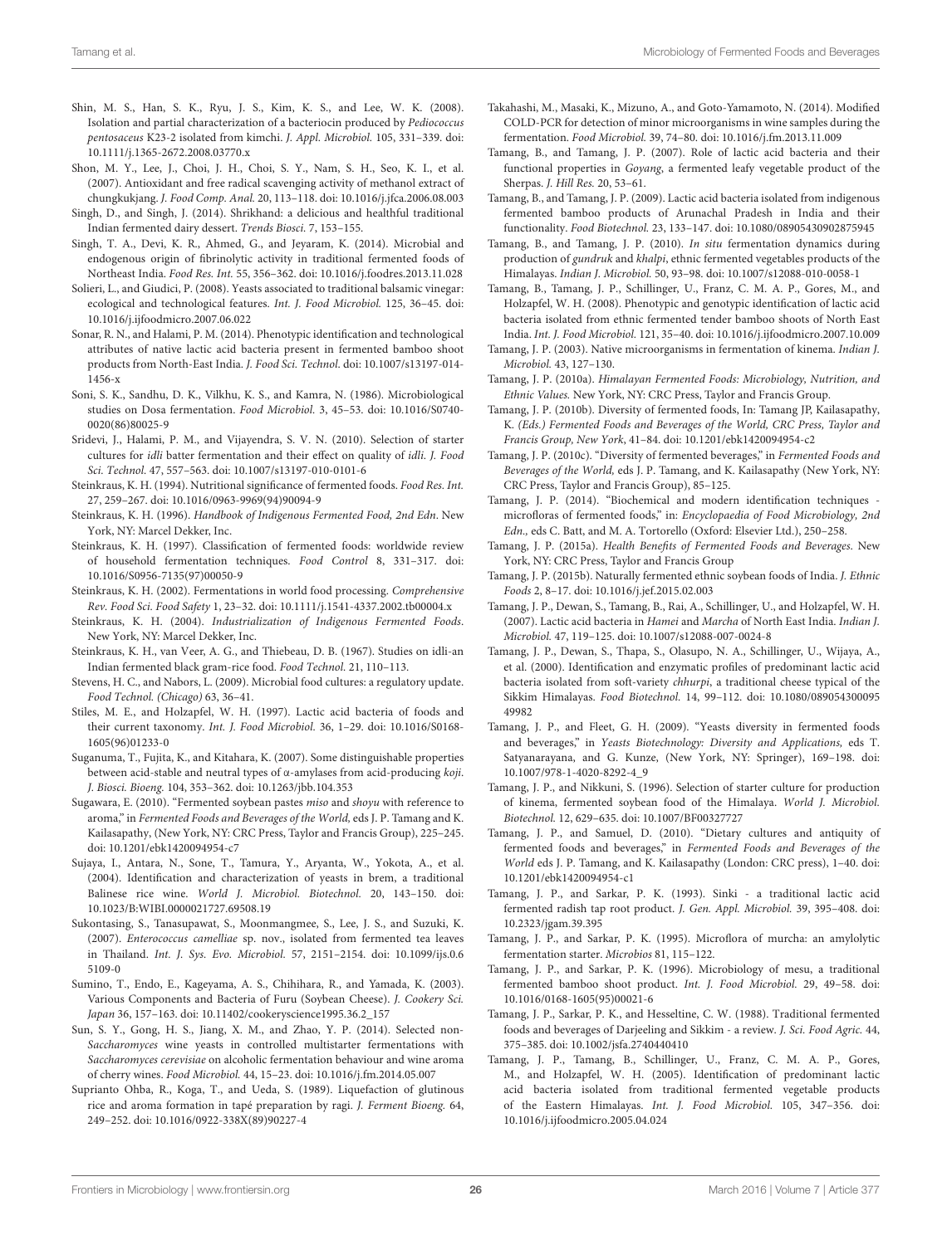Shin, M. S., Han, S. K., Ryu, J. S., Kim, K. S., and Lee, W. K. (2008). Isolation and partial characterization of a bacteriocin produced by *Pediococcus pentosaceus* K23-2 isolated from kimchi. *J. Appl. Microbiol.* 105, 331–339. doi: 10.1111/j.1365-2672.2008.03770.x

Shon, M. Y., Lee, J., Choi, J. H., Choi, S. Y., Nam, S. H., Seo, K. I., et al. (2007). Antioxidant and free radical scavenging activity of methanol extract of chungkukjang. *J. Food Comp. Anal.* 20, 113–118. doi: 10.1016/j.jfca.2006.08.003

Singh, D., and Singh, J. (2014). Shrikhand: a delicious and healthful traditional Indian fermented dairy dessert. *Trends Biosci.* 7, 153–155.

Singh, T. A., Devi, K. R., Ahmed, G., and Jeyaram, K. (2014). Microbial and endogenous origin of fibrinolytic activity in traditional fermented foods of Northeast India. *Food Res. Int.* 55, 356–362. doi: 10.1016/j.foodres.2013.11.028

Solieri, L., and Giudici, P. (2008). Yeasts associated to traditional balsamic vinegar: ecological and technological features. *Int. J. Food Microbiol.* 125, 36–45. doi: 10.1016/j.ijfoodmicro.2007.06.022

Sonar, R. N., and Halami, P. M. (2014). Phenotypic identification and technological attributes of native lactic acid bacteria present in fermented bamboo shoot products from North-East India. *J. Food Sci. Technol.* doi: 10.1007/s13197-014-1456-x

Soni, S. K., Sandhu, D. K., Vilkhu, K. S., and Kamra, N. (1986). Microbiological studies on Dosa fermentation. *Food Microbiol.* 3, 45–53. doi: 10.1016/S0740-0020(86)80025-9

Sridevi, J., Halami, P. M., and Vijayendra, S. V. N. (2010). Selection of starter cultures for *idli* batter fermentation and their effect on quality of *idli*. *J. Food Sci. Technol.* 47, 557–563. doi: 10.1007/s13197-010-0101-6

Steinkraus, K. H. (1994). Nutritional significance of fermented foods. *Food Res. Int.* 27, 259–267. doi: 10.1016/0963-9969(94)90094-9

Steinkraus, K. H. (1996). *Handbook of Indigenous Fermented Food, 2nd Edn.* New York, NY: Marcel Dekker, Inc.

Steinkraus, K. H. (1997). Classification of fermented foods: worldwide review of household fermentation techniques. *Food Control* 8, 331–317. doi: 10.1016/S0956-7135(97)00050-9

Steinkraus, K. H. (2002). Fermentations in world food processing. *Comprehensive Rev. Food Sci. Food Safety* 1, 23–32. doi: 10.1111/j.1541-4337.2002.tb00004.x

Steinkraus, K. H. (2004). *Industrialization of Indigenous Fermented Foods*. New York, NY: Marcel Dekker, Inc.

Steinkraus, K. H., van Veer, A. G., and Thiebeau, D. B. (1967). Studies on idli-an Indian fermented black gram-rice food. *Food Technol.* 21, 110–113.

Stevens, H. C., and Nabors, L. (2009). Microbial food cultures: a regulatory update. *Food Technol. (Chicago)* 63, 36–41.

Stiles, M. E., and Holzapfel, W. H. (1997). Lactic acid bacteria of foods and their current taxonomy. *Int. J. Food Microbiol.* 36, 1–29. doi: 10.1016/S0168-1605(96)01233-0

Suganuma, T., Fujita, K., and Kitahara, K. (2007). Some distinguishable properties between acid-stable and neutral types of α-amylases from acid-producing *koji*. *J. Biosci. Bioeng.* 104, 353–362. doi: 10.1263/jbb.104.353

Sugawara, E. (2010). "Fermented soybean pastes *miso* and *shoyu* with reference to aroma," in *Fermented Foods and Beverages of the World,* eds J. P. Tamang and K. Kailasapathy, (New York, NY: CRC Press, Taylor and Francis Group), 225–245. doi: 10.1201/ebk1420094954-c7

Sujaya, I., Antara, N., Sone, T., Tamura, Y., Aryanta, W., Yokota, A., et al. (2004). Identification and characterization of yeasts in brem, a traditional Balinese rice wine. *World J. Microbiol. Biotechnol.* 20, 143–150. doi: 10.1023/B:WIBI.0000021727.69508.19

Sukontasing, S., Tanasupawat, S., Moonmangmee, S., Lee, J. S., and Suzuki, K. (2007). *Enterococcus camelliae* sp. nov., isolated from fermented tea leaves in Thailand. *Int. J. Sys. Evo. Microbiol.* 57, 2151–2154. doi: 10.1099/ijs.0.65109-0

Sumino, T., Endo, E., Kageyama, A. S., Chihihara, R., and Yamada, K. (2003). Various Components and Bacteria of Furu (Soybean Cheese). *J. Cookery Sci. Japan* 36, 157–163. doi: 10.11402/cookeryscience1995.36.2_157

Sun, S. Y., Gong, H. S., Jiang, X. M., and Zhao, Y. P. (2014). Selected non-*Saccharomyces* wine yeasts in controlled multistarter fermentations with *Saccharomyces cerevisiae* on alcoholic fermentation behaviour and wine aroma of cherry wines. *Food Microbiol.* 44, 15–23. doi: 10.1016/j.fm.2014.05.007

Suprianto Ohba, R., Koga, T., and Ueda, S. (1989). Liquefaction of glutinous rice and aroma formation in tapé preparation by ragi. *J. Ferment Bioeng.* 64, 249–252. doi: 10.1016/0922-338X(89)90227-4

Takahashi, M., Masaki, K., Mizuno, A., and Goto-Yamamoto, N. (2014). Modified COLD-PCR for detection of minor microorganisms in wine samples during the fermentation. *Food Microbiol.* 39, 74–80. doi: 10.1016/j.fm.2013.11.009

Tamang, B., and Tamang, J. P. (2007). Role of lactic acid bacteria and their functional properties in *Goyang*, a fermented leafy vegetable product of the Sherpas. *J. Hill Res.* 20, 53–61.

Tamang, B., and Tamang, J. P. (2009). Lactic acid bacteria isolated from indigenous fermented bamboo products of Arunachal Pradesh in India and their functionality. *Food Biotechnol.* 23, 133–147. doi: 10.1080/08905430902875945

Tamang, B., and Tamang, J. P. (2010). *In situ* fermentation dynamics during production of *gundruk* and *khalpi*, ethnic fermented vegetables products of the Himalayas. *Indian J. Microbiol.* 50, 93–98. doi: 10.1007/s12088-010-0058-1

Tamang, B., Tamang, J. P., Schillinger, U., Franz, C. M. A. P., Gores, M., and Holzapfel, W. H. (2008). Phenotypic and genotypic identification of lactic acid bacteria isolated from ethnic fermented tender bamboo shoots of North East India. *Int. J. Food Microbiol.* 121, 35–40. doi: 10.1016/j.ijfoodmicro.2007.10.009

Tamang, J. P. (2003). Native microorganisms in fermentation of kinema. *Indian J. Microbiol.* 43, 127–130.

Tamang, J. P. (2010a). *Himalayan Fermented Foods: Microbiology, Nutrition, and Ethnic Values.* New York, NY: CRC Press, Taylor and Francis Group.

Tamang, J. P. (2010b). Diversity of fermented foods, In: Tamang JP, Kailasapathy, K. *(Eds.) Fermented Foods and Beverages of the World, CRC Press, Taylor and Francis Group, New York*, 41–84. doi: 10.1201/ebk1420094954-c2

Tamang, J. P. (2010c). "Diversity of fermented beverages," in *Fermented Foods and Beverages of the World,* eds J. P. Tamang, and K. Kailasapathy (New York, NY: CRC Press, Taylor and Francis Group), 85–125.

Tamang, J. P. (2014). "Biochemical and modern identification techniques - microfloras of fermented foods," in: *Encyclopaedia of Food Microbiology, 2nd Edn.*, eds C. Batt, and M. A. Tortorello (Oxford: Elsevier Ltd.), 250–258.

Tamang, J. P. (2015a). *Health Benefits of Fermented Foods and Beverages*. New York, NY: CRC Press, Taylor and Francis Group

Tamang, J. P. (2015b). Naturally fermented ethnic soybean foods of India. *J. Ethnic Foods* 2, 8–17. doi: 10.1016/j.jef.2015.02.003

Tamang, J. P., Dewan, S., Tamang, B., Rai, A., Schillinger, U., and Holzapfel, W. H. (2007). Lactic acid bacteria in *Hamei* and *Marcha* of North East India. *Indian J. Microbiol.* 47, 119–125. doi: 10.1007/s12088-007-0024-8

Tamang, J. P., Dewan, S., Thapa, S., Olasupo, N. A., Schillinger, U., Wijaya, A., et al. (2000). Identification and enzymatic profiles of predominant lactic acid bacteria isolated from soft-variety *chhurpi*, a traditional cheese typical of the Sikkim Himalayas. *Food Biotechnol.* 14, 99–112. doi: 10.1080/08905430009549982

Tamang, J. P., and Fleet, G. H. (2009). "Yeasts diversity in fermented foods and beverages," in *Yeasts Biotechnology: Diversity and Applications,* eds T. Satyanarayana, and G. Kunze, (New York, NY: Springer), 169–198. doi: 10.1007/978-1-4020-8292-4_9

Tamang, J. P., and Nikkuni, S. (1996). Selection of starter culture for production of kinema, fermented soybean food of the Himalaya. *World J. Microbiol. Biotechnol.* 12, 629–635. doi: 10.1007/BF00327727

Tamang, J. P., and Samuel, D. (2010). "Dietary cultures and antiquity of fermented foods and beverages," in *Fermented Foods and Beverages of the World* eds J. P. Tamang, and K. Kailasapathy (London: CRC press), 1–40. doi: 10.1201/ebk1420094954-c1

Tamang, J. P., and Sarkar, P. K. (1993). Sinki - a traditional lactic acid fermented radish tap root product. *J. Gen. Appl. Microbiol.* 39, 395–408. doi: 10.2323/jgam.39.395

Tamang, J. P., and Sarkar, P. K. (1995). Microflora of murcha: an amylolytic fermentation starter. *Microbios* 81, 115–122.

Tamang, J. P., and Sarkar, P. K. (1996). Microbiology of mesu, a traditional fermented bamboo shoot product. *Int. J. Food Microbiol.* 29, 49–58. doi: 10.1016/0168-1605(95)00021-6

Tamang, J. P., Sarkar, P. K., and Hesseltine, C. W. (1988). Traditional fermented foods and beverages of Darjeeling and Sikkim - a review. *J. Sci. Food Agric.* 44, 375–385. doi: 10.1002/jsfa.2740440410

Tamang, J. P., Tamang, B., Schillinger, U., Franz, C. M. A. P., Gores, M., and Holzapfel, W. H. (2005). Identification of predominant lactic acid bacteria isolated from traditional fermented vegetable products of the Eastern Himalayas. *Int. J. Food Microbiol.* 105, 347–356. doi: 10.1016/j.ijfoodmicro.2005.04.024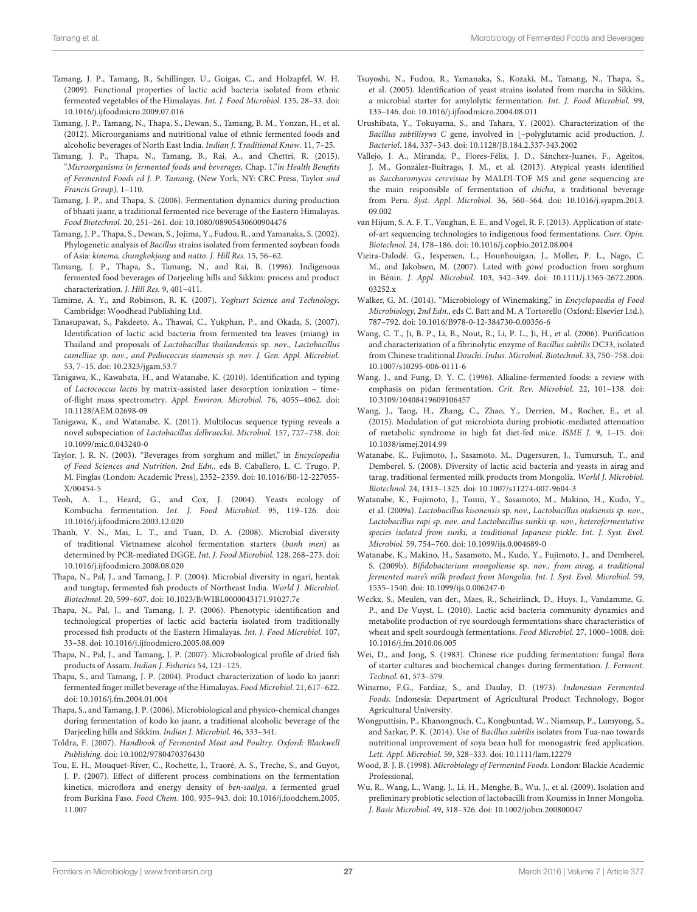Tamang, J. P., Tamang, B., Schillinger, U., Guigas, C., and Holzapfel, W. H. (2009). Functional properties of lactic acid bacteria isolated from ethnic fermented vegetables of the Himalayas. *Int. J. Food Microbiol.* 135, 28–33. doi: 10.1016/j.ijfoodmicro.2009.07.016

Tamang, J. P., Tamang, N., Thapa, S., Dewan, S., Tamang, B. M., Yonzan, H., et al. (2012). Microorganisms and nutritional value of ethnic fermented foods and alcoholic beverages of North East India. *Indian J. Traditional Know.* 11, 7–25.

Tamang, J. P., Thapa, N., Tamang, B., Rai, A., and Chettri, R. (2015). "*Microorganisms in fermented foods and beverages,* Chap. 1,"*in Health Benefits of Fermented Foods ed J. P. Tamang,* (New York, NY: CRC Press, Taylor *and Francis Group),* 1–110.

Tamang, J. P., and Thapa, S. (2006). Fermentation dynamics during production of bhaati jaanr, a traditional fermented rice beverage of the Eastern Himalayas. *Food Biotechnol.* 20, 251–261. doi: 10.1080/08905430600904476

Tamang, J. P., Thapa, S., Dewan, S., Jojima, Y., Fudou, R., and Yamanaka, S. (2002). Phylogenetic analysis of *Bacillus* strains isolated from fermented soybean foods of Asia: *kinema, chungkokjang* and *natto*. *J. Hill Res.* 15, 56–62.

Tamang, J. P., Thapa, S., Tamang, N., and Rai, B. (1996). Indigenous fermented food beverages of Darjeeling hills and Sikkim: process and product characterization. *J. Hill Res.* 9, 401–411.

Tamime, A. Y., and Robinson, R. K. (2007). *Yoghurt Science and Technology*. Cambridge: Woodhead Publishing Ltd.

Tanasupawat, S., Pakdeeto, A., Thawai, C., Yukphan, P., and Okada, S. (2007). Identification of lactic acid bacteria from fermented tea leaves (miang) in Thailand and proposals of *Lactobacillus thailandensis* sp. *nov., Lactobacillus camelliae sp. nov., and Pediococcus siamensis sp. nov. J. Gen. Appl. Microbiol.* 53, 7–15. doi: 10.2323/jgam.53.7

Tanigawa, K., Kawabata, H., and Watanabe, K. (2010). Identification and typing of *Lactococcus lactis* by matrix-assisted laser desorption ionization – time-of-flight mass spectrometry. *Appl. Environ. Microbiol.* 76, 4055–4062. doi: 10.1128/AEM.02698-09

Tanigawa, K., and Watanabe, K. (2011). Multilocus sequence typing reveals a novel subspeciation of *Lactobacillus delbrueckii*. *Microbiol.* 157, 727–738. doi: 10.1099/mic.0.043240-0

Taylor, J. R. N. (2003). "Beverages from sorghum and millet," in *Encyclopedia of Food Sciences and Nutrition, 2nd Edn.,* eds B. Caballero, L. C. Trugo, P. M. Finglas (London: Academic Press), 2352–2359. doi: 10.1016/B0-12-227055-X/00454-5

Teoh, A. L., Heard, G., and Cox, J. (2004). Yeasts ecology of Kombucha fermentation. *Int. J. Food Microbiol.* 95, 119–126. doi: 10.1016/j.ijfoodmicro.2003.12.020

Thanh, V. N., Mai, L. T., and Tuan, D. A. (2008). Microbial diversity of traditional Vietnamese alcohol fermentation starters (*banh men*) as determined by PCR-mediated DGGE. *Int. J. Food Microbiol.* 128, 268–273. doi: 10.1016/j.ijfoodmicro.2008.08.020

Thapa, N., Pal, J., and Tamang, J. P. (2004). Microbial diversity in ngari, hentak and tungtap, fermented fish products of Northeast India. *World J. Microbiol. Biotechnol.* 20, 599–607. doi: 10.1023/B:WIBI.0000043171.91027.7e

Thapa, N., Pal, J., and Tamang, J. P. (2006). Phenotypic identification and technological properties of lactic acid bacteria isolated from traditionally processed fish products of the Eastern Himalayas. *Int. J. Food Microbiol.* 107, 33–38. doi: 10.1016/j.ijfoodmicro.2005.08.009

Thapa, N., Pal, J., and Tamang, J. P. (2007). Microbiological profile of dried fish products of Assam. *Indian J. Fisheries* 54, 121–125.

Thapa, S., and Tamang, J. P. (2004). Product characterization of kodo ko jaanr: fermented finger millet beverage of the Himalayas. *Food Microbiol.* 21, 617–622. doi: 10.1016/j.fm.2004.01.004

Thapa, S., and Tamang, J. P. (2006). Microbiological and physico-chemical changes during fermentation of kodo ko jaanr, a traditional alcoholic beverage of the Darjeeling hills and Sikkim. *Indian J. Microbiol.* 46, 333–341.

Toldra, F. (2007). *Handbook of Fermented Meat and Poultry*. *Oxford: Blackwell Publishing.* doi: 10.1002/9780470376430

Tou, E. H., Mouquet-River, C., Rochette, I., Traoré, A. S., Treche, S., and Guyot, J. P. (2007). Effect of different process combinations on the fermentation kinetics, microflora and energy density of *ben-saalga*, a fermented gruel from Burkina Faso. *Food Chem.* 100, 935–943. doi: 10.1016/j.foodchem.2005.11.007

Tsuyoshi, N., Fudou, R., Yamanaka, S., Kozaki, M., Tamang, N., Thapa, S., et al. (2005). Identification of yeast strains isolated from marcha in Sikkim, a microbial starter for amylolytic fermentation. *Int. J. Food Microbiol.* 99, 135–146. doi: 10.1016/j.ijfoodmicro.2004.08.011

Urushibata, Y., Tokuyama, S., and Tahara, Y. (2002). Characterization of the *Bacillus subtilisyws C* gene, involved in ⌊-polyglutamic acid production. *J. Bacteriol.* 184, 337–343. doi: 10.1128/JB.184.2.337-343.2002

Vallejo, J. A., Miranda, P., Flores-Félix, J. D., Sánchez-Juanes, F., Ageitos, J. M., González-Buitrago, J. M., et al. (2013). Atypical yeasts identified as *Saccharomyces cerevisiae* by MALDI-TOF MS and gene sequencing are the main responsible of fermentation of *chicha*, a traditional beverage from Peru. *Syst. Appl. Microbiol.* 36, 560–564. doi: 10.1016/j.syapm.2013.09.002

van Hijum, S. A. F. T., Vaughan, E. E., and Vogel, R. F. (2013). Application of state-of-art sequencing technologies to indigenous food fermentations. *Curr. Opin. Biotechnol.* 24, 178–186. doi: 10.1016/j.copbio.2012.08.004

Vieira-Dalodé. G., Jespersen, L., Hounhouigan, J., Moller, P. L., Nago, C. M., and Jakobsen, M. (2007). Lated with *gowé* production from sorghum in Bénin. *J. Appl. Microbiol.* 103, 342–349. doi: 10.1111/j.1365-2672.2006.03252.x

Walker, G. M. (2014). "Microbiology of Winemaking," in *Encyclopaedia of Food Microbiology, 2nd Edn*., eds C. Batt and M. A Tortorello (Oxford: Elsevier Ltd.), 787–792. doi: 10.1016/B978-0-12-384730-0.00356-6

Wang, C. T., Ji, B. P., Li, B., Nout, R., Li, P. L., Ji, H., et al. (2006). Purification and characterization of a fibrinolytic enzyme of *Bacillus subtilis* DC33, isolated from Chinese traditional *Douchi*. *Indus. Microbiol. Biotechnol.* 33, 750–758. doi: 10.1007/s10295-006-0111-6

Wang, J., and Fung, D. Y. C. (1996). Alkaline-fermented foods: a review with emphasis on pidan fermentation. *Crit. Rev. Microbiol.* 22, 101–138. doi: 10.3109/10408419609106457

Wang, J., Tang, H., Zhang, C., Zhao, Y., Derrien, M., Rocher, E., et al. (2015). Modulation of gut microbiota during probiotic-mediated attenuation of metabolic syndrome in high fat diet-fed mice. *ISME J.* 9, 1–15. doi: 10.1038/ismej.2014.99

Watanabe, K., Fujimoto, J., Sasamoto, M., Dugersuren, J., Tumursuh, T., and Demberel, S. (2008). Diversity of lactic acid bacteria and yeasts in airag and tarag, traditional fermented milk products from Mongolia. *World J. Microbiol. Biotechnol.* 24, 1313–1325. doi: 10.1007/s11274-007-9604-3

Watanabe, K., Fujimoto, J., Tomii, Y., Sasamoto, M., Makino, H., Kudo, Y., et al. (2009a). *Lactobacillus kisonensis* sp. *nov., Lactobacillus otakiensis sp. nov., Lactobacillus rapi sp. nov. and Lactobacillus sunkii sp. nov., heterofermentative species isolated from sunki, a traditional Japanese pickle. Int. J. Syst. Evol. Microbiol.* 59, 754–760. doi: 10.1099/ijs.0.004689-0

Watanabe, K., Makino, H., Sasamoto, M., Kudo, Y., Fujimoto, J., and Demberel, S. (2009b). *Bifidobacterium mongoliense* sp. *nov., from airag, a traditional fermented mare's milk product from Mongolia. Int. J. Syst. Evol. Microbiol.* 59, 1535–1540. doi: 10.1099/ijs.0.006247-0

Weckx, S., Meulen, van der., Maes, R., Scheirlinck, D., Huys, I., Vandamme, G. P., and De Vuyst, L. (2010). Lactic acid bacteria community dynamics and metabolite production of rye sourdough fermentations share characteristics of wheat and spelt sourdough fermentations. *Food Microbiol.* 27, 1000–1008. doi: 10.1016/j.fm.2010.06.005

Wei, D., and Jong, S. (1983). Chinese rice pudding fermentation: fungal flora of starter cultures and biochemical changes during fermentation. *J. Ferment. Technol.* 61, 573–579.

Winarno, F.G., Fardiaz, S., and Daulay, D. (1973). *Indonesian Fermented Foods*. Indonesia: Department of Agricultural Product Technology, Bogor Agricultural University.

Wongputtisin, P., Khanongnuch, C., Kongbuntad, W., Niamsup, P., Lumyong, S., and Sarkar, P. K. (2014). Use of *Bacillus subtilis* isolates from Tua-nao towards nutritional improvement of soya bean hull for monogastric feed application. *Lett. Appl. Microbiol.* 59, 328–333. doi: 10.1111/lam.12279

Wood, B. J. B. (1998). *Microbiology of Fermented Foods*. London: Blackie Academic Professional,

Wu, R., Wang, L., Wang, J., Li, H., Menghe, B., Wu, J., et al. (2009). Isolation and preliminary probiotic selection of lactobacilli from Koumiss in Inner Mongolia. *J. Basic Microbiol.* 49, 318–326. doi: 10.1002/jobm.200800047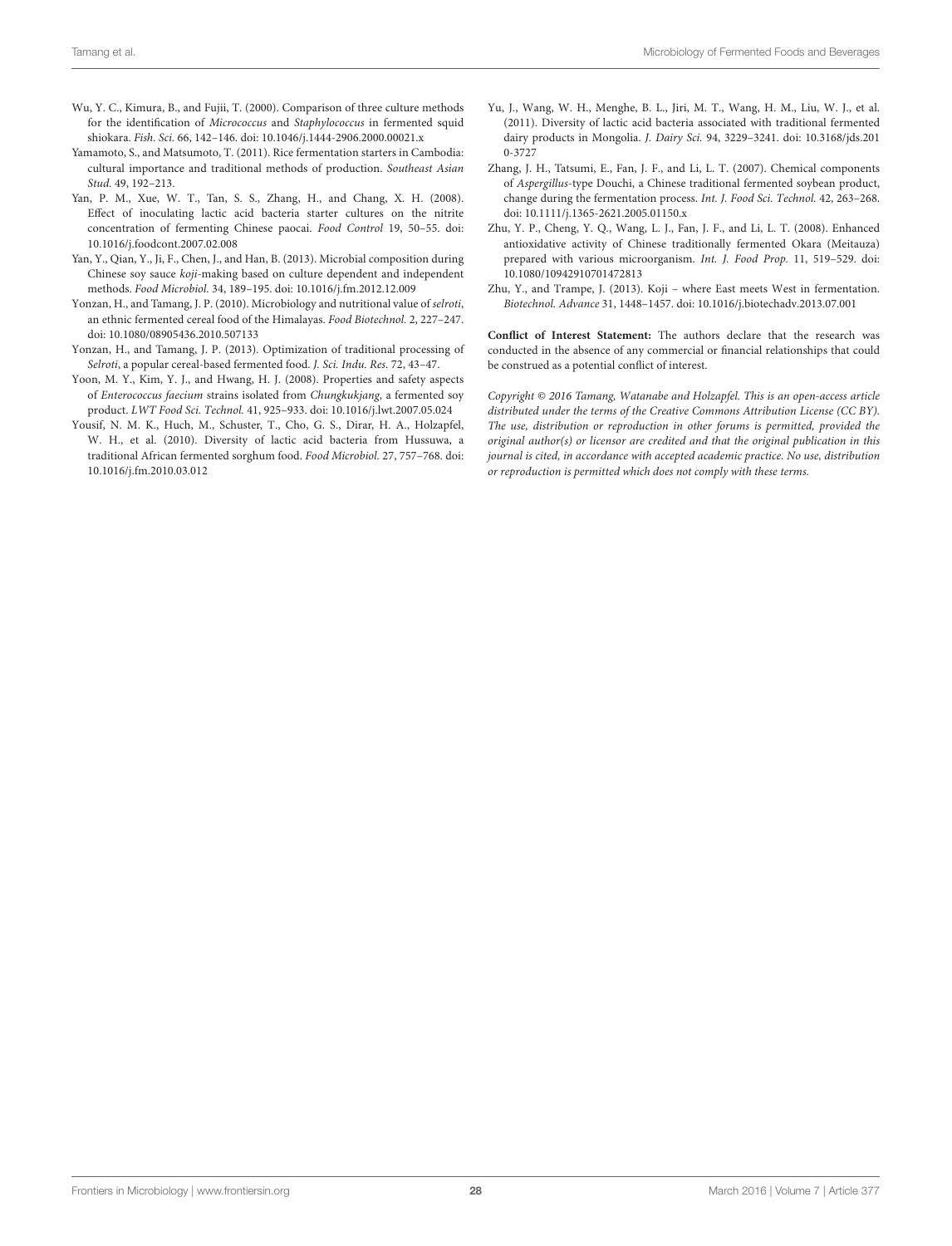Wu, Y. C., Kimura, B., and Fujii, T. (2000). Comparison of three culture methods for the identification of *Micrococcus* and *Staphylococcus* in fermented squid shiokara. *Fish. Sci.* 66, 142–146. doi: 10.1046/j.1444-2906.2000.00021.x

Yamamoto, S., and Matsumoto, T. (2011). Rice fermentation starters in Cambodia: cultural importance and traditional methods of production. *Southeast Asian Stud.* 49, 192–213.

Yan, P. M., Xue, W. T., Tan, S. S., Zhang, H., and Chang, X. H. (2008). Effect of inoculating lactic acid bacteria starter cultures on the nitrite concentration of fermenting Chinese paocai. *Food Control* 19, 50–55. doi: 10.1016/j.foodcont.2007.02.008

Yan, Y., Qian, Y., Ji, F., Chen, J., and Han, B. (2013). Microbial composition during Chinese soy sauce *koji*-making based on culture dependent and independent methods. *Food Microbiol.* 34, 189–195. doi: 10.1016/j.fm.2012.12.009

Yonzan, H., and Tamang, J. P. (2010). Microbiology and nutritional value of *selroti*, an ethnic fermented cereal food of the Himalayas. *Food Biotechnol.* 2, 227–247. doi: 10.1080/08905436.2010.507133

Yonzan, H., and Tamang, J. P. (2013). Optimization of traditional processing of *Selroti*, a popular cereal-based fermented food. *J. Sci. Indu. Res.* 72, 43–47.

Yoon, M. Y., Kim, Y. J., and Hwang, H. J. (2008). Properties and safety aspects of *Enterococcus faecium* strains isolated from *Chungkukjang*, a fermented soy product. *LWT Food Sci. Technol.* 41, 925–933. doi: 10.1016/j.lwt.2007.05.024

Yousif, N. M. K., Huch, M., Schuster, T., Cho, G. S., Dirar, H. A., Holzapfel, W. H., et al. (2010). Diversity of lactic acid bacteria from Hussuwa, a traditional African fermented sorghum food. *Food Microbiol.* 27, 757–768. doi: 10.1016/j.fm.2010.03.012

Yu, J., Wang, W. H., Menghe, B. L., Jiri, M. T., Wang, H. M., Liu, W. J., et al. (2011). Diversity of lactic acid bacteria associated with traditional fermented dairy products in Mongolia. *J. Dairy Sci.* 94, 3229–3241. doi: 10.3168/jds.2010-3727

Zhang, J. H., Tatsumi, E., Fan, J. F., and Li, L. T. (2007). Chemical components of *Aspergillus*-type Douchi, a Chinese traditional fermented soybean product, change during the fermentation process. *Int. J. Food Sci. Technol.* 42, 263–268. doi: 10.1111/j.1365-2621.2005.01150.x

Zhu, Y. P., Cheng, Y. Q., Wang, L. J., Fan, J. F., and Li, L. T. (2008). Enhanced antioxidative activity of Chinese traditionally fermented Okara (Meitauza) prepared with various microorganism. *Int. J. Food Prop.* 11, 519–529. doi: 10.1080/10942910701472813

Zhu, Y., and Trampe, J. (2013). Koji – where East meets West in fermentation. *Biotechnol. Advance* 31, 1448–1457. doi: 10.1016/j.biotechadv.2013.07.001

**Conflict of Interest Statement:** The authors declare that the research was conducted in the absence of any commercial or financial relationships that could be construed as a potential conflict of interest.

*Copyright © 2016 Tamang, Watanabe and Holzapfel. This is an open-access article distributed under the terms of the Creative Commons Attribution License (CC BY). The use, distribution or reproduction in other forums is permitted, provided the original author(s) or licensor are credited and that the original publication in this journal is cited, in accordance with accepted academic practice. No use, distribution or reproduction is permitted which does not comply with these terms.*